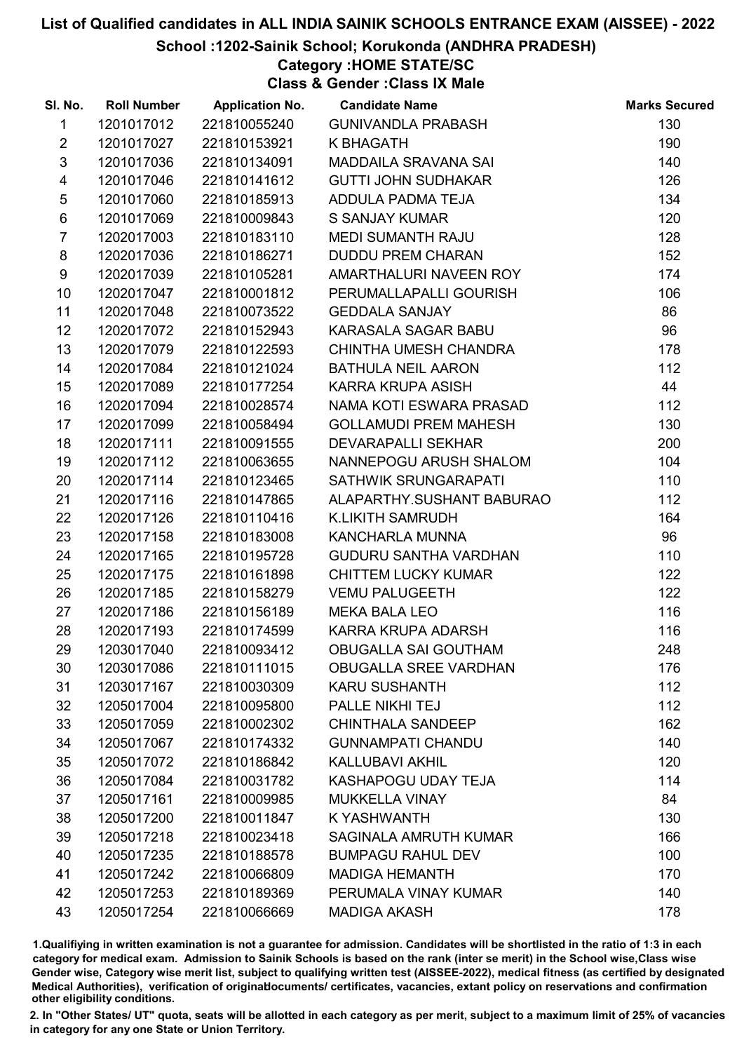# List of Qualified candidates in ALL INDIA SAINIK SCHOOLS ENTRANCE EXAM (AISSEE) - 2022

## School :1202-Sainik School; Korukonda (ANDHRA PRADESH)

### Category :HOME STATE/SC

### Class & Gender :Class IX Male

| Sl. No. | Roll Number | Application No. | Candidate Name | Marks Secured |
|---|---|---|---|---|
| 1 | 1201017012 | 221810055240 | GUNIVANDLA PRABASH | 130 |
| 2 | 1201017027 | 221810153921 | K BHAGATH | 190 |
| 3 | 1201017036 | 221810134091 | MADDAILA SRAVANA SAI | 140 |
| 4 | 1201017046 | 221810141612 | GUTTI JOHN SUDHAKAR | 126 |
| 5 | 1201017060 | 221810185913 | ADDULA PADMA TEJA | 134 |
| 6 | 1201017069 | 221810009843 | S SANJAY KUMAR | 120 |
| 7 | 1202017003 | 221810183110 | MEDI SUMANTH RAJU | 128 |
| 8 | 1202017036 | 221810186271 | DUDDU PREM CHARAN | 152 |
| 9 | 1202017039 | 221810105281 | AMARTHALURI NAVEEN ROY | 174 |
| 10 | 1202017047 | 221810001812 | PERUMALLAPALLI GOURISH | 106 |
| 11 | 1202017048 | 221810073522 | GEDDALA SANJAY | 86 |
| 12 | 1202017072 | 221810152943 | KARASALA SAGAR BABU | 96 |
| 13 | 1202017079 | 221810122593 | CHINTHA UMESH CHANDRA | 178 |
| 14 | 1202017084 | 221810121024 | BATHULA NEIL AARON | 112 |
| 15 | 1202017089 | 221810177254 | KARRA KRUPA ASISH | 44 |
| 16 | 1202017094 | 221810028574 | NAMA KOTI ESWARA PRASAD | 112 |
| 17 | 1202017099 | 221810058494 | GOLLAMUDI PREM MAHESH | 130 |
| 18 | 1202017111 | 221810091555 | DEVARAPALLI SEKHAR | 200 |
| 19 | 1202017112 | 221810063655 | NANNEPOGU ARUSH SHALOM | 104 |
| 20 | 1202017114 | 221810123465 | SATHWIK SRUNGARAPATI | 110 |
| 21 | 1202017116 | 221810147865 | ALAPARTHY.SUSHANT BABURAO | 112 |
| 22 | 1202017126 | 221810110416 | K.LIKITH SAMRUDH | 164 |
| 23 | 1202017158 | 221810183008 | KANCHARLA MUNNA | 96 |
| 24 | 1202017165 | 221810195728 | GUDURU SANTHA VARDHAN | 110 |
| 25 | 1202017175 | 221810161898 | CHITTEM LUCKY KUMAR | 122 |
| 26 | 1202017185 | 221810158279 | VEMU PALUGEETH | 122 |
| 27 | 1202017186 | 221810156189 | MEKA BALA LEO | 116 |
| 28 | 1202017193 | 221810174599 | KARRA KRUPA ADARSH | 116 |
| 29 | 1203017040 | 221810093412 | OBUGALLA SAI GOUTHAM | 248 |
| 30 | 1203017086 | 221810111015 | OBUGALLA SREE VARDHAN | 176 |
| 31 | 1203017167 | 221810030309 | KARU SUSHANTH | 112 |
| 32 | 1205017004 | 221810095800 | PALLE NIKHI TEJ | 112 |
| 33 | 1205017059 | 221810002302 | CHINTHALA SANDEEP | 162 |
| 34 | 1205017067 | 221810174332 | GUNNAMPATI CHANDU | 140 |
| 35 | 1205017072 | 221810186842 | KALLUBAVI AKHIL | 120 |
| 36 | 1205017084 | 221810031782 | KASHAPOGU UDAY TEJA | 114 |
| 37 | 1205017161 | 221810009985 | MUKKELLA VINAY | 84 |
| 38 | 1205017200 | 221810011847 | K YASHWANTH | 130 |
| 39 | 1205017218 | 221810023418 | SAGINALA AMRUTH KUMAR | 166 |
| 40 | 1205017235 | 221810188578 | BUMPAGU RAHUL DEV | 100 |
| 41 | 1205017242 | 221810066809 | MADIGA HEMANTH | 170 |
| 42 | 1205017253 | 221810189369 | PERUMALA VINAY KUMAR | 140 |
| 43 | 1205017254 | 221810066669 | MADIGA AKASH | 178 |

1.Qualifiying in written examination is not a guarantee for admission. Candidates will be shortlisted in the ratio of 1:3 in each category for medical exam. Admission to Sainik Schools is based on the rank (inter se merit) in the School wise,Class wise Gender wise, Category wise merit list, subject to qualifying written test (AISSEE-2022), medical fitness (as certified by designated Medical Authorities), verification of originaldocuments/ certificates, vacancies, extant policy on reservations and confirmation other eligibility conditions.

2. In "Other States/ UT" quota, seats will be allotted in each category as per merit, subject to a maximum limit of 25% of vacancies in category for any one State or Union Territory.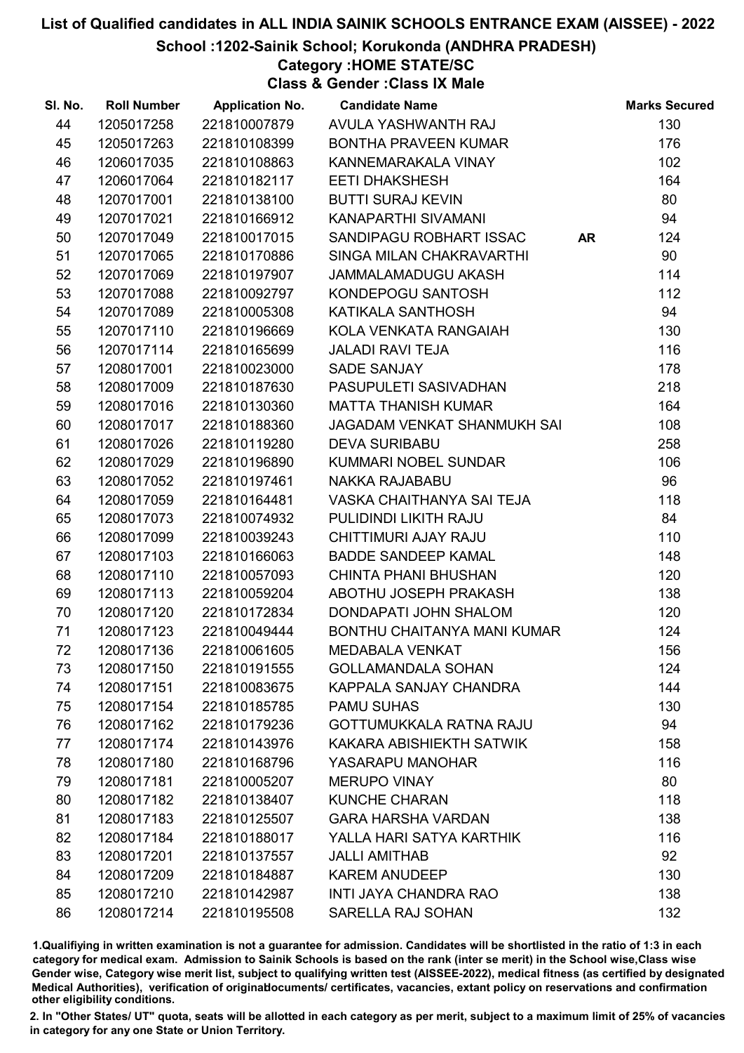# List of Qualified candidates in ALL INDIA SAINIK SCHOOLS ENTRANCE EXAM (AISSEE) - 2022

## School :1202-Sainik School; Korukonda (ANDHRA PRADESH)

### Category :HOME STATE/SC

### Class & Gender :Class IX Male

| Sl. No. | Roll Number | Application No. | Candidate Name | | Marks Secured |
|---|---|---|---|---|---|
| 44 | 1205017258 | 221810007879 | AVULA YASHWANTH RAJ | | 130 |
| 45 | 1205017263 | 221810108399 | BONTHA PRAVEEN KUMAR | | 176 |
| 46 | 1206017035 | 221810108863 | KANNEMARAKALA VINAY | | 102 |
| 47 | 1206017064 | 221810182117 | EETI DHAKSHESH | | 164 |
| 48 | 1207017001 | 221810138100 | BUTTI SURAJ KEVIN | | 80 |
| 49 | 1207017021 | 221810166912 | KANAPARTHI SIVAMANI | | 94 |
| 50 | 1207017049 | 221810017015 | SANDIPAGU ROBHART ISSAC | **AR** | 124 |
| 51 | 1207017065 | 221810170886 | SINGA MILAN CHAKRAVARTHI | | 90 |
| 52 | 1207017069 | 221810197907 | JAMMALAMADUGU AKASH | | 114 |
| 53 | 1207017088 | 221810092797 | KONDEPOGU SANTOSH | | 112 |
| 54 | 1207017089 | 221810005308 | KATIKALA SANTHOSH | | 94 |
| 55 | 1207017110 | 221810196669 | KOLA VENKATA RANGAIAH | | 130 |
| 56 | 1207017114 | 221810165699 | JALADI RAVI TEJA | | 116 |
| 57 | 1208017001 | 221810023000 | SADE SANJAY | | 178 |
| 58 | 1208017009 | 221810187630 | PASUPULETI SASIVADHAN | | 218 |
| 59 | 1208017016 | 221810130360 | MATTA THANISH KUMAR | | 164 |
| 60 | 1208017017 | 221810188360 | JAGADAM VENKAT SHANMUKH SAI | | 108 |
| 61 | 1208017026 | 221810119280 | DEVA SURIBABU | | 258 |
| 62 | 1208017029 | 221810196890 | KUMMARI NOBEL SUNDAR | | 106 |
| 63 | 1208017052 | 221810197461 | NAKKA RAJABABU | | 96 |
| 64 | 1208017059 | 221810164481 | VASKA CHAITHANYA SAI TEJA | | 118 |
| 65 | 1208017073 | 221810074932 | PULIDINDI LIKITH RAJU | | 84 |
| 66 | 1208017099 | 221810039243 | CHITTIMURI AJAY RAJU | | 110 |
| 67 | 1208017103 | 221810166063 | BADDE SANDEEP KAMAL | | 148 |
| 68 | 1208017110 | 221810057093 | CHINTA PHANI BHUSHAN | | 120 |
| 69 | 1208017113 | 221810059204 | ABOTHU JOSEPH PRAKASH | | 138 |
| 70 | 1208017120 | 221810172834 | DONDAPATI JOHN SHALOM | | 120 |
| 71 | 1208017123 | 221810049444 | BONTHU CHAITANYA MANI KUMAR | | 124 |
| 72 | 1208017136 | 221810061605 | MEDABALA VENKAT | | 156 |
| 73 | 1208017150 | 221810191555 | GOLLAMANDALA SOHAN | | 124 |
| 74 | 1208017151 | 221810083675 | KAPPALA SANJAY CHANDRA | | 144 |
| 75 | 1208017154 | 221810185785 | PAMU SUHAS | | 130 |
| 76 | 1208017162 | 221810179236 | GOTTUMUKKALA RATNA RAJU | | 94 |
| 77 | 1208017174 | 221810143976 | KAKARA ABISHIEKTH SATWIK | | 158 |
| 78 | 1208017180 | 221810168796 | YASARAPU MANOHAR | | 116 |
| 79 | 1208017181 | 221810005207 | MERUPO VINAY | | 80 |
| 80 | 1208017182 | 221810138407 | KUNCHE CHARAN | | 118 |
| 81 | 1208017183 | 221810125507 | GARA HARSHA VARDAN | | 138 |
| 82 | 1208017184 | 221810188017 | YALLA HARI SATYA KARTHIK | | 116 |
| 83 | 1208017201 | 221810137557 | JALLI AMITHAB | | 92 |
| 84 | 1208017209 | 221810184887 | KAREM ANUDEEP | | 130 |
| 85 | 1208017210 | 221810142987 | INTI JAYA CHANDRA RAO | | 138 |
| 86 | 1208017214 | 221810195508 | SARELLA RAJ SOHAN | | 132 |

1.Qualifiying in written examination is not a guarantee for admission. Candidates will be shortlisted in the ratio of 1:3 in each category for medical exam. Admission to Sainik Schools is based on the rank (inter se merit) in the School wise,Class wise Gender wise, Category wise merit list, subject to qualifying written test (AISSEE-2022), medical fitness (as certified by designated Medical Authorities), verification of originaldocuments/ certificates, vacancies, extant policy on reservations and confirmation other eligibility conditions.

2. In "Other States/ UT" quota, seats will be allotted in each category as per merit, subject to a maximum limit of 25% of vacancies in category for any one State or Union Territory.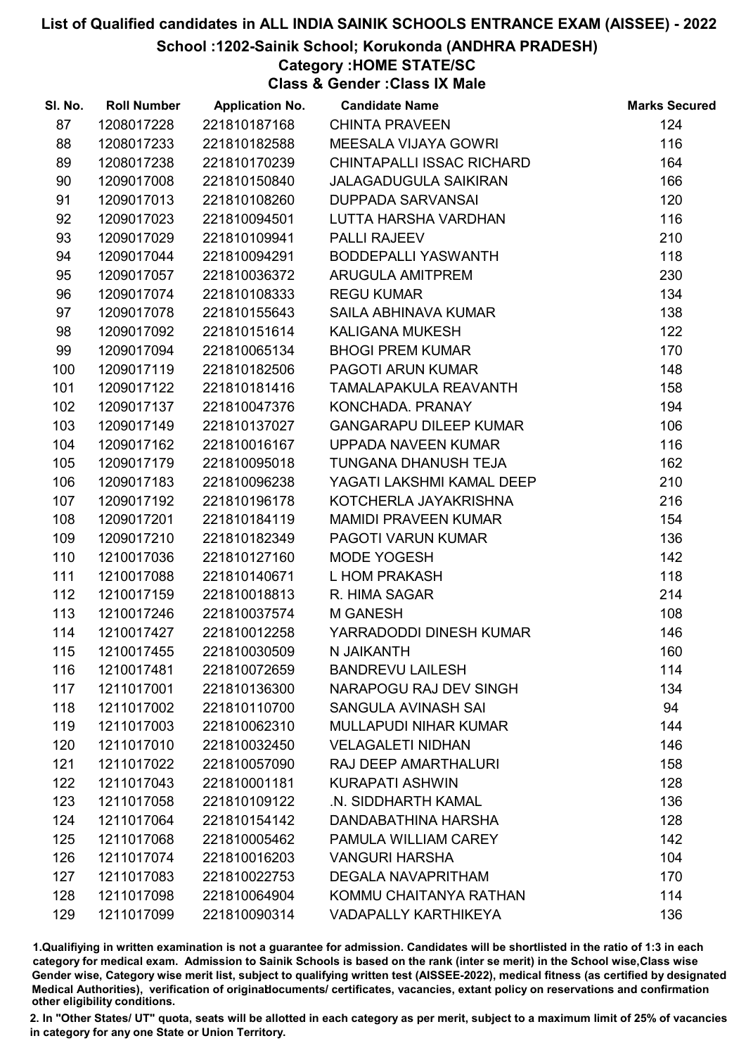# List of Qualified candidates in ALL INDIA SAINIK SCHOOLS ENTRANCE EXAM (AISSEE) - 2022

## School :1202-Sainik School; Korukonda (ANDHRA PRADESH)

### Category :HOME STATE/SC

### Class & Gender :Class IX Male

| Sl. No. | Roll Number | Application No. | Candidate Name | Marks Secured |
|---|---|---|---|---|
| 87 | 1208017228 | 221810187168 | CHINTA PRAVEEN | 124 |
| 88 | 1208017233 | 221810182588 | MEESALA VIJAYA GOWRI | 116 |
| 89 | 1208017238 | 221810170239 | CHINTAPALLI ISSAC RICHARD | 164 |
| 90 | 1209017008 | 221810150840 | JALAGADUGULA SAIKIRAN | 166 |
| 91 | 1209017013 | 221810108260 | DUPPADA SARVANSAI | 120 |
| 92 | 1209017023 | 221810094501 | LUTTA HARSHA VARDHAN | 116 |
| 93 | 1209017029 | 221810109941 | PALLI RAJEEV | 210 |
| 94 | 1209017044 | 221810094291 | BODDEPALLI YASWANTH | 118 |
| 95 | 1209017057 | 221810036372 | ARUGULA AMITPREM | 230 |
| 96 | 1209017074 | 221810108333 | REGU KUMAR | 134 |
| 97 | 1209017078 | 221810155643 | SAILA ABHINAVA KUMAR | 138 |
| 98 | 1209017092 | 221810151614 | KALIGANA MUKESH | 122 |
| 99 | 1209017094 | 221810065134 | BHOGI PREM KUMAR | 170 |
| 100 | 1209017119 | 221810182506 | PAGOTI ARUN KUMAR | 148 |
| 101 | 1209017122 | 221810181416 | TAMALAPAKULA REAVANTH | 158 |
| 102 | 1209017137 | 221810047376 | KONCHADA. PRANAY | 194 |
| 103 | 1209017149 | 221810137027 | GANGARAPU DILEEP KUMAR | 106 |
| 104 | 1209017162 | 221810016167 | UPPADA NAVEEN KUMAR | 116 |
| 105 | 1209017179 | 221810095018 | TUNGANA DHANUSH TEJA | 162 |
| 106 | 1209017183 | 221810096238 | YAGATI LAKSHMI KAMAL DEEP | 210 |
| 107 | 1209017192 | 221810196178 | KOTCHERLA JAYAKRISHNA | 216 |
| 108 | 1209017201 | 221810184119 | MAMIDI PRAVEEN KUMAR | 154 |
| 109 | 1209017210 | 221810182349 | PAGOTI VARUN KUMAR | 136 |
| 110 | 1210017036 | 221810127160 | MODE YOGESH | 142 |
| 111 | 1210017088 | 221810140671 | L HOM PRAKASH | 118 |
| 112 | 1210017159 | 221810018813 | R. HIMA SAGAR | 214 |
| 113 | 1210017246 | 221810037574 | M GANESH | 108 |
| 114 | 1210017427 | 221810012258 | YARRADODDI DINESH KUMAR | 146 |
| 115 | 1210017455 | 221810030509 | N JAIKANTH | 160 |
| 116 | 1210017481 | 221810072659 | BANDREVU LAILESH | 114 |
| 117 | 1211017001 | 221810136300 | NARAPOGU RAJ DEV SINGH | 134 |
| 118 | 1211017002 | 221810110700 | SANGULA AVINASH SAI | 94 |
| 119 | 1211017003 | 221810062310 | MULLAPUDI NIHAR KUMAR | 144 |
| 120 | 1211017010 | 221810032450 | VELAGALETI NIDHAN | 146 |
| 121 | 1211017022 | 221810057090 | RAJ DEEP AMARTHALURI | 158 |
| 122 | 1211017043 | 221810001181 | KURAPATI ASHWIN | 128 |
| 123 | 1211017058 | 221810109122 | .N. SIDDHARTH KAMAL | 136 |
| 124 | 1211017064 | 221810154142 | DANDABATHINA HARSHA | 128 |
| 125 | 1211017068 | 221810005462 | PAMULA WILLIAM CAREY | 142 |
| 126 | 1211017074 | 221810016203 | VANGURI HARSHA | 104 |
| 127 | 1211017083 | 221810022753 | DEGALA NAVAPRITHAM | 170 |
| 128 | 1211017098 | 221810064904 | KOMMU CHAITANYA RATHAN | 114 |
| 129 | 1211017099 | 221810090314 | VADAPALLY KARTHIKEYA | 136 |

1.Qualifying in written examination is not a guarantee for admission. Candidates will be shortlisted in the ratio of 1:3 in each category for medical exam. Admission to Sainik Schools is based on the rank (inter se merit) in the School wise,Class wise Gender wise, Category wise merit list, subject to qualifying written test (AISSEE-2022), medical fitness (as certified by designated Medical Authorities), verification of originaldocuments/ certificates, vacancies, extant policy on reservations and confirmation other eligibility conditions.

2. In "Other States/ UT" quota, seats will be allotted in each category as per merit, subject to a maximum limit of 25% of vacancies in category for any one State or Union Territory.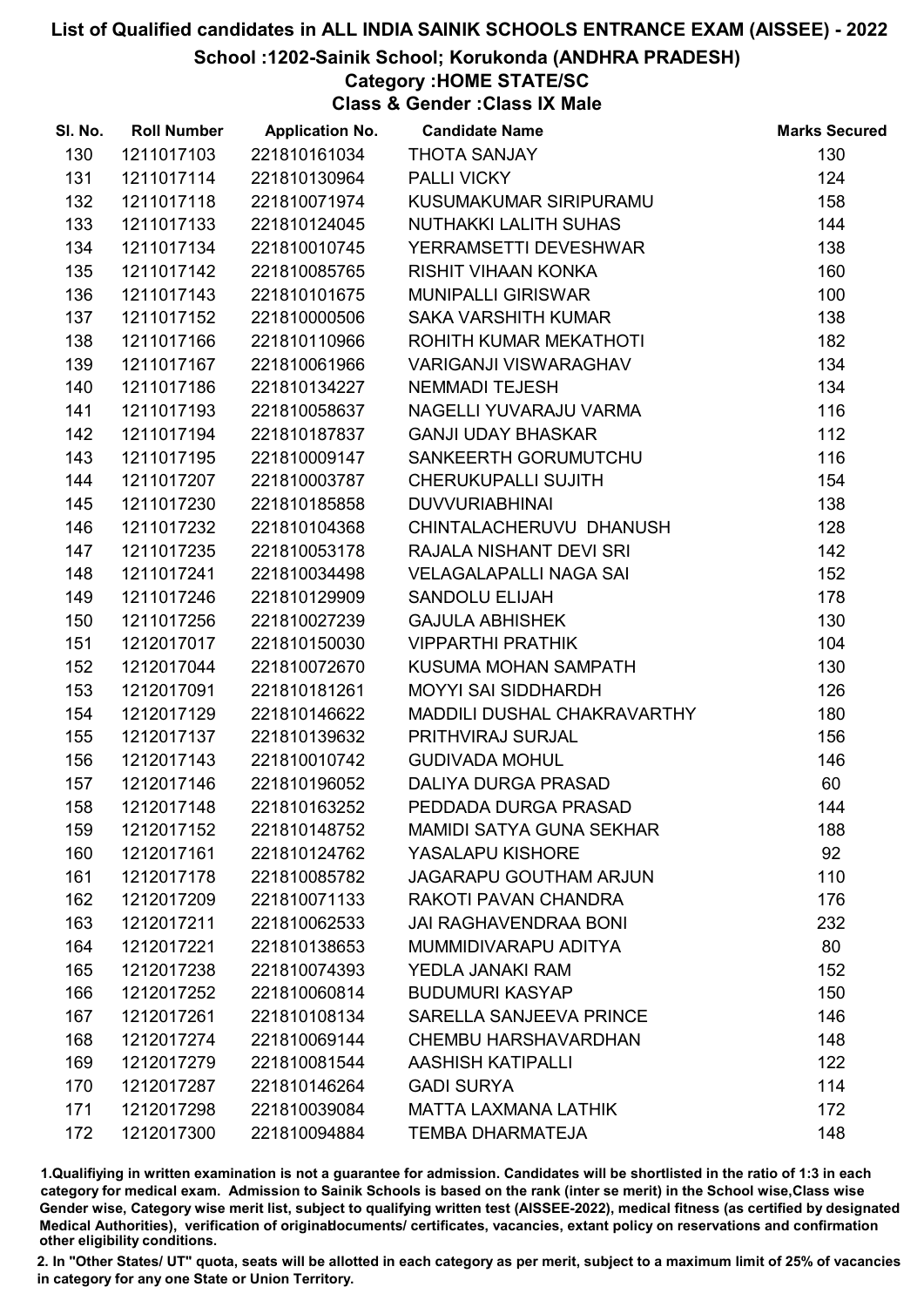# List of Qualified candidates in ALL INDIA SAINIK SCHOOLS ENTRANCE EXAM (AISSEE) - 2022

## School :1202-Sainik School; Korukonda (ANDHRA PRADESH)

### Category :HOME STATE/SC

### Class & Gender :Class IX Male

| Sl. No. | Roll Number | Application No. | Candidate Name | Marks Secured |
|---|---|---|---|---|
| 130 | 1211017103 | 221810161034 | THOTA SANJAY | 130 |
| 131 | 1211017114 | 221810130964 | PALLI VICKY | 124 |
| 132 | 1211017118 | 221810071974 | KUSUMAKUMAR SIRIPURAMU | 158 |
| 133 | 1211017133 | 221810124045 | NUTHAKKI LALITH SUHAS | 144 |
| 134 | 1211017134 | 221810010745 | YERRAMSETTI DEVESHWAR | 138 |
| 135 | 1211017142 | 221810085765 | RISHIT VIHAAN KONKA | 160 |
| 136 | 1211017143 | 221810101675 | MUNIPALLI GIRISWAR | 100 |
| 137 | 1211017152 | 221810000506 | SAKA VARSHITH KUMAR | 138 |
| 138 | 1211017166 | 221810110966 | ROHITH KUMAR MEKATHOTI | 182 |
| 139 | 1211017167 | 221810061966 | VARIGANJI VISWARAGHAV | 134 |
| 140 | 1211017186 | 221810134227 | NEMMADI TEJESH | 134 |
| 141 | 1211017193 | 221810058637 | NAGELLI YUVARAJU VARMA | 116 |
| 142 | 1211017194 | 221810187837 | GANJI UDAY BHASKAR | 112 |
| 143 | 1211017195 | 221810009147 | SANKEERTH GORUMUTCHU | 116 |
| 144 | 1211017207 | 221810003787 | CHERUKUPALLI SUJITH | 154 |
| 145 | 1211017230 | 221810185858 | DUVVURIABHINAI | 138 |
| 146 | 1211017232 | 221810104368 | CHINTALACHERUVU DHANUSH | 128 |
| 147 | 1211017235 | 221810053178 | RAJALA NISHANT DEVI SRI | 142 |
| 148 | 1211017241 | 221810034498 | VELAGALAPALLI NAGA SAI | 152 |
| 149 | 1211017246 | 221810129909 | SANDOLU ELIJAH | 178 |
| 150 | 1211017256 | 221810027239 | GAJULA ABHISHEK | 130 |
| 151 | 1212017017 | 221810150030 | VIPPARTHI PRATHIK | 104 |
| 152 | 1212017044 | 221810072670 | KUSUMA MOHAN SAMPATH | 130 |
| 153 | 1212017091 | 221810181261 | MOYYI SAI SIDDHARDH | 126 |
| 154 | 1212017129 | 221810146622 | MADDILI DUSHAL CHAKRAVARTHY | 180 |
| 155 | 1212017137 | 221810139632 | PRITHVIRAJ SURJAL | 156 |
| 156 | 1212017143 | 221810010742 | GUDIVADA MOHUL | 146 |
| 157 | 1212017146 | 221810196052 | DALIYA DURGA PRASAD | 60 |
| 158 | 1212017148 | 221810163252 | PEDDADA DURGA PRASAD | 144 |
| 159 | 1212017152 | 221810148752 | MAMIDI SATYA GUNA SEKHAR | 188 |
| 160 | 1212017161 | 221810124762 | YASALAPU KISHORE | 92 |
| 161 | 1212017178 | 221810085782 | JAGARAPU GOUTHAM ARJUN | 110 |
| 162 | 1212017209 | 221810071133 | RAKOTI PAVAN CHANDRA | 176 |
| 163 | 1212017211 | 221810062533 | JAI RAGHAVENDRAA BONI | 232 |
| 164 | 1212017221 | 221810138653 | MUMMIDIVARAPU ADITYA | 80 |
| 165 | 1212017238 | 221810074393 | YEDLA JANAKI RAM | 152 |
| 166 | 1212017252 | 221810060814 | BUDUMURI KASYAP | 150 |
| 167 | 1212017261 | 221810108134 | SARELLA SANJEEVA PRINCE | 146 |
| 168 | 1212017274 | 221810069144 | CHEMBU HARSHAVARDHAN | 148 |
| 169 | 1212017279 | 221810081544 | AASHISH KATIPALLI | 122 |
| 170 | 1212017287 | 221810146264 | GADI SURYA | 114 |
| 171 | 1212017298 | 221810039084 | MATTA LAXMANA LATHIK | 172 |
| 172 | 1212017300 | 221810094884 | TEMBA DHARMATEJA | 148 |

1.Qualifiying in written examination is not a guarantee for admission. Candidates will be shortlisted in the ratio of 1:3 in each category for medical exam. Admission to Sainik Schools is based on the rank (inter se merit) in the School wise,Class wise Gender wise, Category wise merit list, subject to qualifying written test (AISSEE-2022), medical fitness (as certified by designated Medical Authorities), verification of originaldocuments/ certificates, vacancies, extant policy on reservations and confirmation other eligibility conditions.

2. In "Other States/ UT" quota, seats will be allotted in each category as per merit, subject to a maximum limit of 25% of vacancies in category for any one State or Union Territory.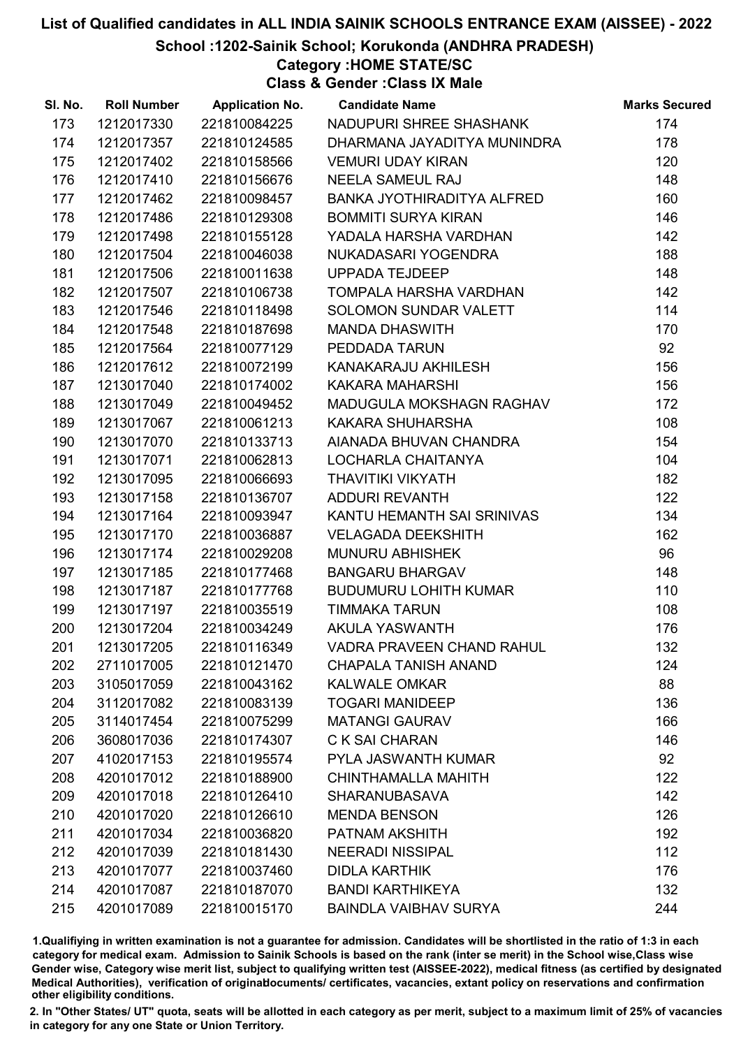# List of Qualified candidates in ALL INDIA SAINIK SCHOOLS ENTRANCE EXAM (AISSEE) - 2022

## School :1202-Sainik School; Korukonda (ANDHRA PRADESH)

### Category :HOME STATE/SC

### Class & Gender :Class IX Male

| Sl. No. | Roll Number | Application No. | Candidate Name | Marks Secured |
|---|---|---|---|---|
| 173 | 1212017330 | 221810084225 | NADUPURI SHREE SHASHANK | 174 |
| 174 | 1212017357 | 221810124585 | DHARMANA JAYADITYA MUNINDRA | 178 |
| 175 | 1212017402 | 221810158566 | VEMURI UDAY KIRAN | 120 |
| 176 | 1212017410 | 221810156676 | NEELA SAMEUL RAJ | 148 |
| 177 | 1212017462 | 221810098457 | BANKA JYOTHIRADITYA ALFRED | 160 |
| 178 | 1212017486 | 221810129308 | BOMMITI SURYA KIRAN | 146 |
| 179 | 1212017498 | 221810155128 | YADALA HARSHA VARDHAN | 142 |
| 180 | 1212017504 | 221810046038 | NUKADASARI YOGENDRA | 188 |
| 181 | 1212017506 | 221810011638 | UPPADA TEJDEEP | 148 |
| 182 | 1212017507 | 221810106738 | TOMPALA HARSHA VARDHAN | 142 |
| 183 | 1212017546 | 221810118498 | SOLOMON SUNDAR VALETT | 114 |
| 184 | 1212017548 | 221810187698 | MANDA DHASWITH | 170 |
| 185 | 1212017564 | 221810077129 | PEDDADA TARUN | 92 |
| 186 | 1212017612 | 221810072199 | KANAKARAJU AKHILESH | 156 |
| 187 | 1213017040 | 221810174002 | KAKARA MAHARSHI | 156 |
| 188 | 1213017049 | 221810049452 | MADUGULA MOKSHAGN RAGHAV | 172 |
| 189 | 1213017067 | 221810061213 | KAKARA SHUHARSHA | 108 |
| 190 | 1213017070 | 221810133713 | AIANADA BHUVAN CHANDRA | 154 |
| 191 | 1213017071 | 221810062813 | LOCHARLA CHAITANYA | 104 |
| 192 | 1213017095 | 221810066693 | THAVITIKI VIKYATH | 182 |
| 193 | 1213017158 | 221810136707 | ADDURI REVANTH | 122 |
| 194 | 1213017164 | 221810093947 | KANTU HEMANTH SAI SRINIVAS | 134 |
| 195 | 1213017170 | 221810036887 | VELAGADA DEEKSHITH | 162 |
| 196 | 1213017174 | 221810029208 | MUNURU ABHISHEK | 96 |
| 197 | 1213017185 | 221810177468 | BANGARU BHARGAV | 148 |
| 198 | 1213017187 | 221810177768 | BUDUMURU LOHITH KUMAR | 110 |
| 199 | 1213017197 | 221810035519 | TIMMAKA TARUN | 108 |
| 200 | 1213017204 | 221810034249 | AKULA YASWANTH | 176 |
| 201 | 1213017205 | 221810116349 | VADRA PRAVEEN CHAND RAHUL | 132 |
| 202 | 2711017005 | 221810121470 | CHAPALA TANISH ANAND | 124 |
| 203 | 3105017059 | 221810043162 | KALWALE OMKAR | 88 |
| 204 | 3112017082 | 221810083139 | TOGARI MANIDEEP | 136 |
| 205 | 3114017454 | 221810075299 | MATANGI GAURAV | 166 |
| 206 | 3608017036 | 221810174307 | C K SAI CHARAN | 146 |
| 207 | 4102017153 | 221810195574 | PYLA JASWANTH KUMAR | 92 |
| 208 | 4201017012 | 221810188900 | CHINTHAMALLA MAHITH | 122 |
| 209 | 4201017018 | 221810126410 | SHARANUBASAVA | 142 |
| 210 | 4201017020 | 221810126610 | MENDA BENSON | 126 |
| 211 | 4201017034 | 221810036820 | PATNAM AKSHITH | 192 |
| 212 | 4201017039 | 221810181430 | NEERADI NISSIPAL | 112 |
| 213 | 4201017077 | 221810037460 | DIDLA KARTHIK | 176 |
| 214 | 4201017087 | 221810187070 | BANDI KARTHIKEYA | 132 |
| 215 | 4201017089 | 221810015170 | BAINDLA VAIBHAV SURYA | 244 |

1.Qualifiying in written examination is not a guarantee for admission. Candidates will be shortlisted in the ratio of 1:3 in each category for medical exam. Admission to Sainik Schools is based on the rank (inter se merit) in the School wise,Class wise Gender wise, Category wise merit list, subject to qualifying written test (AISSEE-2022), medical fitness (as certified by designated Medical Authorities), verification of originaldocuments/ certificates, vacancies, extant policy on reservations and confirmation other eligibility conditions.

2. In "Other States/ UT" quota, seats will be allotted in each category as per merit, subject to a maximum limit of 25% of vacancies in category for any one State or Union Territory.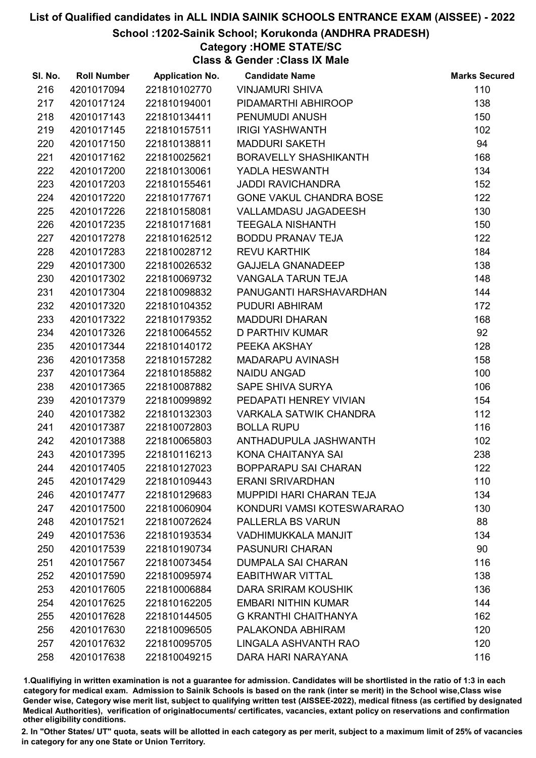# List of Qualified candidates in ALL INDIA SAINIK SCHOOLS ENTRANCE EXAM (AISSEE) - 2022

## School :1202-Sainik School; Korukonda (ANDHRA PRADESH)

### Category :HOME STATE/SC

### Class & Gender :Class IX Male

| Sl. No. | Roll Number | Application No. | Candidate Name | Marks Secured |
|---|---|---|---|---|
| 216 | 4201017094 | 221810102770 | VINJAMURI SHIVA | 110 |
| 217 | 4201017124 | 221810194001 | PIDAMARTHI ABHIROOP | 138 |
| 218 | 4201017143 | 221810134411 | PENUMUDI ANUSH | 150 |
| 219 | 4201017145 | 221810157511 | IRIGI YASHWANTH | 102 |
| 220 | 4201017150 | 221810138811 | MADDURI SAKETH | 94 |
| 221 | 4201017162 | 221810025621 | BORAVELLY SHASHIKANTH | 168 |
| 222 | 4201017200 | 221810130061 | YADLA HESWANTH | 134 |
| 223 | 4201017203 | 221810155461 | JADDI RAVICHANDRA | 152 |
| 224 | 4201017220 | 221810177671 | GONE VAKUL CHANDRA BOSE | 122 |
| 225 | 4201017226 | 221810158081 | VALLAMDASU JAGADEESH | 130 |
| 226 | 4201017235 | 221810171681 | TEEGALA NISHANTH | 150 |
| 227 | 4201017278 | 221810162512 | BODDU PRANAV TEJA | 122 |
| 228 | 4201017283 | 221810028712 | REVU KARTHIK | 184 |
| 229 | 4201017300 | 221810026532 | GAJJELA GNANADEEP | 138 |
| 230 | 4201017302 | 221810069732 | VANGALA TARUN TEJA | 148 |
| 231 | 4201017304 | 221810098832 | PANUGANTI HARSHAVARDHAN | 144 |
| 232 | 4201017320 | 221810104352 | PUDURI ABHIRAM | 172 |
| 233 | 4201017322 | 221810179352 | MADDURI DHARAN | 168 |
| 234 | 4201017326 | 221810064552 | D PARTHIV KUMAR | 92 |
| 235 | 4201017344 | 221810140172 | PEEKA AKSHAY | 128 |
| 236 | 4201017358 | 221810157282 | MADARAPU AVINASH | 158 |
| 237 | 4201017364 | 221810185882 | NAIDU ANGAD | 100 |
| 238 | 4201017365 | 221810087882 | SAPE SHIVA SURYA | 106 |
| 239 | 4201017379 | 221810099892 | PEDAPATI HENREY VIVIAN | 154 |
| 240 | 4201017382 | 221810132303 | VARKALA SATWIK CHANDRA | 112 |
| 241 | 4201017387 | 221810072803 | BOLLA RUPU | 116 |
| 242 | 4201017388 | 221810065803 | ANTHADUPULA JASHWANTH | 102 |
| 243 | 4201017395 | 221810116213 | KONA CHAITANYA SAI | 238 |
| 244 | 4201017405 | 221810127023 | BOPPARAPU SAI CHARAN | 122 |
| 245 | 4201017429 | 221810109443 | ERANI SRIVARDHAN | 110 |
| 246 | 4201017477 | 221810129683 | MUPPIDI HARI CHARAN TEJA | 134 |
| 247 | 4201017500 | 221810060904 | KONDURI VAMSI KOTESWARARAO | 130 |
| 248 | 4201017521 | 221810072624 | PALLERLA BS VARUN | 88 |
| 249 | 4201017536 | 221810193534 | VADHIMUKKALA MANJIT | 134 |
| 250 | 4201017539 | 221810190734 | PASUNURI CHARAN | 90 |
| 251 | 4201017567 | 221810073454 | DUMPALA SAI CHARAN | 116 |
| 252 | 4201017590 | 221810095974 | EABITHWAR VITTAL | 138 |
| 253 | 4201017605 | 221810006884 | DARA SRIRAM KOUSHIK | 136 |
| 254 | 4201017625 | 221810162205 | EMBARI NITHIN KUMAR | 144 |
| 255 | 4201017628 | 221810144505 | G KRANTHI CHAITHANYA | 162 |
| 256 | 4201017630 | 221810096505 | PALAKONDA ABHIRAM | 120 |
| 257 | 4201017632 | 221810095705 | LINGALA ASHVANTH RAO | 120 |
| 258 | 4201017638 | 221810049215 | DARA HARI NARAYANA | 116 |

1.Qualifiying in written examination is not a guarantee for admission. Candidates will be shortlisted in the ratio of 1:3 in each category for medical exam. Admission to Sainik Schools is based on the rank (inter se merit) in the School wise,Class wise Gender wise, Category wise merit list, subject to qualifying written test (AISSEE-2022), medical fitness (as certified by designated Medical Authorities), verification of originaldocuments/ certificates, vacancies, extant policy on reservations and confirmation other eligibility conditions.

2. In "Other States/ UT" quota, seats will be allotted in each category as per merit, subject to a maximum limit of 25% of vacancies in category for any one State or Union Territory.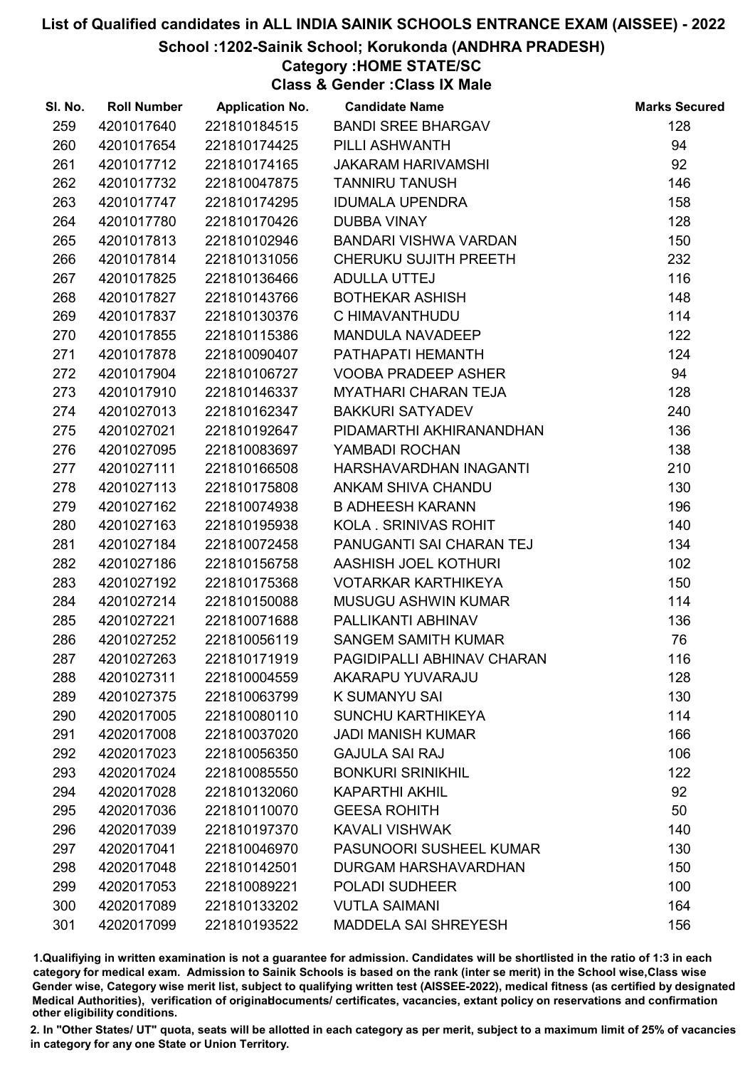# List of Qualified candidates in ALL INDIA SAINIK SCHOOLS ENTRANCE EXAM (AISSEE) - 2022

## School :1202-Sainik School; Korukonda (ANDHRA PRADESH)

### Category :HOME STATE/SC

### Class & Gender :Class IX Male

| Sl. No. | Roll Number | Application No. | Candidate Name | Marks Secured |
|---|---|---|---|---|
| 259 | 4201017640 | 221810184515 | BANDI SREE BHARGAV | 128 |
| 260 | 4201017654 | 221810174425 | PILLI ASHWANTH | 94 |
| 261 | 4201017712 | 221810174165 | JAKARAM HARIVAMSHI | 92 |
| 262 | 4201017732 | 221810047875 | TANNIRU TANUSH | 146 |
| 263 | 4201017747 | 221810174295 | IDUMALA UPENDRA | 158 |
| 264 | 4201017780 | 221810170426 | DUBBA VINAY | 128 |
| 265 | 4201017813 | 221810102946 | BANDARI VISHWA VARDAN | 150 |
| 266 | 4201017814 | 221810131056 | CHERUKU SUJITH PREETH | 232 |
| 267 | 4201017825 | 221810136466 | ADULLA UTTEJ | 116 |
| 268 | 4201017827 | 221810143766 | BOTHEKAR ASHISH | 148 |
| 269 | 4201017837 | 221810130376 | C HIMAVANTHUDU | 114 |
| 270 | 4201017855 | 221810115386 | MANDULA NAVADEEP | 122 |
| 271 | 4201017878 | 221810090407 | PATHAPATI HEMANTH | 124 |
| 272 | 4201017904 | 221810106727 | VOOBA PRADEEP ASHER | 94 |
| 273 | 4201017910 | 221810146337 | MYATHARI CHARAN TEJA | 128 |
| 274 | 4201027013 | 221810162347 | BAKKURI SATYADEV | 240 |
| 275 | 4201027021 | 221810192647 | PIDAMARTHI AKHIRANANDHAN | 136 |
| 276 | 4201027095 | 221810083697 | YAMBADI ROCHAN | 138 |
| 277 | 4201027111 | 221810166508 | HARSHAVARDHAN INAGANTI | 210 |
| 278 | 4201027113 | 221810175808 | ANKAM SHIVA CHANDU | 130 |
| 279 | 4201027162 | 221810074938 | B ADHEESH KARANN | 196 |
| 280 | 4201027163 | 221810195938 | KOLA . SRINIVAS ROHIT | 140 |
| 281 | 4201027184 | 221810072458 | PANUGANTI SAI CHARAN TEJ | 134 |
| 282 | 4201027186 | 221810156758 | AASHISH JOEL KOTHURI | 102 |
| 283 | 4201027192 | 221810175368 | VOTARKAR KARTHIKEYA | 150 |
| 284 | 4201027214 | 221810150088 | MUSUGU ASHWIN KUMAR | 114 |
| 285 | 4201027221 | 221810071688 | PALLIKANTI ABHINAV | 136 |
| 286 | 4201027252 | 221810056119 | SANGEM SAMITH KUMAR | 76 |
| 287 | 4201027263 | 221810171919 | PAGIDIPALLI ABHINAV CHARAN | 116 |
| 288 | 4201027311 | 221810004559 | AKARAPU YUVARAJU | 128 |
| 289 | 4201027375 | 221810063799 | K SUMANYU SAI | 130 |
| 290 | 4202017005 | 221810080110 | SUNCHU KARTHIKEYA | 114 |
| 291 | 4202017008 | 221810037020 | JADI MANISH KUMAR | 166 |
| 292 | 4202017023 | 221810056350 | GAJULA SAI RAJ | 106 |
| 293 | 4202017024 | 221810085550 | BONKURI SRINIKHIL | 122 |
| 294 | 4202017028 | 221810132060 | KAPARTHI AKHIL | 92 |
| 295 | 4202017036 | 221810110070 | GEESA ROHITH | 50 |
| 296 | 4202017039 | 221810197370 | KAVALI VISHWAK | 140 |
| 297 | 4202017041 | 221810046970 | PASUNOORI SUSHEEL KUMAR | 130 |
| 298 | 4202017048 | 221810142501 | DURGAM HARSHAVARDHAN | 150 |
| 299 | 4202017053 | 221810089221 | POLADI SUDHEER | 100 |
| 300 | 4202017089 | 221810133202 | VUTLA SAIMANI | 164 |
| 301 | 4202017099 | 221810193522 | MADDELA SAI SHREYESH | 156 |

1.Qualifying in written examination is not a guarantee for admission. Candidates will be shortlisted in the ratio of 1:3 in each category for medical exam. Admission to Sainik Schools is based on the rank (inter se merit) in the School wise,Class wise Gender wise, Category wise merit list, subject to qualifying written test (AISSEE-2022), medical fitness (as certified by designated Medical Authorities), verification of originaldocuments/ certificates, vacancies, extant policy on reservations and confirmation other eligibility conditions.

2. In "Other States/ UT" quota, seats will be allotted in each category as per merit, subject to a maximum limit of 25% of vacancies in category for any one State or Union Territory.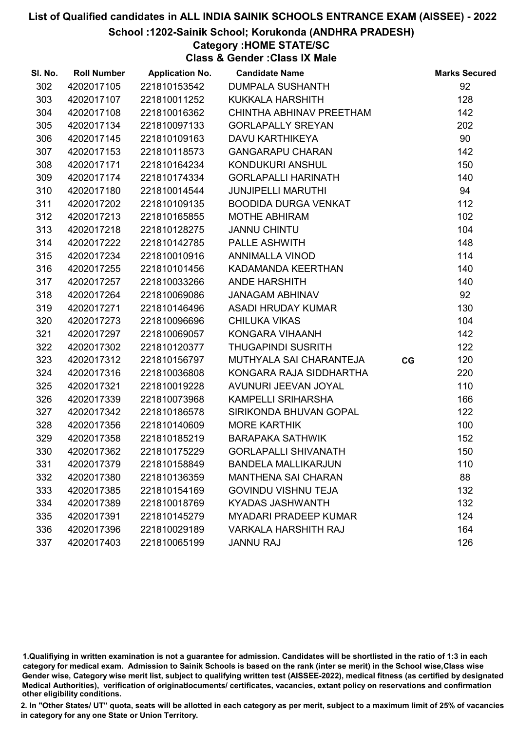# List of Qualified candidates in ALL INDIA SAINIK SCHOOLS ENTRANCE EXAM (AISSEE) - 2022

## School :1202-Sainik School; Korukonda (ANDHRA PRADESH)

### Category :HOME STATE/SC

### Class & Gender :Class IX Male

| Sl. No. | Roll Number | Application No. | Candidate Name | | Marks Secured |
|---|---|---|---|---|---|
| 302 | 4202017105 | 221810153542 | DUMPALA SUSHANTH | | 92 |
| 303 | 4202017107 | 221810011252 | KUKKALA HARSHITH | | 128 |
| 304 | 4202017108 | 221810016362 | CHINTHA ABHINAV PREETHAM | | 142 |
| 305 | 4202017134 | 221810097133 | GORLAPALLY SREYAN | | 202 |
| 306 | 4202017145 | 221810109163 | DAVU KARTHIKEYA | | 90 |
| 307 | 4202017153 | 221810118573 | GANGARAPU CHARAN | | 142 |
| 308 | 4202017171 | 221810164234 | KONDUKURI ANSHUL | | 150 |
| 309 | 4202017174 | 221810174334 | GORLAPALLI HARINATH | | 140 |
| 310 | 4202017180 | 221810014544 | JUNJIPELLI MARUTHI | | 94 |
| 311 | 4202017202 | 221810109135 | BOODIDA DURGA VENKAT | | 112 |
| 312 | 4202017213 | 221810165855 | MOTHE ABHIRAM | | 102 |
| 313 | 4202017218 | 221810128275 | JANNU CHINTU | | 104 |
| 314 | 4202017222 | 221810142785 | PALLE ASHWITH | | 148 |
| 315 | 4202017234 | 221810010916 | ANNIMALLA VINOD | | 114 |
| 316 | 4202017255 | 221810101456 | KADAMANDA KEERTHAN | | 140 |
| 317 | 4202017257 | 221810033266 | ANDE HARSHITH | | 140 |
| 318 | 4202017264 | 221810069086 | JANAGAM ABHINAV | | 92 |
| 319 | 4202017271 | 221810146496 | ASADI HRUDAY KUMAR | | 130 |
| 320 | 4202017273 | 221810096696 | CHILUKA VIKAS | | 104 |
| 321 | 4202017297 | 221810069057 | KONGARA VIHAANH | | 142 |
| 322 | 4202017302 | 221810120377 | THUGAPINDI SUSRITH | | 122 |
| 323 | 4202017312 | 221810156797 | MUTHYALA SAI CHARANTEJA | CG | 120 |
| 324 | 4202017316 | 221810036808 | KONGARA RAJA SIDDHARTHA | | 220 |
| 325 | 4202017321 | 221810019228 | AVUNURI JEEVAN JOYAL | | 110 |
| 326 | 4202017339 | 221810073968 | KAMPELLI SRIHARSHA | | 166 |
| 327 | 4202017342 | 221810186578 | SIRIKONDA BHUVAN GOPAL | | 122 |
| 328 | 4202017356 | 221810140609 | MORE KARTHIK | | 100 |
| 329 | 4202017358 | 221810185219 | BARAPAKA SATHWIK | | 152 |
| 330 | 4202017362 | 221810175229 | GORLAPALLI SHIVANATH | | 150 |
| 331 | 4202017379 | 221810158849 | BANDELA MALLIKARJUN | | 110 |
| 332 | 4202017380 | 221810136359 | MANTHENA SAI CHARAN | | 88 |
| 333 | 4202017385 | 221810154169 | GOVINDU VISHNU TEJA | | 132 |
| 334 | 4202017389 | 221810018769 | KYADAS JASHWANTH | | 132 |
| 335 | 4202017391 | 221810145279 | MYADARI PRADEEP KUMAR | | 124 |
| 336 | 4202017396 | 221810029189 | VARKALA HARSHITH RAJ | | 164 |
| 337 | 4202017403 | 221810065199 | JANNU RAJ | | 126 |

1.Qualifiying in written examination is not a guarantee for admission. Candidates will be shortlisted in the ratio of 1:3 in each category for medical exam. Admission to Sainik Schools is based on the rank (inter se merit) in the School wise,Class wise Gender wise, Category wise merit list, subject to qualifying written test (AISSEE-2022), medical fitness (as certified by designated Medical Authorities), verification of originaldocuments/ certificates, vacancies, extant policy on reservations and confirmation other eligibility conditions.

2. In "Other States/ UT" quota, seats will be allotted in each category as per merit, subject to a maximum limit of 25% of vacancies in category for any one State or Union Territory.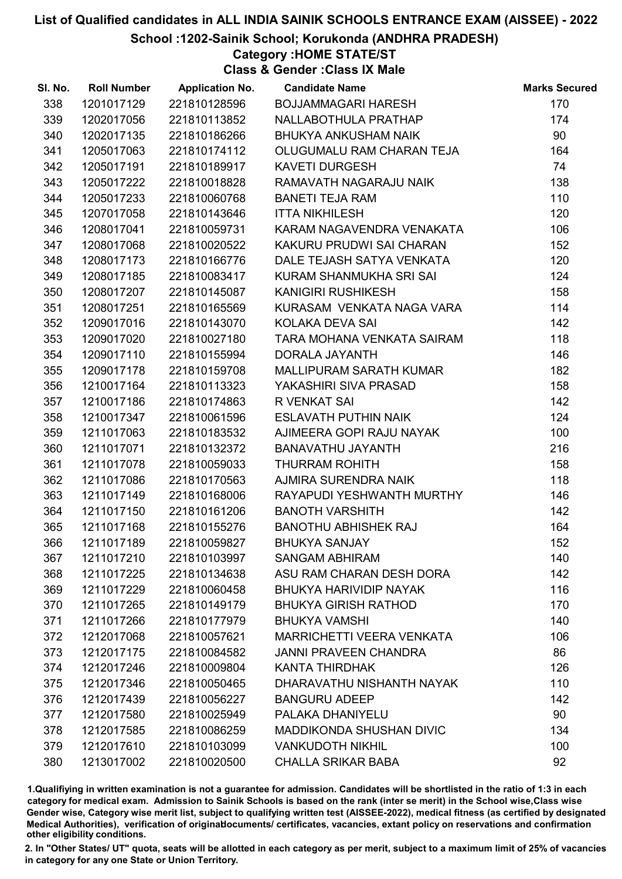# List of Qualified candidates in ALL INDIA SAINIK SCHOOLS ENTRANCE EXAM (AISSEE) - 2022

## School :1202-Sainik School; Korukonda (ANDHRA PRADESH)

### Category :HOME STATE/ST

### Class & Gender :Class IX Male

| Sl. No. | Roll Number | Application No. | Candidate Name | Marks Secured |
|---|---|---|---|---|
| 338 | 1201017129 | 221810128596 | BOJJAMMAGARI HARESH | 170 |
| 339 | 1202017056 | 221810113852 | NALLABOTHULA PRATHAP | 174 |
| 340 | 1202017135 | 221810186266 | BHUKYA ANKUSHAM NAIK | 90 |
| 341 | 1205017063 | 221810174112 | OLUGUMALU RAM CHARAN TEJA | 164 |
| 342 | 1205017191 | 221810189917 | KAVETI DURGESH | 74 |
| 343 | 1205017222 | 221810018828 | RAMAVATH NAGARAJU NAIK | 138 |
| 344 | 1205017233 | 221810060768 | BANETI TEJA RAM | 110 |
| 345 | 1207017058 | 221810143646 | ITTA NIKHILESH | 120 |
| 346 | 1208017041 | 221810059731 | KARAM NAGAVENDRA VENAKATA | 106 |
| 347 | 1208017068 | 221810020522 | KAKURU PRUDWI SAI CHARAN | 152 |
| 348 | 1208017173 | 221810166776 | DALE TEJASH SATYA VENKATA | 120 |
| 349 | 1208017185 | 221810083417 | KURAM SHANMUKHA SRI SAI | 124 |
| 350 | 1208017207 | 221810145087 | KANIGIRI RUSHIKESH | 158 |
| 351 | 1208017251 | 221810165569 | KURASAM VENKATA NAGA VARA | 114 |
| 352 | 1209017016 | 221810143070 | KOLAKA DEVA SAI | 142 |
| 353 | 1209017020 | 221810027180 | TARA MOHANA VENKATA SAIRAM | 118 |
| 354 | 1209017110 | 221810155994 | DORALA JAYANTH | 146 |
| 355 | 1209017178 | 221810159708 | MALLIPURAM SARATH KUMAR | 182 |
| 356 | 1210017164 | 221810113323 | YAKASHIRI SIVA PRASAD | 158 |
| 357 | 1210017186 | 221810174863 | R VENKAT SAI | 142 |
| 358 | 1210017347 | 221810061596 | ESLAVATH PUTHIN NAIK | 124 |
| 359 | 1211017063 | 221810183532 | AJIMEERA GOPI RAJU NAYAK | 100 |
| 360 | 1211017071 | 221810132372 | BANAVATHU JAYANTH | 216 |
| 361 | 1211017078 | 221810059033 | THURRAM ROHITH | 158 |
| 362 | 1211017086 | 221810170563 | AJMIRA SURENDRA NAIK | 118 |
| 363 | 1211017149 | 221810168006 | RAYAPUDI YESHWANTH MURTHY | 146 |
| 364 | 1211017150 | 221810161206 | BANOTH VARSHITH | 142 |
| 365 | 1211017168 | 221810155276 | BANOTHU ABHISHEK RAJ | 164 |
| 366 | 1211017189 | 221810059827 | BHUKYA SANJAY | 152 |
| 367 | 1211017210 | 221810103997 | SANGAM ABHIRAM | 140 |
| 368 | 1211017225 | 221810134638 | ASU RAM CHARAN DESH DORA | 142 |
| 369 | 1211017229 | 221810060458 | BHUKYA HARIVIDIP NAYAK | 116 |
| 370 | 1211017265 | 221810149179 | BHUKYA GIRISH RATHOD | 170 |
| 371 | 1211017266 | 221810177979 | BHUKYA VAMSHI | 140 |
| 372 | 1212017068 | 221810057621 | MARRICHETTI VEERA VENKATA | 106 |
| 373 | 1212017175 | 221810084582 | JANNI PRAVEEN CHANDRA | 86 |
| 374 | 1212017246 | 221810009804 | KANTA THIRDHAK | 126 |
| 375 | 1212017346 | 221810050465 | DHARAVATHU NISHANTH NAYAK | 110 |
| 376 | 1212017439 | 221810056227 | BANGURU ADEEP | 142 |
| 377 | 1212017580 | 221810025949 | PALAKA DHANIYELU | 90 |
| 378 | 1212017585 | 221810086259 | MADDIKONDA SHUSHAN DIVIC | 134 |
| 379 | 1212017610 | 221810103099 | VANKUDOTH NIKHIL | 100 |
| 380 | 1213017002 | 221810020500 | CHALLA SRIKAR BABA | 92 |

1.Qualifiying in written examination is not a guarantee for admission. Candidates will be shortlisted in the ratio of 1:3 in each category for medical exam. Admission to Sainik Schools is based on the rank (inter se merit) in the School wise,Class wise Gender wise, Category wise merit list, subject to qualifying written test (AISSEE-2022), medical fitness (as certified by designated Medical Authorities), verification of originaldocuments/ certificates, vacancies, extant policy on reservations and confirmation other eligibility conditions.

2. In "Other States/ UT" quota, seats will be allotted in each category as per merit, subject to a maximum limit of 25% of vacancies in category for any one State or Union Territory.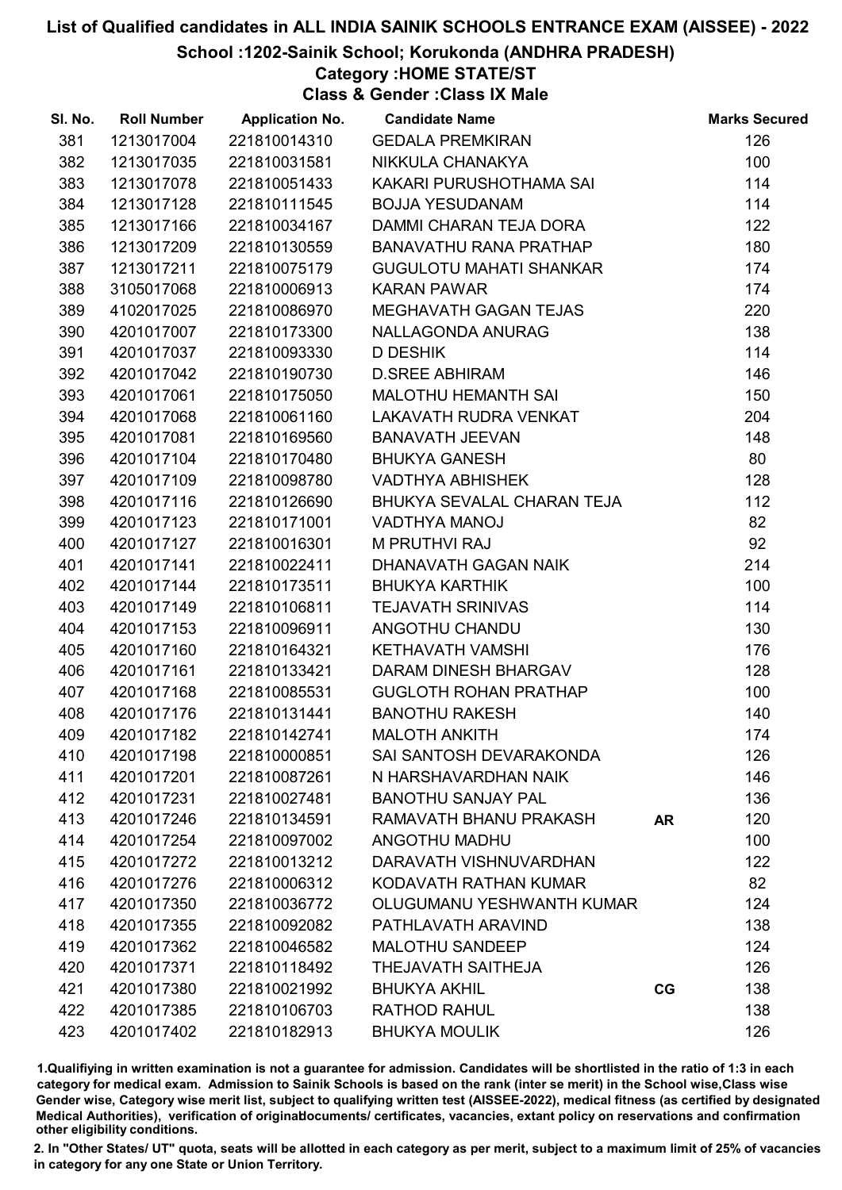# List of Qualified candidates in ALL INDIA SAINIK SCHOOLS ENTRANCE EXAM (AISSEE) - 2022

## School :1202-Sainik School; Korukonda (ANDHRA PRADESH)

### Category :HOME STATE/ST

### Class & Gender :Class IX Male

| Sl. No. | Roll Number | Application No. | Candidate Name | | Marks Secured |
|---|---|---|---|---|---|
| 381 | 1213017004 | 221810014310 | GEDALA PREMKIRAN | | 126 |
| 382 | 1213017035 | 221810031581 | NIKKULA CHANAKYA | | 100 |
| 383 | 1213017078 | 221810051433 | KAKARI PURUSHOTHAMA SAI | | 114 |
| 384 | 1213017128 | 221810111545 | BOJJA YESUDANAM | | 114 |
| 385 | 1213017166 | 221810034167 | DAMMI CHARAN TEJA DORA | | 122 |
| 386 | 1213017209 | 221810130559 | BANAVATHU RANA PRATHAP | | 180 |
| 387 | 1213017211 | 221810075179 | GUGULOTU MAHATI SHANKAR | | 174 |
| 388 | 3105017068 | 221810006913 | KARAN PAWAR | | 174 |
| 389 | 4102017025 | 221810086970 | MEGHAVATH GAGAN TEJAS | | 220 |
| 390 | 4201017007 | 221810173300 | NALLAGONDA ANURAG | | 138 |
| 391 | 4201017037 | 221810093330 | D DESHIK | | 114 |
| 392 | 4201017042 | 221810190730 | D.SREE ABHIRAM | | 146 |
| 393 | 4201017061 | 221810175050 | MALOTHU HEMANTH SAI | | 150 |
| 394 | 4201017068 | 221810061160 | LAKAVATH RUDRA VENKAT | | 204 |
| 395 | 4201017081 | 221810169560 | BANAVATH JEEVAN | | 148 |
| 396 | 4201017104 | 221810170480 | BHUKYA GANESH | | 80 |
| 397 | 4201017109 | 221810098780 | VADTHYA ABHISHEK | | 128 |
| 398 | 4201017116 | 221810126690 | BHUKYA SEVALAL CHARAN TEJA | | 112 |
| 399 | 4201017123 | 221810171001 | VADTHYA MANOJ | | 82 |
| 400 | 4201017127 | 221810016301 | M PRUTHVI RAJ | | 92 |
| 401 | 4201017141 | 221810022411 | DHANAVATH GAGAN NAIK | | 214 |
| 402 | 4201017144 | 221810173511 | BHUKYA KARTHIK | | 100 |
| 403 | 4201017149 | 221810106811 | TEJAVATH SRINIVAS | | 114 |
| 404 | 4201017153 | 221810096911 | ANGOTHU CHANDU | | 130 |
| 405 | 4201017160 | 221810164321 | KETHAVATH VAMSHI | | 176 |
| 406 | 4201017161 | 221810133421 | DARAM DINESH BHARGAV | | 128 |
| 407 | 4201017168 | 221810085531 | GUGLOTH ROHAN PRATHAP | | 100 |
| 408 | 4201017176 | 221810131441 | BANOTHU RAKESH | | 140 |
| 409 | 4201017182 | 221810142741 | MALOTH ANKITH | | 174 |
| 410 | 4201017198 | 221810000851 | SAI SANTOSH DEVARAKONDA | | 126 |
| 411 | 4201017201 | 221810087261 | N HARSHAVARDHAN NAIK | | 146 |
| 412 | 4201017231 | 221810027481 | BANOTHU SANJAY PAL | | 136 |
| 413 | 4201017246 | 221810134591 | RAMAVATH BHANU PRAKASH | AR | 120 |
| 414 | 4201017254 | 221810097002 | ANGOTHU MADHU | | 100 |
| 415 | 4201017272 | 221810013212 | DARAVATH VISHNUVARDHAN | | 122 |
| 416 | 4201017276 | 221810006312 | KODAVATH RATHAN KUMAR | | 82 |
| 417 | 4201017350 | 221810036772 | OLUGUMANU YESHWANTH KUMAR | | 124 |
| 418 | 4201017355 | 221810092082 | PATHLAVATH ARAVIND | | 138 |
| 419 | 4201017362 | 221810046582 | MALOTHU SANDEEP | | 124 |
| 420 | 4201017371 | 221810118492 | THEJAVATH SAITHEJA | | 126 |
| 421 | 4201017380 | 221810021992 | BHUKYA AKHIL | CG | 138 |
| 422 | 4201017385 | 221810106703 | RATHOD RAHUL | | 138 |
| 423 | 4201017402 | 221810182913 | BHUKYA MOULIK | | 126 |

1.Qualifiying in written examination is not a guarantee for admission. Candidates will be shortlisted in the ratio of 1:3 in each category for medical exam. Admission to Sainik Schools is based on the rank (inter se merit) in the School wise,Class wise Gender wise, Category wise merit list, subject to qualifying written test (AISSEE-2022), medical fitness (as certified by designated Medical Authorities), verification of originaldocuments/ certificates, vacancies, extant policy on reservations and confirmation other eligibility conditions.

2. In "Other States/ UT" quota, seats will be allotted in each category as per merit, subject to a maximum limit of 25% of vacancies in category for any one State or Union Territory.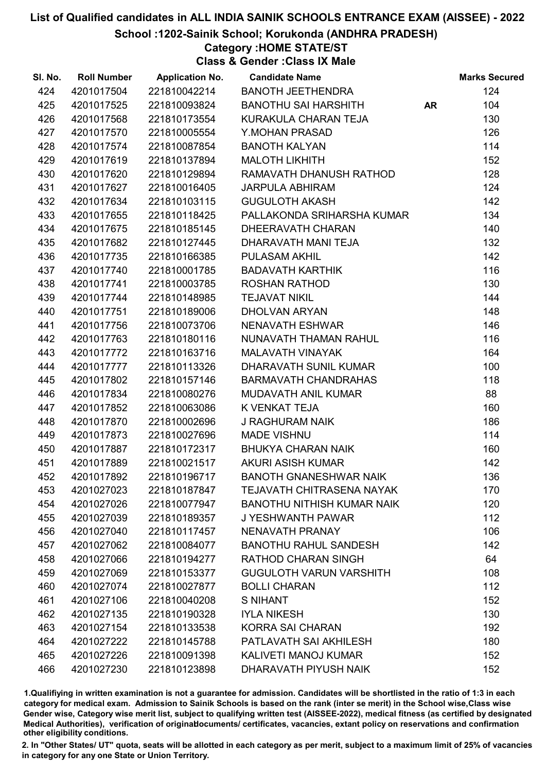# List of Qualified candidates in ALL INDIA SAINIK SCHOOLS ENTRANCE EXAM (AISSEE) - 2022

## School :1202-Sainik School; Korukonda (ANDHRA PRADESH)

### Category :HOME STATE/ST

### Class & Gender :Class IX Male

| Sl. No. | Roll Number | Application No. | Candidate Name | | Marks Secured |
|---|---|---|---|---|---|
| 424 | 4201017504 | 221810042214 | BANOTH JEETHENDRA | | 124 |
| 425 | 4201017525 | 221810093824 | BANOTHU SAI HARSHITH | AR | 104 |
| 426 | 4201017568 | 221810173554 | KURAKULA CHARAN TEJA | | 130 |
| 427 | 4201017570 | 221810005554 | Y.MOHAN PRASAD | | 126 |
| 428 | 4201017574 | 221810087854 | BANOTH KALYAN | | 114 |
| 429 | 4201017619 | 221810137894 | MALOTH LIKHITH | | 152 |
| 430 | 4201017620 | 221810129894 | RAMAVATH DHANUSH RATHOD | | 128 |
| 431 | 4201017627 | 221810016405 | JARPULA ABHIRAM | | 124 |
| 432 | 4201017634 | 221810103115 | GUGULOTH AKASH | | 142 |
| 433 | 4201017655 | 221810118425 | PALLAKONDA SRIHARSHA KUMAR | | 134 |
| 434 | 4201017675 | 221810185145 | DHEERAVATH CHARAN | | 140 |
| 435 | 4201017682 | 221810127445 | DHARAVATH MANI TEJA | | 132 |
| 436 | 4201017735 | 221810166385 | PULASAM AKHIL | | 142 |
| 437 | 4201017740 | 221810001785 | BADAVATH KARTHIK | | 116 |
| 438 | 4201017741 | 221810003785 | ROSHAN RATHOD | | 130 |
| 439 | 4201017744 | 221810148985 | TEJAVAT NIKIL | | 144 |
| 440 | 4201017751 | 221810189006 | DHOLVAN ARYAN | | 148 |
| 441 | 4201017756 | 221810073706 | NENAVATH ESHWAR | | 146 |
| 442 | 4201017763 | 221810180116 | NUNAVATH THAMAN RAHUL | | 116 |
| 443 | 4201017772 | 221810163716 | MALAVATH VINAYAK | | 164 |
| 444 | 4201017777 | 221810113326 | DHARAVATH SUNIL KUMAR | | 100 |
| 445 | 4201017802 | 221810157146 | BARMAVATH CHANDRAHAS | | 118 |
| 446 | 4201017834 | 221810080276 | MUDAVATH ANIL KUMAR | | 88 |
| 447 | 4201017852 | 221810063086 | K VENKAT TEJA | | 160 |
| 448 | 4201017870 | 221810002696 | J RAGHURAM NAIK | | 186 |
| 449 | 4201017873 | 221810027696 | MADE VISHNU | | 114 |
| 450 | 4201017887 | 221810172317 | BHUKYA CHARAN NAIK | | 160 |
| 451 | 4201017889 | 221810021517 | AKURI ASISH KUMAR | | 142 |
| 452 | 4201017892 | 221810196717 | BANOTH GNANESHWAR NAIK | | 136 |
| 453 | 4201027023 | 221810187847 | TEJAVATH CHITRASENA NAYAK | | 170 |
| 454 | 4201027026 | 221810077947 | BANOTHU NITHISH KUMAR NAIK | | 120 |
| 455 | 4201027039 | 221810189357 | J YESHWANTH PAWAR | | 112 |
| 456 | 4201027040 | 221810117457 | NENAVATH PRANAY | | 106 |
| 457 | 4201027062 | 221810084077 | BANOTHU RAHUL SANDESH | | 142 |
| 458 | 4201027066 | 221810194277 | RATHOD CHARAN SINGH | | 64 |
| 459 | 4201027069 | 221810153377 | GUGULOTH VARUN VARSHITH | | 108 |
| 460 | 4201027074 | 221810027877 | BOLLI CHARAN | | 112 |
| 461 | 4201027106 | 221810040208 | S NIHANT | | 152 |
| 462 | 4201027135 | 221810190328 | IYLA NIKESH | | 130 |
| 463 | 4201027154 | 221810133538 | KORRA SAI CHARAN | | 192 |
| 464 | 4201027222 | 221810145788 | PATLAVATH SAI AKHILESH | | 180 |
| 465 | 4201027226 | 221810091398 | KALIVETI MANOJ KUMAR | | 152 |
| 466 | 4201027230 | 221810123898 | DHARAVATH PIYUSH NAIK | | 152 |

1.Qualifiying in written examination is not a guarantee for admission. Candidates will be shortlisted in the ratio of 1:3 in each category for medical exam. Admission to Sainik Schools is based on the rank (inter se merit) in the School wise,Class wise Gender wise, Category wise merit list, subject to qualifying written test (AISSEE-2022), medical fitness (as certified by designated Medical Authorities), verification of originaldocuments/ certificates, vacancies, extant policy on reservations and confirmation other eligibility conditions.

2. In "Other States/ UT" quota, seats will be allotted in each category as per merit, subject to a maximum limit of 25% of vacancies in category for any one State or Union Territory.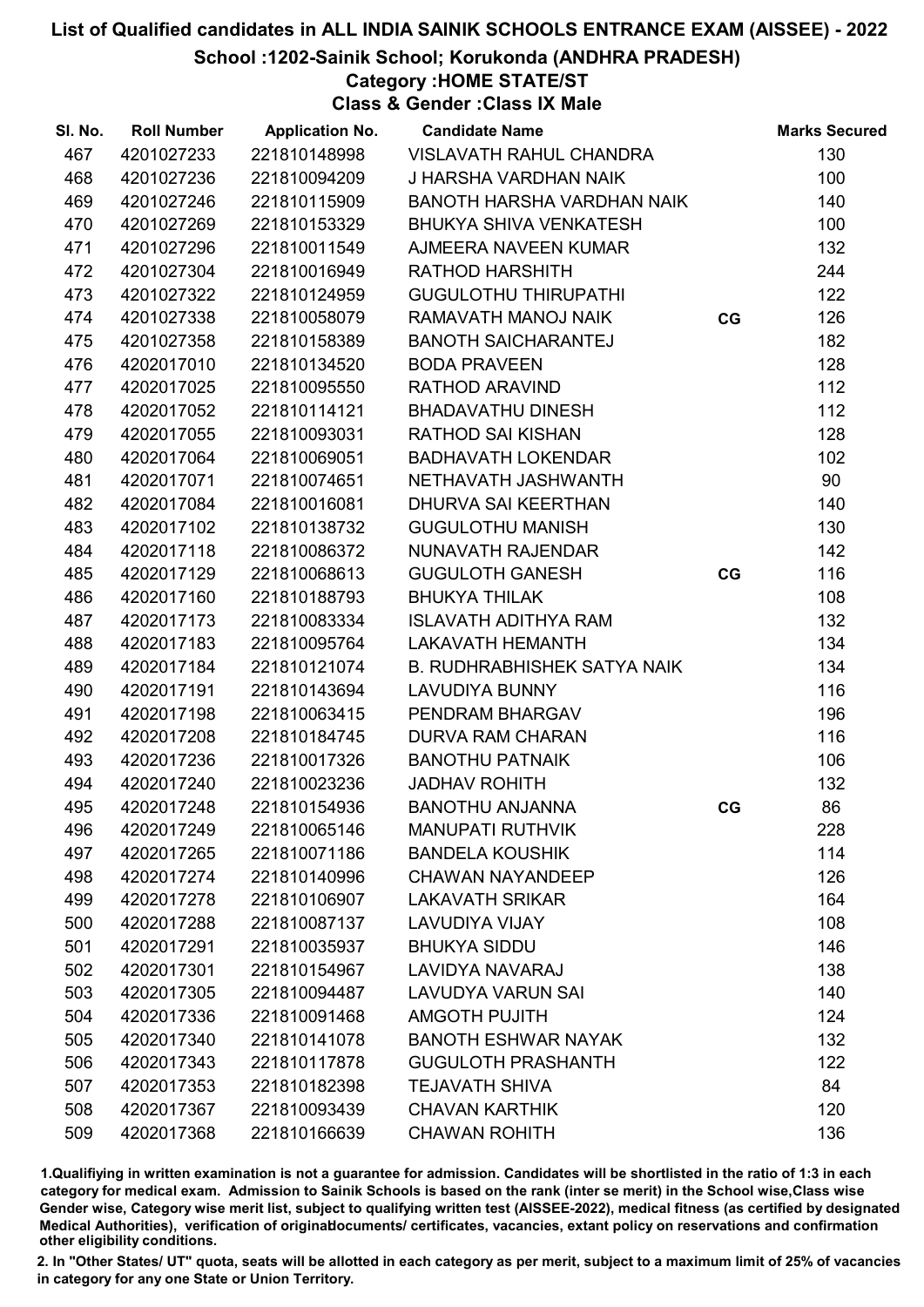# List of Qualified candidates in ALL INDIA SAINIK SCHOOLS ENTRANCE EXAM (AISSEE) - 2022

## School :1202-Sainik School; Korukonda (ANDHRA PRADESH)

### Category :HOME STATE/ST

### Class & Gender :Class IX Male

| Sl. No. | Roll Number | Application No. | Candidate Name | | Marks Secured |
|---|---|---|---|---|---|
| 467 | 4201027233 | 221810148998 | VISLAVATH RAHUL CHANDRA | | 130 |
| 468 | 4201027236 | 221810094209 | J HARSHA VARDHAN NAIK | | 100 |
| 469 | 4201027246 | 221810115909 | BANOTH HARSHA VARDHAN NAIK | | 140 |
| 470 | 4201027269 | 221810153329 | BHUKYA SHIVA VENKATESH | | 100 |
| 471 | 4201027296 | 221810011549 | AJMEERA NAVEEN KUMAR | | 132 |
| 472 | 4201027304 | 221810016949 | RATHOD HARSHITH | | 244 |
| 473 | 4201027322 | 221810124959 | GUGULOTHU THIRUPATHI | | 122 |
| 474 | 4201027338 | 221810058079 | RAMAVATH MANOJ NAIK | CG | 126 |
| 475 | 4201027358 | 221810158389 | BANOTH SAICHARANTEJ | | 182 |
| 476 | 4202017010 | 221810134520 | BODA PRAVEEN | | 128 |
| 477 | 4202017025 | 221810095550 | RATHOD ARAVIND | | 112 |
| 478 | 4202017052 | 221810114121 | BHADAVATHU DINESH | | 112 |
| 479 | 4202017055 | 221810093031 | RATHOD SAI KISHAN | | 128 |
| 480 | 4202017064 | 221810069051 | BADHAVATH LOKENDAR | | 102 |
| 481 | 4202017071 | 221810074651 | NETHAVATH JASHWANTH | | 90 |
| 482 | 4202017084 | 221810016081 | DHURVA SAI KEERTHAN | | 140 |
| 483 | 4202017102 | 221810138732 | GUGULOTHU MANISH | | 130 |
| 484 | 4202017118 | 221810086372 | NUNAVATH RAJENDAR | | 142 |
| 485 | 4202017129 | 221810068613 | GUGULOTH GANESH | CG | 116 |
| 486 | 4202017160 | 221810188793 | BHUKYA THILAK | | 108 |
| 487 | 4202017173 | 221810083334 | ISLAVATH ADITHYA RAM | | 132 |
| 488 | 4202017183 | 221810095764 | LAKAVATH HEMANTH | | 134 |
| 489 | 4202017184 | 221810121074 | B. RUDHRABHISHEK SATYA NAIK | | 134 |
| 490 | 4202017191 | 221810143694 | LAVUDIYA BUNNY | | 116 |
| 491 | 4202017198 | 221810063415 | PENDRAM BHARGAV | | 196 |
| 492 | 4202017208 | 221810184745 | DURVA RAM CHARAN | | 116 |
| 493 | 4202017236 | 221810017326 | BANOTHU PATNAIK | | 106 |
| 494 | 4202017240 | 221810023236 | JADHAV ROHITH | | 132 |
| 495 | 4202017248 | 221810154936 | BANOTHU ANJANNA | CG | 86 |
| 496 | 4202017249 | 221810065146 | MANUPATI RUTHVIK | | 228 |
| 497 | 4202017265 | 221810071186 | BANDELA KOUSHIK | | 114 |
| 498 | 4202017274 | 221810140996 | CHAWAN NAYANDEEP | | 126 |
| 499 | 4202017278 | 221810106907 | LAKAVATH SRIKAR | | 164 |
| 500 | 4202017288 | 221810087137 | LAVUDIYA VIJAY | | 108 |
| 501 | 4202017291 | 221810035937 | BHUKYA SIDDU | | 146 |
| 502 | 4202017301 | 221810154967 | LAVIDYA NAVARAJ | | 138 |
| 503 | 4202017305 | 221810094487 | LAVUDYA VARUN SAI | | 140 |
| 504 | 4202017336 | 221810091468 | AMGOTH PUJITH | | 124 |
| 505 | 4202017340 | 221810141078 | BANOTH ESHWAR NAYAK | | 132 |
| 506 | 4202017343 | 221810117878 | GUGULOTH PRASHANTH | | 122 |
| 507 | 4202017353 | 221810182398 | TEJAVATH SHIVA | | 84 |
| 508 | 4202017367 | 221810093439 | CHAVAN KARTHIK | | 120 |
| 509 | 4202017368 | 221810166639 | CHAWAN ROHITH | | 136 |

1.Qualifiying in written examination is not a guarantee for admission. Candidates will be shortlisted in the ratio of 1:3 in each category for medical exam. Admission to Sainik Schools is based on the rank (inter se merit) in the School wise,Class wise Gender wise, Category wise merit list, subject to qualifying written test (AISSEE-2022), medical fitness (as certified by designated Medical Authorities), verification of originaldocuments/ certificates, vacancies, extant policy on reservations and confirmation other eligibility conditions.

2. In "Other States/ UT" quota, seats will be allotted in each category as per merit, subject to a maximum limit of 25% of vacancies in category for any one State or Union Territory.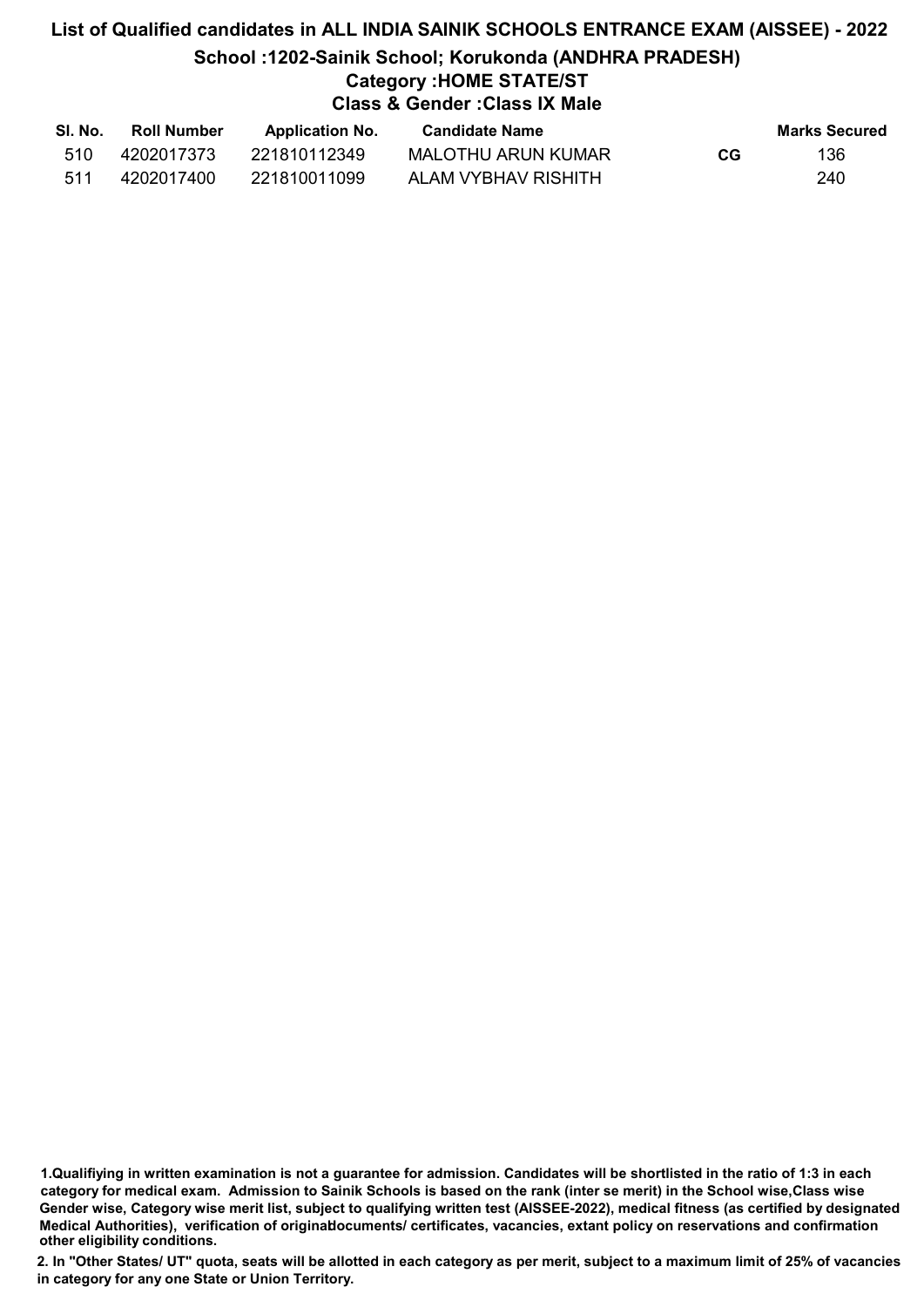# List of Qualified candidates in ALL INDIA SAINIK SCHOOLS ENTRANCE EXAM (AISSEE) - 2022

## School :1202-Sainik School; Korukonda (ANDHRA PRADESH)

### Category :HOME STATE/ST

### Class & Gender :Class IX Male

| Sl. No. | Roll Number | Application No. | Candidate Name | | Marks Secured |
|---|---|---|---|---|---|
| 510 | 4202017373 | 221810112349 | MALOTHU ARUN KUMAR | CG | 136 |
| 511 | 4202017400 | 221810011099 | ALAM VYBHAV RISHITH | | 240 |

1.Qualifiying in written examination is not a guarantee for admission. Candidates will be shortlisted in the ratio of 1:3 in each category for medical exam. Admission to Sainik Schools is based on the rank (inter se merit) in the School wise,Class wise Gender wise, Category wise merit list, subject to qualifying written test (AISSEE-2022), medical fitness (as certified by designated Medical Authorities), verification of originaldocuments/ certificates, vacancies, extant policy on reservations and confirmation other eligibility conditions.

2. In "Other States/ UT" quota, seats will be allotted in each category as per merit, subject to a maximum limit of 25% of vacancies in category for any one State or Union Territory.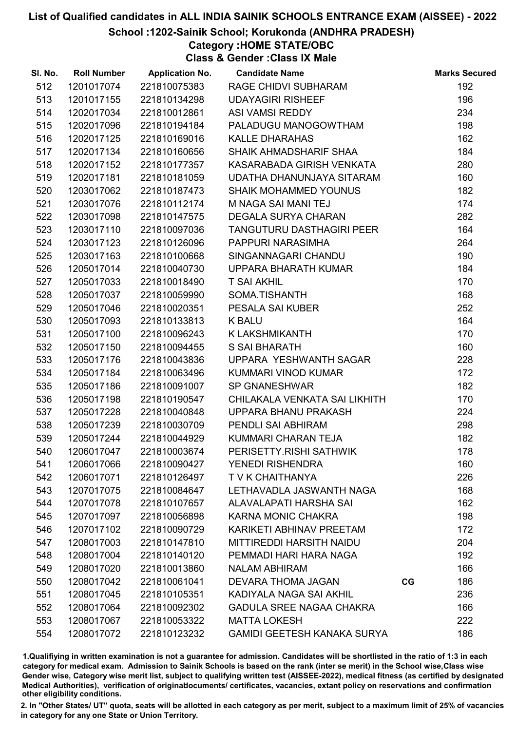# List of Qualified candidates in ALL INDIA SAINIK SCHOOLS ENTRANCE EXAM (AISSEE) - 2022

## School :1202-Sainik School; Korukonda (ANDHRA PRADESH)

### Category :HOME STATE/OBC

### Class & Gender :Class IX Male

| Sl. No. | Roll Number | Application No. | Candidate Name | | Marks Secured |
|---|---|---|---|---|---|
| 512 | 1201017074 | 221810075383 | RAGE CHIDVI SUBHARAM | | 192 |
| 513 | 1201017155 | 221810134298 | UDAYAGIRI RISHEEF | | 196 |
| 514 | 1202017034 | 221810012861 | ASI VAMSI REDDY | | 234 |
| 515 | 1202017096 | 221810194184 | PALADUGU MANOGOWTHAM | | 198 |
| 516 | 1202017125 | 221810169016 | KALLE DHARAHAS | | 162 |
| 517 | 1202017134 | 221810160656 | SHAIK AHMADSHARIF SHAA | | 184 |
| 518 | 1202017152 | 221810177357 | KASARABADA GIRISH VENKATA | | 280 |
| 519 | 1202017181 | 221810181059 | UDATHA DHANUNJAYA SITARAM | | 160 |
| 520 | 1203017062 | 221810187473 | SHAIK MOHAMMED YOUNUS | | 182 |
| 521 | 1203017076 | 221810112174 | M NAGA SAI MANI TEJ | | 174 |
| 522 | 1203017098 | 221810147575 | DEGALA SURYA CHARAN | | 282 |
| 523 | 1203017110 | 221810097036 | TANGUTURU DASTHAGIRI PEER | | 164 |
| 524 | 1203017123 | 221810126096 | PAPPURI NARASIMHA | | 264 |
| 525 | 1203017163 | 221810100668 | SINGANNAGARI CHANDU | | 190 |
| 526 | 1205017014 | 221810040730 | UPPARA BHARATH KUMAR | | 184 |
| 527 | 1205017033 | 221810018490 | T SAI AKHIL | | 170 |
| 528 | 1205017037 | 221810059990 | SOMA.TISHANTH | | 168 |
| 529 | 1205017046 | 221810020351 | PESALA SAI KUBER | | 252 |
| 530 | 1205017093 | 221810133813 | K BALU | | 164 |
| 531 | 1205017100 | 221810096243 | K LAKSHMIKANTH | | 170 |
| 532 | 1205017150 | 221810094455 | S SAI BHARATH | | 160 |
| 533 | 1205017176 | 221810043836 | UPPARA YESHWANTH SAGAR | | 228 |
| 534 | 1205017184 | 221810063496 | KUMMARI VINOD KUMAR | | 172 |
| 535 | 1205017186 | 221810091007 | SP GNANESHWAR | | 182 |
| 536 | 1205017198 | 221810190547 | CHILAKALA VENKATA SAI LIKHITH | | 170 |
| 537 | 1205017228 | 221810040848 | UPPARA BHANU PRAKASH | | 224 |
| 538 | 1205017239 | 221810030709 | PENDLI SAI ABHIRAM | | 298 |
| 539 | 1205017244 | 221810044929 | KUMMARI CHARAN TEJA | | 182 |
| 540 | 1206017047 | 221810003674 | PERISETTY.RISHI SATHWIK | | 178 |
| 541 | 1206017066 | 221810090427 | YENEDI RISHENDRA | | 160 |
| 542 | 1206017071 | 221810126497 | T V K CHAITHANYA | | 226 |
| 543 | 1207017075 | 221810084647 | LETHAVADLA JASWANTH NAGA | | 168 |
| 544 | 1207017078 | 221810107657 | ALAVALAPATI HARSHA SAI | | 162 |
| 545 | 1207017097 | 221810056898 | KARNA MONIC CHAKRA | | 198 |
| 546 | 1207017102 | 221810090729 | KARIKETI ABHINAV PREETAM | | 172 |
| 547 | 1208017003 | 221810147810 | MITTIREDDI HARSITH NAIDU | | 204 |
| 548 | 1208017004 | 221810140120 | PEMMADI HARI HARA NAGA | | 192 |
| 549 | 1208017020 | 221810013860 | NALAM ABHIRAM | | 166 |
| 550 | 1208017042 | 221810061041 | DEVARA THOMA JAGAN | CG | 186 |
| 551 | 1208017045 | 221810105351 | KADIYALA NAGA SAI AKHIL | | 236 |
| 552 | 1208017064 | 221810092302 | GADULA SREE NAGAA CHAKRA | | 166 |
| 553 | 1208017067 | 221810053322 | MATTA LOKESH | | 222 |
| 554 | 1208017072 | 221810123232 | GAMIDI GEETESH KANAKA SURYA | | 186 |

1.Qualifying in written examination is not a guarantee for admission. Candidates will be shortlisted in the ratio of 1:3 in each category for medical exam. Admission to Sainik Schools is based on the rank (inter se merit) in the School wise,Class wise Gender wise, Category wise merit list, subject to qualifying written test (AISSEE-2022), medical fitness (as certified by designated Medical Authorities), verification of originaldocuments/ certificates, vacancies, extant policy on reservations and confirmation other eligibility conditions.

2. In "Other States/ UT" quota, seats will be allotted in each category as per merit, subject to a maximum limit of 25% of vacancies in category for any one State or Union Territory.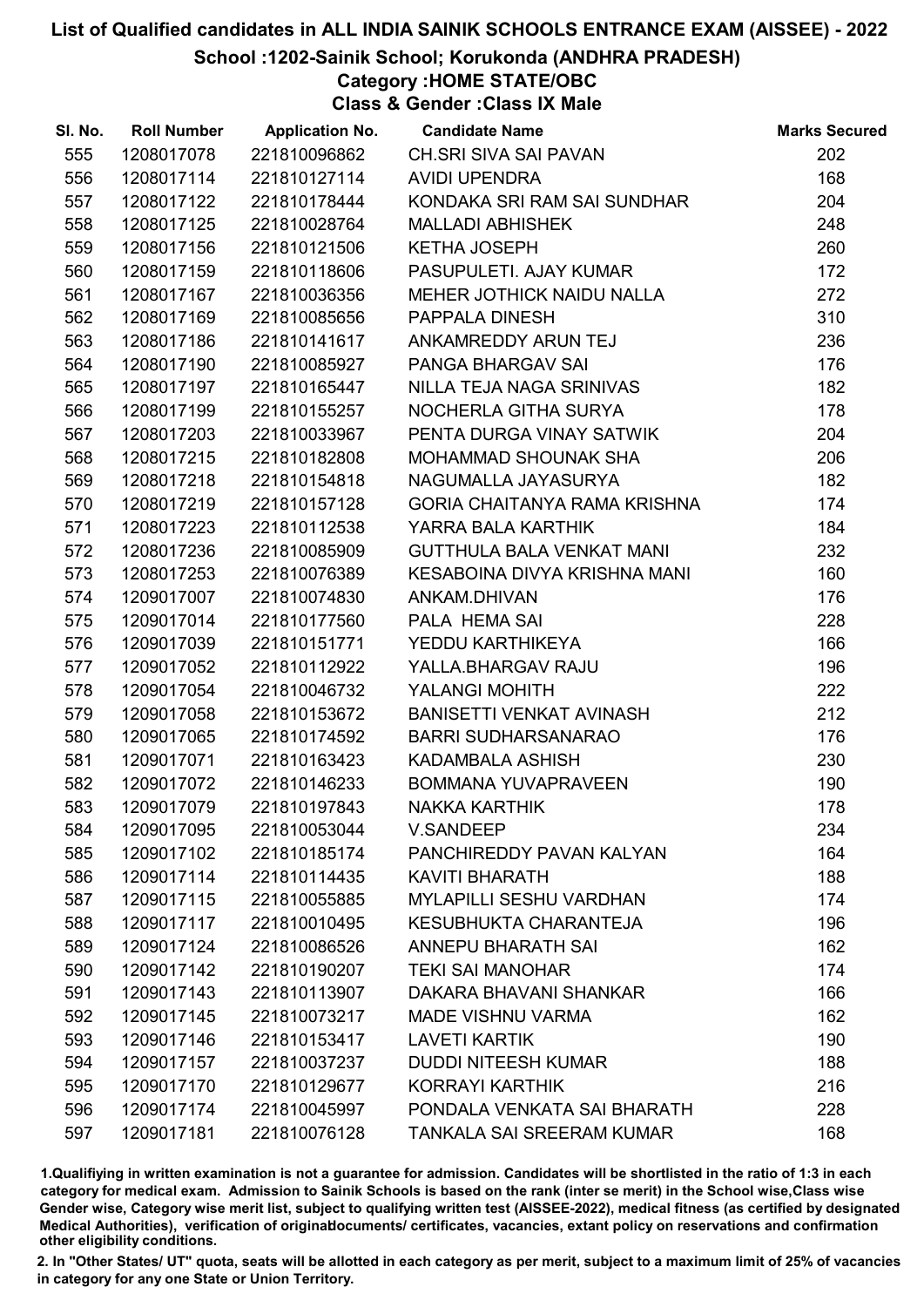# List of Qualified candidates in ALL INDIA SAINIK SCHOOLS ENTRANCE EXAM (AISSEE) - 2022

## School :1202-Sainik School; Korukonda (ANDHRA PRADESH)

### Category :HOME STATE/OBC

### Class & Gender :Class IX Male

| Sl. No. | Roll Number | Application No. | Candidate Name | Marks Secured |
|---|---|---|---|---|
| 555 | 1208017078 | 221810096862 | CH.SRI SIVA SAI PAVAN | 202 |
| 556 | 1208017114 | 221810127114 | AVIDI UPENDRA | 168 |
| 557 | 1208017122 | 221810178444 | KONDAKA SRI RAM SAI SUNDHAR | 204 |
| 558 | 1208017125 | 221810028764 | MALLADI ABHISHEK | 248 |
| 559 | 1208017156 | 221810121506 | KETHA JOSEPH | 260 |
| 560 | 1208017159 | 221810118606 | PASUPULETI. AJAY KUMAR | 172 |
| 561 | 1208017167 | 221810036356 | MEHER JOTHICK NAIDU NALLA | 272 |
| 562 | 1208017169 | 221810085656 | PAPPALA DINESH | 310 |
| 563 | 1208017186 | 221810141617 | ANKAMREDDY ARUN TEJ | 236 |
| 564 | 1208017190 | 221810085927 | PANGA BHARGAV SAI | 176 |
| 565 | 1208017197 | 221810165447 | NILLA TEJA NAGA SRINIVAS | 182 |
| 566 | 1208017199 | 221810155257 | NOCHERLA GITHA SURYA | 178 |
| 567 | 1208017203 | 221810033967 | PENTA DURGA VINAY SATWIK | 204 |
| 568 | 1208017215 | 221810182808 | MOHAMMAD SHOUNAK SHA | 206 |
| 569 | 1208017218 | 221810154818 | NAGUMALLA JAYASURYA | 182 |
| 570 | 1208017219 | 221810157128 | GORIA CHAITANYA RAMA KRISHNA | 174 |
| 571 | 1208017223 | 221810112538 | YARRA BALA KARTHIK | 184 |
| 572 | 1208017236 | 221810085909 | GUTTHULA BALA VENKAT MANI | 232 |
| 573 | 1208017253 | 221810076389 | KESABOINA DIVYA KRISHNA MANI | 160 |
| 574 | 1209017007 | 221810074830 | ANKAM.DHIVAN | 176 |
| 575 | 1209017014 | 221810177560 | PALA HEMA SAI | 228 |
| 576 | 1209017039 | 221810151771 | YEDDU KARTHIKEYA | 166 |
| 577 | 1209017052 | 221810112922 | YALLA.BHARGAV RAJU | 196 |
| 578 | 1209017054 | 221810046732 | YALANGI MOHITH | 222 |
| 579 | 1209017058 | 221810153672 | BANISETTI VENKAT AVINASH | 212 |
| 580 | 1209017065 | 221810174592 | BARRI SUDHARSANARAO | 176 |
| 581 | 1209017071 | 221810163423 | KADAMBALA ASHISH | 230 |
| 582 | 1209017072 | 221810146233 | BOMMANA YUVAPRAVEEN | 190 |
| 583 | 1209017079 | 221810197843 | NAKKA KARTHIK | 178 |
| 584 | 1209017095 | 221810053044 | V.SANDEEP | 234 |
| 585 | 1209017102 | 221810185174 | PANCHIREDDY PAVAN KALYAN | 164 |
| 586 | 1209017114 | 221810114435 | KAVITI BHARATH | 188 |
| 587 | 1209017115 | 221810055885 | MYLAPILLI SESHU VARDHAN | 174 |
| 588 | 1209017117 | 221810010495 | KESUBHUKTA CHARANTEJA | 196 |
| 589 | 1209017124 | 221810086526 | ANNEPU BHARATH SAI | 162 |
| 590 | 1209017142 | 221810190207 | TEKI SAI MANOHAR | 174 |
| 591 | 1209017143 | 221810113907 | DAKARA BHAVANI SHANKAR | 166 |
| 592 | 1209017145 | 221810073217 | MADE VISHNU VARMA | 162 |
| 593 | 1209017146 | 221810153417 | LAVETI KARTIK | 190 |
| 594 | 1209017157 | 221810037237 | DUDDI NITEESH KUMAR | 188 |
| 595 | 1209017170 | 221810129677 | KORRAYI KARTHIK | 216 |
| 596 | 1209017174 | 221810045997 | PONDALA VENKATA SAI BHARATH | 228 |
| 597 | 1209017181 | 221810076128 | TANKALA SAI SREERAM KUMAR | 168 |

1.Qualifying in written examination is not a guarantee for admission. Candidates will be shortlisted in the ratio of 1:3 in each category for medical exam. Admission to Sainik Schools is based on the rank (inter se merit) in the School wise,Class wise Gender wise, Category wise merit list, subject to qualifying written test (AISSEE-2022), medical fitness (as certified by designated Medical Authorities), verification of originaldocuments/ certificates, vacancies, extant policy on reservations and confirmation other eligibility conditions.

2. In "Other States/ UT" quota, seats will be allotted in each category as per merit, subject to a maximum limit of 25% of vacancies in category for any one State or Union Territory.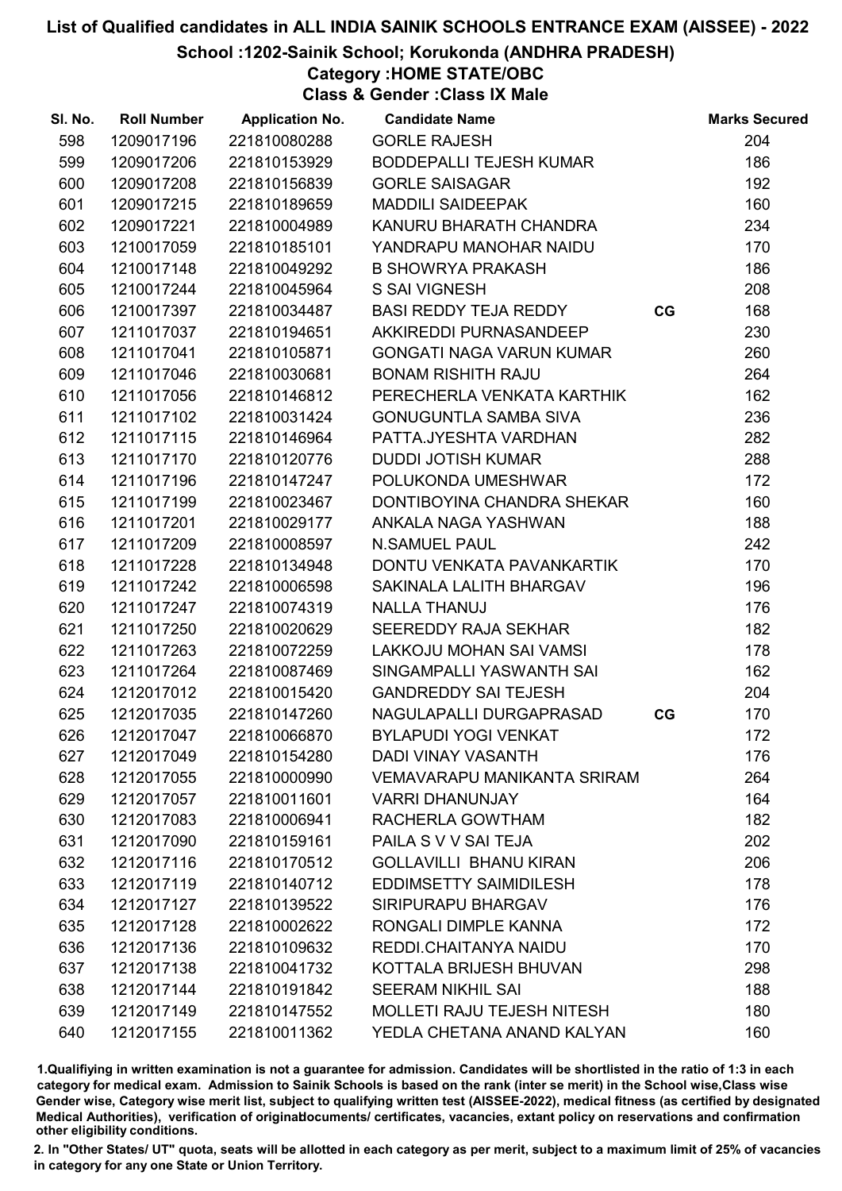# List of Qualified candidates in ALL INDIA SAINIK SCHOOLS ENTRANCE EXAM (AISSEE) - 2022

## School :1202-Sainik School; Korukonda (ANDHRA PRADESH)

### Category :HOME STATE/OBC

### Class & Gender :Class IX Male

| Sl. No. | Roll Number | Application No. | Candidate Name | | Marks Secured |
|---|---|---|---|---|---|
| 598 | 1209017196 | 221810080288 | GORLE RAJESH | | 204 |
| 599 | 1209017206 | 221810153929 | BODDEPALLI TEJESH KUMAR | | 186 |
| 600 | 1209017208 | 221810156839 | GORLE SAISAGAR | | 192 |
| 601 | 1209017215 | 221810189659 | MADDILI SAIDEEPAK | | 160 |
| 602 | 1209017221 | 221810004989 | KANURU BHARATH CHANDRA | | 234 |
| 603 | 1210017059 | 221810185101 | YANDRAPU MANOHAR NAIDU | | 170 |
| 604 | 1210017148 | 221810049292 | B SHOWRYA PRAKASH | | 186 |
| 605 | 1210017244 | 221810045964 | S SAI VIGNESH | | 208 |
| 606 | 1210017397 | 221810034487 | BASI REDDY TEJA REDDY | CG | 168 |
| 607 | 1211017037 | 221810194651 | AKKIREDDI PURNASANDEEP | | 230 |
| 608 | 1211017041 | 221810105871 | GONGATI NAGA VARUN KUMAR | | 260 |
| 609 | 1211017046 | 221810030681 | BONAM RISHITH RAJU | | 264 |
| 610 | 1211017056 | 221810146812 | PERECHERLA VENKATA KARTHIK | | 162 |
| 611 | 1211017102 | 221810031424 | GONUGUNTLA SAMBA SIVA | | 236 |
| 612 | 1211017115 | 221810146964 | PATTA.JYESHTA VARDHAN | | 282 |
| 613 | 1211017170 | 221810120776 | DUDDI JOTISH KUMAR | | 288 |
| 614 | 1211017196 | 221810147247 | POLUKONDA UMESHWAR | | 172 |
| 615 | 1211017199 | 221810023467 | DONTIBOYINA CHANDRA SHEKAR | | 160 |
| 616 | 1211017201 | 221810029177 | ANKALA NAGA YASHWAN | | 188 |
| 617 | 1211017209 | 221810008597 | N.SAMUEL PAUL | | 242 |
| 618 | 1211017228 | 221810134948 | DONTU VENKATA PAVANKARTIK | | 170 |
| 619 | 1211017242 | 221810006598 | SAKINALA LALITH BHARGAV | | 196 |
| 620 | 1211017247 | 221810074319 | NALLA THANUJ | | 176 |
| 621 | 1211017250 | 221810020629 | SEEREDDY RAJA SEKHAR | | 182 |
| 622 | 1211017263 | 221810072259 | LAKKOJU MOHAN SAI VAMSI | | 178 |
| 623 | 1211017264 | 221810087469 | SINGAMPALLI YASWANTH SAI | | 162 |
| 624 | 1212017012 | 221810015420 | GANDREDDY SAI TEJESH | | 204 |
| 625 | 1212017035 | 221810147260 | NAGULAPALLI DURGAPRASAD | CG | 170 |
| 626 | 1212017047 | 221810066870 | BYLAPUDI YOGI VENKAT | | 172 |
| 627 | 1212017049 | 221810154280 | DADI VINAY VASANTH | | 176 |
| 628 | 1212017055 | 221810000990 | VEMAVARAPU MANIKANTA SRIRAM | | 264 |
| 629 | 1212017057 | 221810011601 | VARRI DHANUNJAY | | 164 |
| 630 | 1212017083 | 221810006941 | RACHERLA GOWTHAM | | 182 |
| 631 | 1212017090 | 221810159161 | PAILA S V V SAI TEJA | | 202 |
| 632 | 1212017116 | 221810170512 | GOLLAVILLI BHANU KIRAN | | 206 |
| 633 | 1212017119 | 221810140712 | EDDIMSETTY SAIMIDILESH | | 178 |
| 634 | 1212017127 | 221810139522 | SIRIPURAPU BHARGAV | | 176 |
| 635 | 1212017128 | 221810002622 | RONGALI DIMPLE KANNA | | 172 |
| 636 | 1212017136 | 221810109632 | REDDI.CHAITANYA NAIDU | | 170 |
| 637 | 1212017138 | 221810041732 | KOTTALA BRIJESH BHUVAN | | 298 |
| 638 | 1212017144 | 221810191842 | SEERAM NIKHIL SAI | | 188 |
| 639 | 1212017149 | 221810147552 | MOLLETI RAJU TEJESH NITESH | | 180 |
| 640 | 1212017155 | 221810011362 | YEDLA CHETANA ANAND KALYAN | | 160 |

1.Qualifiying in written examination is not a guarantee for admission. Candidates will be shortlisted in the ratio of 1:3 in each category for medical exam. Admission to Sainik Schools is based on the rank (inter se merit) in the School wise,Class wise Gender wise, Category wise merit list, subject to qualifying written test (AISSEE-2022), medical fitness (as certified by designated Medical Authorities), verification of originaldocuments/ certificates, vacancies, extant policy on reservations and confirmation other eligibility conditions.

2. In "Other States/ UT" quota, seats will be allotted in each category as per merit, subject to a maximum limit of 25% of vacancies in category for any one State or Union Territory.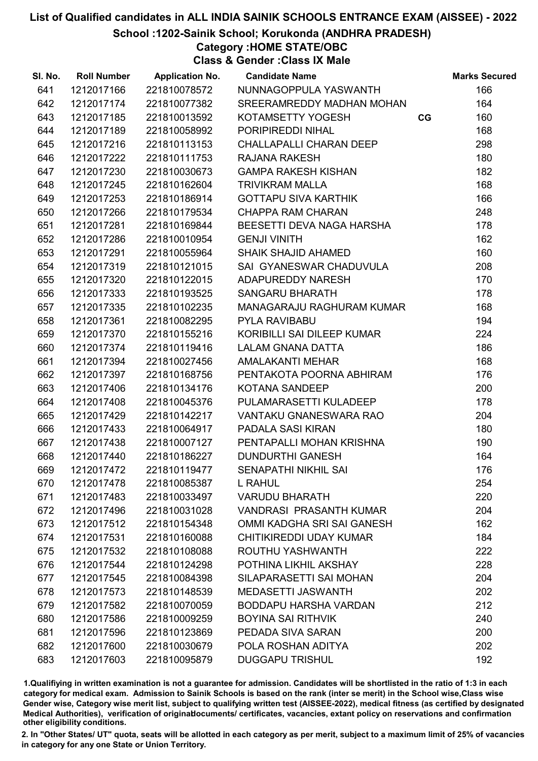# List of Qualified candidates in ALL INDIA SAINIK SCHOOLS ENTRANCE EXAM (AISSEE) - 2022

## School :1202-Sainik School; Korukonda (ANDHRA PRADESH)

### Category :HOME STATE/OBC

### Class & Gender :Class IX Male

| Sl. No. | Roll Number | Application No. | Candidate Name | | Marks Secured |
|---|---|---|---|---|---|
| 641 | 1212017166 | 221810078572 | NUNNAGOPPULA YASWANTH | | 166 |
| 642 | 1212017174 | 221810077382 | SREERAMREDDY MADHAN MOHAN | | 164 |
| 643 | 1212017185 | 221810013592 | KOTAMSETTY YOGESH | CG | 160 |
| 644 | 1212017189 | 221810058992 | PORIPIREDDI NIHAL | | 168 |
| 645 | 1212017216 | 221810113153 | CHALLAPALLI CHARAN DEEP | | 298 |
| 646 | 1212017222 | 221810111753 | RAJANA RAKESH | | 180 |
| 647 | 1212017230 | 221810030673 | GAMPA RAKESH KISHAN | | 182 |
| 648 | 1212017245 | 221810162604 | TRIVIKRAM MALLA | | 168 |
| 649 | 1212017253 | 221810186914 | GOTTAPU SIVA KARTHIK | | 166 |
| 650 | 1212017266 | 221810179534 | CHAPPA RAM CHARAN | | 248 |
| 651 | 1212017281 | 221810169844 | BEESETTI DEVA NAGA HARSHA | | 178 |
| 652 | 1212017286 | 221810010954 | GENJI VINITH | | 162 |
| 653 | 1212017291 | 221810055964 | SHAIK SHAJID AHAMED | | 160 |
| 654 | 1212017319 | 221810121015 | SAI GYANESWAR CHADUVULA | | 208 |
| 655 | 1212017320 | 221810122015 | ADAPUREDDY NARESH | | 170 |
| 656 | 1212017333 | 221810193525 | SANGARU BHARATH | | 178 |
| 657 | 1212017335 | 221810102235 | MANAGARAJU RAGHURAM KUMAR | | 168 |
| 658 | 1212017361 | 221810082295 | PYLA RAVIBABU | | 194 |
| 659 | 1212017370 | 221810155216 | KORIBILLI SAI DILEEP KUMAR | | 224 |
| 660 | 1212017374 | 221810119416 | LALAM GNANA DATTA | | 186 |
| 661 | 1212017394 | 221810027456 | AMALAKANTI MEHAR | | 168 |
| 662 | 1212017397 | 221810168756 | PENTAKOTA POORNA ABHIRAM | | 176 |
| 663 | 1212017406 | 221810134176 | KOTANA SANDEEP | | 200 |
| 664 | 1212017408 | 221810045376 | PULAMARASETTI KULADEEP | | 178 |
| 665 | 1212017429 | 221810142217 | VANTAKU GNANESWARA RAO | | 204 |
| 666 | 1212017433 | 221810064917 | PADALA SASI KIRAN | | 180 |
| 667 | 1212017438 | 221810007127 | PENTAPALLI MOHAN KRISHNA | | 190 |
| 668 | 1212017440 | 221810186227 | DUNDURTHI GANESH | | 164 |
| 669 | 1212017472 | 221810119477 | SENAPATHI NIKHIL SAI | | 176 |
| 670 | 1212017478 | 221810085387 | L RAHUL | | 254 |
| 671 | 1212017483 | 221810033497 | VARUDU BHARATH | | 220 |
| 672 | 1212017496 | 221810031028 | VANDRASI PRASANTH KUMAR | | 204 |
| 673 | 1212017512 | 221810154348 | OMMI KADGHA SRI SAI GANESH | | 162 |
| 674 | 1212017531 | 221810160088 | CHITIKIREDDI UDAY KUMAR | | 184 |
| 675 | 1212017532 | 221810108088 | ROUTHU YASHWANTH | | 222 |
| 676 | 1212017544 | 221810124298 | POTHINA LIKHIL AKSHAY | | 228 |
| 677 | 1212017545 | 221810084398 | SILAPARASETTI SAI MOHAN | | 204 |
| 678 | 1212017573 | 221810148539 | MEDASETTI JASWANTH | | 202 |
| 679 | 1212017582 | 221810070059 | BODDAPU HARSHA VARDAN | | 212 |
| 680 | 1212017586 | 221810009259 | BOYINA SAI RITHVIK | | 240 |
| 681 | 1212017596 | 221810123869 | PEDADA SIVA SARAN | | 200 |
| 682 | 1212017600 | 221810030679 | POLA ROSHAN ADITYA | | 202 |
| 683 | 1212017603 | 221810095879 | DUGGAPU TRISHUL | | 192 |

1.Qualifiying in written examination is not a guarantee for admission. Candidates will be shortlisted in the ratio of 1:3 in each category for medical exam. Admission to Sainik Schools is based on the rank (inter se merit) in the School wise,Class wise Gender wise, Category wise merit list, subject to qualifying written test (AISSEE-2022), medical fitness (as certified by designated Medical Authorities), verification of originaldocuments/ certificates, vacancies, extant policy on reservations and confirmation other eligibility conditions.

2. In "Other States/ UT" quota, seats will be allotted in each category as per merit, subject to a maximum limit of 25% of vacancies in category for any one State or Union Territory.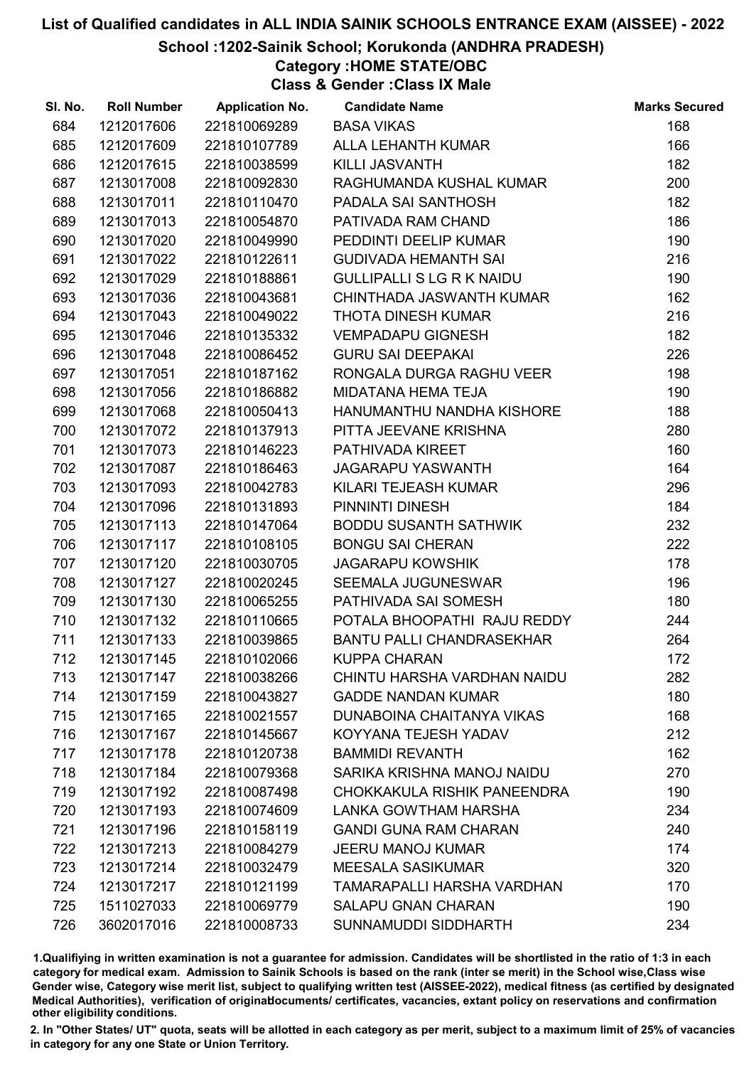# List of Qualified candidates in ALL INDIA SAINIK SCHOOLS ENTRANCE EXAM (AISSEE) - 2022

## School :1202-Sainik School; Korukonda (ANDHRA PRADESH)

### Category :HOME STATE/OBC

### Class & Gender :Class IX Male

| Sl. No. | Roll Number | Application No. | Candidate Name | Marks Secured |
|---|---|---|---|---|
| 684 | 1212017606 | 221810069289 | BASA VIKAS | 168 |
| 685 | 1212017609 | 221810107789 | ALLA LEHANTH KUMAR | 166 |
| 686 | 1212017615 | 221810038599 | KILLI JASVANTH | 182 |
| 687 | 1213017008 | 221810092830 | RAGHUMANDA KUSHAL KUMAR | 200 |
| 688 | 1213017011 | 221810110470 | PADALA SAI SANTHOSH | 182 |
| 689 | 1213017013 | 221810054870 | PATIVADA RAM CHAND | 186 |
| 690 | 1213017020 | 221810049990 | PEDDINTI DEELIP KUMAR | 190 |
| 691 | 1213017022 | 221810122611 | GUDIVADA HEMANTH SAI | 216 |
| 692 | 1213017029 | 221810188861 | GULLIPALLI S LG R K NAIDU | 190 |
| 693 | 1213017036 | 221810043681 | CHINTHADA JASWANTH KUMAR | 162 |
| 694 | 1213017043 | 221810049022 | THOTA DINESH KUMAR | 216 |
| 695 | 1213017046 | 221810135332 | VEMPADAPU GIGNESH | 182 |
| 696 | 1213017048 | 221810086452 | GURU SAI DEEPAKAI | 226 |
| 697 | 1213017051 | 221810187162 | RONGALA DURGA RAGHU VEER | 198 |
| 698 | 1213017056 | 221810186882 | MIDATANA HEMA TEJA | 190 |
| 699 | 1213017068 | 221810050413 | HANUMANTHU NANDHA KISHORE | 188 |
| 700 | 1213017072 | 221810137913 | PITTA JEEVANE KRISHNA | 280 |
| 701 | 1213017073 | 221810146223 | PATHIVADA KIREET | 160 |
| 702 | 1213017087 | 221810186463 | JAGARAPU YASWANTH | 164 |
| 703 | 1213017093 | 221810042783 | KILARI TEJEASH KUMAR | 296 |
| 704 | 1213017096 | 221810131893 | PINNINTI DINESH | 184 |
| 705 | 1213017113 | 221810147064 | BODDU SUSANTH SATHWIK | 232 |
| 706 | 1213017117 | 221810108105 | BONGU SAI CHERAN | 222 |
| 707 | 1213017120 | 221810030705 | JAGARAPU KOWSHIK | 178 |
| 708 | 1213017127 | 221810020245 | SEEMALA JUGUNESWAR | 196 |
| 709 | 1213017130 | 221810065255 | PATHIVADA SAI SOMESH | 180 |
| 710 | 1213017132 | 221810110665 | POTALA BHOOPATHI RAJU REDDY | 244 |
| 711 | 1213017133 | 221810039865 | BANTU PALLI CHANDRASEKHAR | 264 |
| 712 | 1213017145 | 221810102066 | KUPPA CHARAN | 172 |
| 713 | 1213017147 | 221810038266 | CHINTU HARSHA VARDHAN NAIDU | 282 |
| 714 | 1213017159 | 221810043827 | GADDE NANDAN KUMAR | 180 |
| 715 | 1213017165 | 221810021557 | DUNABOINA CHAITANYA VIKAS | 168 |
| 716 | 1213017167 | 221810145667 | KOYYANA TEJESH YADAV | 212 |
| 717 | 1213017178 | 221810120738 | BAMMIDI REVANTH | 162 |
| 718 | 1213017184 | 221810079368 | SARIKA KRISHNA MANOJ NAIDU | 270 |
| 719 | 1213017192 | 221810087498 | CHOKKAKULA RISHIK PANEENDRA | 190 |
| 720 | 1213017193 | 221810074609 | LANKA GOWTHAM HARSHA | 234 |
| 721 | 1213017196 | 221810158119 | GANDI GUNA RAM CHARAN | 240 |
| 722 | 1213017213 | 221810084279 | JEERU MANOJ KUMAR | 174 |
| 723 | 1213017214 | 221810032479 | MEESALA SASIKUMAR | 320 |
| 724 | 1213017217 | 221810121199 | TAMARAPALLI HARSHA VARDHAN | 170 |
| 725 | 1511027033 | 221810069779 | SALAPU GNAN CHARAN | 190 |
| 726 | 3602017016 | 221810008733 | SUNNAMUDDI SIDDHARTH | 234 |

1.Qualifiying in written examination is not a guarantee for admission. Candidates will be shortlisted in the ratio of 1:3 in each category for medical exam. Admission to Sainik Schools is based on the rank (inter se merit) in the School wise,Class wise Gender wise, Category wise merit list, subject to qualifying written test (AISSEE-2022), medical fitness (as certified by designated Medical Authorities), verification of originaldocuments/ certificates, vacancies, extant policy on reservations and confirmation other eligibility conditions.

2. In "Other States/ UT" quota, seats will be allotted in each category as per merit, subject to a maximum limit of 25% of vacancies in category for any one State or Union Territory.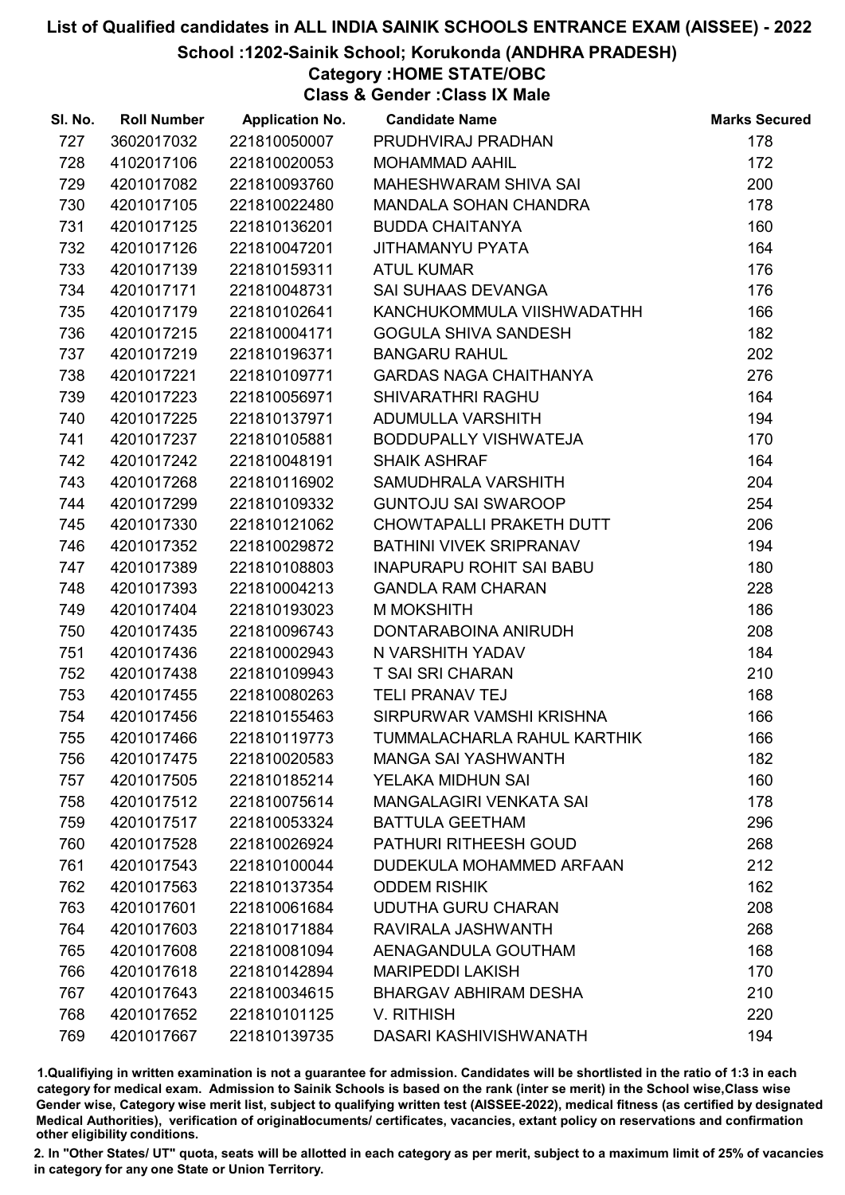# List of Qualified candidates in ALL INDIA SAINIK SCHOOLS ENTRANCE EXAM (AISSEE) - 2022

## School :1202-Sainik School; Korukonda (ANDHRA PRADESH)

### Category :HOME STATE/OBC

### Class & Gender :Class IX Male

| Sl. No. | Roll Number | Application No. | Candidate Name | Marks Secured |
|---|---|---|---|---|
| 727 | 3602017032 | 221810050007 | PRUDHVIRAJ PRADHAN | 178 |
| 728 | 4102017106 | 221810020053 | MOHAMMAD AAHIL | 172 |
| 729 | 4201017082 | 221810093760 | MAHESHWARAM SHIVA SAI | 200 |
| 730 | 4201017105 | 221810022480 | MANDALA SOHAN CHANDRA | 178 |
| 731 | 4201017125 | 221810136201 | BUDDA CHAITANYA | 160 |
| 732 | 4201017126 | 221810047201 | JITHAMANYU PYATA | 164 |
| 733 | 4201017139 | 221810159311 | ATUL KUMAR | 176 |
| 734 | 4201017171 | 221810048731 | SAI SUHAAS DEVANGA | 176 |
| 735 | 4201017179 | 221810102641 | KANCHUKOMMULA VIISHWADATHH | 166 |
| 736 | 4201017215 | 221810004171 | GOGULA SHIVA SANDESH | 182 |
| 737 | 4201017219 | 221810196371 | BANGARU RAHUL | 202 |
| 738 | 4201017221 | 221810109771 | GARDAS NAGA CHAITHANYA | 276 |
| 739 | 4201017223 | 221810056971 | SHIVARATHRI RAGHU | 164 |
| 740 | 4201017225 | 221810137971 | ADUMULLA VARSHITH | 194 |
| 741 | 4201017237 | 221810105881 | BODDUPALLY VISHWATEJA | 170 |
| 742 | 4201017242 | 221810048191 | SHAIK ASHRAF | 164 |
| 743 | 4201017268 | 221810116902 | SAMUDHRALA VARSHITH | 204 |
| 744 | 4201017299 | 221810109332 | GUNTOJU SAI SWAROOP | 254 |
| 745 | 4201017330 | 221810121062 | CHOWTAPALLI PRAKETH DUTT | 206 |
| 746 | 4201017352 | 221810029872 | BATHINI VIVEK SRIPRANAV | 194 |
| 747 | 4201017389 | 221810108803 | INAPURAPU ROHIT SAI BABU | 180 |
| 748 | 4201017393 | 221810004213 | GANDLA RAM CHARAN | 228 |
| 749 | 4201017404 | 221810193023 | M MOKSHITH | 186 |
| 750 | 4201017435 | 221810096743 | DONTARABOINA ANIRUDH | 208 |
| 751 | 4201017436 | 221810002943 | N VARSHITH YADAV | 184 |
| 752 | 4201017438 | 221810109943 | T SAI SRI CHARAN | 210 |
| 753 | 4201017455 | 221810080263 | TELI PRANAV TEJ | 168 |
| 754 | 4201017456 | 221810155463 | SIRPURWAR VAMSHI KRISHNA | 166 |
| 755 | 4201017466 | 221810119773 | TUMMALACHARLA RAHUL KARTHIK | 166 |
| 756 | 4201017475 | 221810020583 | MANGA SAI YASHWANTH | 182 |
| 757 | 4201017505 | 221810185214 | YELAKA MIDHUN SAI | 160 |
| 758 | 4201017512 | 221810075614 | MANGALAGIRI VENKATA SAI | 178 |
| 759 | 4201017517 | 221810053324 | BATTULA GEETHAM | 296 |
| 760 | 4201017528 | 221810026924 | PATHURI RITHEESH GOUD | 268 |
| 761 | 4201017543 | 221810100044 | DUDEKULA MOHAMMED ARFAAN | 212 |
| 762 | 4201017563 | 221810137354 | ODDEM RISHIK | 162 |
| 763 | 4201017601 | 221810061684 | UDUTHA GURU CHARAN | 208 |
| 764 | 4201017603 | 221810171884 | RAVIRALA JASHWANTH | 268 |
| 765 | 4201017608 | 221810081094 | AENAGANDULA GOUTHAM | 168 |
| 766 | 4201017618 | 221810142894 | MARIPEDDI LAKISH | 170 |
| 767 | 4201017643 | 221810034615 | BHARGAV ABHIRAM DESHA | 210 |
| 768 | 4201017652 | 221810101125 | V. RITHISH | 220 |
| 769 | 4201017667 | 221810139735 | DASARI KASHIVISHWANATH | 194 |

1.Qualifiying in written examination is not a guarantee for admission. Candidates will be shortlisted in the ratio of 1:3 in each category for medical exam. Admission to Sainik Schools is based on the rank (inter se merit) in the School wise,Class wise Gender wise, Category wise merit list, subject to qualifying written test (AISSEE-2022), medical fitness (as certified by designated Medical Authorities), verification of originaldocuments/ certificates, vacancies, extant policy on reservations and confirmation other eligibility conditions.

2. In "Other States/ UT" quota, seats will be allotted in each category as per merit, subject to a maximum limit of 25% of vacancies in category for any one State or Union Territory.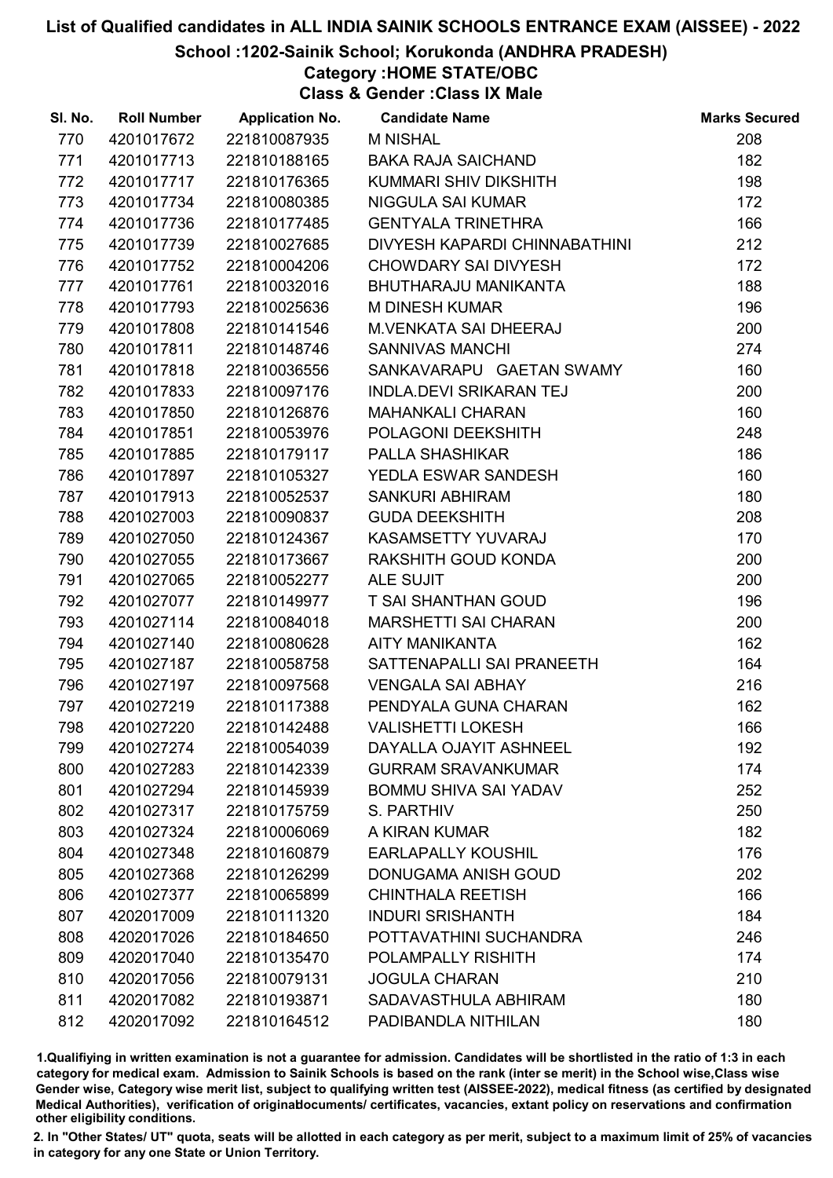# List of Qualified candidates in ALL INDIA SAINIK SCHOOLS ENTRANCE EXAM (AISSEE) - 2022

## School :1202-Sainik School; Korukonda (ANDHRA PRADESH)

### Category :HOME STATE/OBC

### Class & Gender :Class IX Male

| Sl. No. | Roll Number | Application No. | Candidate Name | Marks Secured |
|---|---|---|---|---|
| 770 | 4201017672 | 221810087935 | M NISHAL | 208 |
| 771 | 4201017713 | 221810188165 | BAKA RAJA SAICHAND | 182 |
| 772 | 4201017717 | 221810176365 | KUMMARI SHIV DIKSHITH | 198 |
| 773 | 4201017734 | 221810080385 | NIGGULA SAI KUMAR | 172 |
| 774 | 4201017736 | 221810177485 | GENTYALA TRINETHRA | 166 |
| 775 | 4201017739 | 221810027685 | DIVYESH KAPARDI CHINNABATHINI | 212 |
| 776 | 4201017752 | 221810004206 | CHOWDARY SAI DIVYESH | 172 |
| 777 | 4201017761 | 221810032016 | BHUTHARAJU MANIKANTA | 188 |
| 778 | 4201017793 | 221810025636 | M DINESH KUMAR | 196 |
| 779 | 4201017808 | 221810141546 | M.VENKATA SAI DHEERAJ | 200 |
| 780 | 4201017811 | 221810148746 | SANNIVAS MANCHI | 274 |
| 781 | 4201017818 | 221810036556 | SANKAVARAPU GAETAN SWAMY | 160 |
| 782 | 4201017833 | 221810097176 | INDLA.DEVI SRIKARAN TEJ | 200 |
| 783 | 4201017850 | 221810126876 | MAHANKALI CHARAN | 160 |
| 784 | 4201017851 | 221810053976 | POLAGONI DEEKSHITH | 248 |
| 785 | 4201017885 | 221810179117 | PALLA SHASHIKAR | 186 |
| 786 | 4201017897 | 221810105327 | YEDLA ESWAR SANDESH | 160 |
| 787 | 4201017913 | 221810052537 | SANKURI ABHIRAM | 180 |
| 788 | 4201027003 | 221810090837 | GUDA DEEKSHITH | 208 |
| 789 | 4201027050 | 221810124367 | KASAMSETTY YUVARAJ | 170 |
| 790 | 4201027055 | 221810173667 | RAKSHITH GOUD KONDA | 200 |
| 791 | 4201027065 | 221810052277 | ALE SUJIT | 200 |
| 792 | 4201027077 | 221810149977 | T SAI SHANTHAN GOUD | 196 |
| 793 | 4201027114 | 221810084018 | MARSHETTI SAI CHARAN | 200 |
| 794 | 4201027140 | 221810080628 | AITY MANIKANTA | 162 |
| 795 | 4201027187 | 221810058758 | SATTENAPALLI SAI PRANEETH | 164 |
| 796 | 4201027197 | 221810097568 | VENGALA SAI ABHAY | 216 |
| 797 | 4201027219 | 221810117388 | PENDYALA GUNA CHARAN | 162 |
| 798 | 4201027220 | 221810142488 | VALISHETTI LOKESH | 166 |
| 799 | 4201027274 | 221810054039 | DAYALLA OJAYIT ASHNEEL | 192 |
| 800 | 4201027283 | 221810142339 | GURRAM SRAVANKUMAR | 174 |
| 801 | 4201027294 | 221810145939 | BOMMU SHIVA SAI YADAV | 252 |
| 802 | 4201027317 | 221810175759 | S. PARTHIV | 250 |
| 803 | 4201027324 | 221810006069 | A KIRAN KUMAR | 182 |
| 804 | 4201027348 | 221810160879 | EARLAPALLY KOUSHIL | 176 |
| 805 | 4201027368 | 221810126299 | DONUGAMA ANISH GOUD | 202 |
| 806 | 4201027377 | 221810065899 | CHINTHALA REETISH | 166 |
| 807 | 4202017009 | 221810111320 | INDURI SRISHANTH | 184 |
| 808 | 4202017026 | 221810184650 | POTTAVATHINI SUCHANDRA | 246 |
| 809 | 4202017040 | 221810135470 | POLAMPALLY RISHITH | 174 |
| 810 | 4202017056 | 221810079131 | JOGULA CHARAN | 210 |
| 811 | 4202017082 | 221810193871 | SADAVASTHULA ABHIRAM | 180 |
| 812 | 4202017092 | 221810164512 | PADIBANDLA NITHILAN | 180 |

1.Qualifying in written examination is not a guarantee for admission. Candidates will be shortlisted in the ratio of 1:3 in each category for medical exam. Admission to Sainik Schools is based on the rank (inter se merit) in the School wise,Class wise Gender wise, Category wise merit list, subject to qualifying written test (AISSEE-2022), medical fitness (as certified by designated Medical Authorities), verification of originaldocuments/ certificates, vacancies, extant policy on reservations and confirmation other eligibility conditions.

2. In "Other States/ UT" quota, seats will be allotted in each category as per merit, subject to a maximum limit of 25% of vacancies in category for any one State or Union Territory.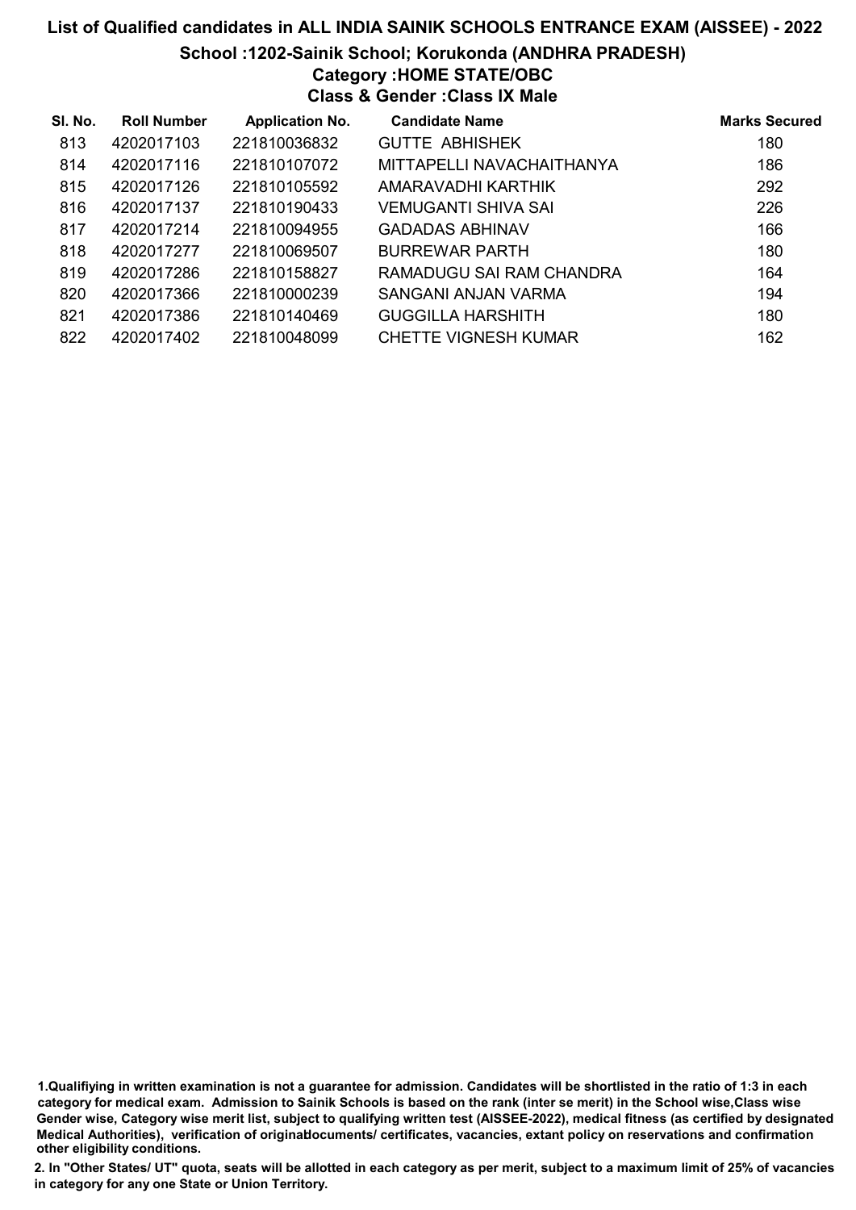# List of Qualified candidates in ALL INDIA SAINIK SCHOOLS ENTRANCE EXAM (AISSEE) - 2022

## School :1202-Sainik School; Korukonda (ANDHRA PRADESH)

### Category :HOME STATE/OBC

### Class & Gender :Class IX Male

| Sl. No. | Roll Number | Application No. | Candidate Name | Marks Secured |
|---|---|---|---|---|
| 813 | 4202017103 | 221810036832 | GUTTE ABHISHEK | 180 |
| 814 | 4202017116 | 221810107072 | MITTAPELLI NAVACHAITHANYA | 186 |
| 815 | 4202017126 | 221810105592 | AMARAVADHI KARTHIK | 292 |
| 816 | 4202017137 | 221810190433 | VEMUGANTI SHIVA SAI | 226 |
| 817 | 4202017214 | 221810094955 | GADADAS ABHINAV | 166 |
| 818 | 4202017277 | 221810069507 | BURREWAR PARTH | 180 |
| 819 | 4202017286 | 221810158827 | RAMADUGU SAI RAM CHANDRA | 164 |
| 820 | 4202017366 | 221810000239 | SANGANI ANJAN VARMA | 194 |
| 821 | 4202017386 | 221810140469 | GUGGILLA HARSHITH | 180 |
| 822 | 4202017402 | 221810048099 | CHETTE VIGNESH KUMAR | 162 |

1.Qualifiying in written examination is not a guarantee for admission. Candidates will be shortlisted in the ratio of 1:3 in each category for medical exam. Admission to Sainik Schools is based on the rank (inter se merit) in the School wise,Class wise Gender wise, Category wise merit list, subject to qualifying written test (AISSEE-2022), medical fitness (as certified by designated Medical Authorities), verification of originaldocuments/ certificates, vacancies, extant policy on reservations and confirmation other eligibility conditions.

2. In "Other States/ UT" quota, seats will be allotted in each category as per merit, subject to a maximum limit of 25% of vacancies in category for any one State or Union Territory.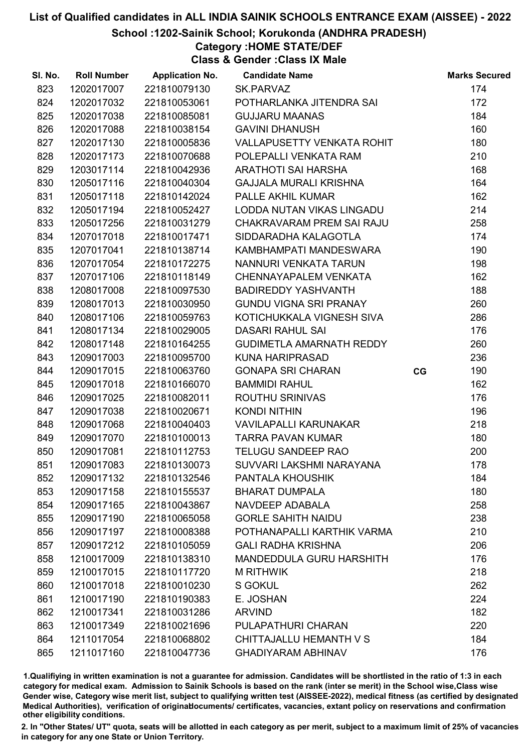# List of Qualified candidates in ALL INDIA SAINIK SCHOOLS ENTRANCE EXAM (AISSEE) - 2022

## School :1202-Sainik School; Korukonda (ANDHRA PRADESH)

### Category :HOME STATE/DEF

### Class & Gender :Class IX Male

| Sl. No. | Roll Number | Application No. | Candidate Name | | Marks Secured |
|---|---|---|---|---|---|
| 823 | 1202017007 | 221810079130 | SK.PARVAZ | | 174 |
| 824 | 1202017032 | 221810053061 | POTHARLANKA JITENDRA SAI | | 172 |
| 825 | 1202017038 | 221810085081 | GUJJARU MAANAS | | 184 |
| 826 | 1202017088 | 221810038154 | GAVINI DHANUSH | | 160 |
| 827 | 1202017130 | 221810005836 | VALLAPUSETTY VENKATA ROHIT | | 180 |
| 828 | 1202017173 | 221810070688 | POLEPALLI VENKATA RAM | | 210 |
| 829 | 1203017114 | 221810042936 | ARATHOTI SAI HARSHA | | 168 |
| 830 | 1205017116 | 221810040304 | GAJJALA MURALI KRISHNA | | 164 |
| 831 | 1205017118 | 221810142024 | PALLE AKHIL KUMAR | | 162 |
| 832 | 1205017194 | 221810052427 | LODDA NUTAN VIKAS LINGADU | | 214 |
| 833 | 1205017256 | 221810031279 | CHAKRAVARAM PREM SAI RAJU | | 258 |
| 834 | 1207017018 | 221810017471 | SIDDARADHA KALAGOTLA | | 174 |
| 835 | 1207017041 | 221810138714 | KAMBHAMPATI MANDESWARA | | 190 |
| 836 | 1207017054 | 221810172275 | NANNURI VENKATA TARUN | | 198 |
| 837 | 1207017106 | 221810118149 | CHENNAYAPALEM VENKATA | | 162 |
| 838 | 1208017008 | 221810097530 | BADIREDDY YASHVANTH | | 188 |
| 839 | 1208017013 | 221810030950 | GUNDU VIGNA SRI PRANAY | | 260 |
| 840 | 1208017106 | 221810059763 | KOTICHUKKALA VIGNESH SIVA | | 286 |
| 841 | 1208017134 | 221810029005 | DASARI RAHUL SAI | | 176 |
| 842 | 1208017148 | 221810164255 | GUDIMETLA AMARNATH REDDY | | 260 |
| 843 | 1209017003 | 221810095700 | KUNA HARIPRASAD | | 236 |
| 844 | 1209017015 | 221810063760 | GONAPA SRI CHARAN | CG | 190 |
| 845 | 1209017018 | 221810166070 | BAMMIDI RAHUL | | 162 |
| 846 | 1209017025 | 221810082011 | ROUTHU SRINIVAS | | 176 |
| 847 | 1209017038 | 221810020671 | KONDI NITHIN | | 196 |
| 848 | 1209017068 | 221810040403 | VAVILAPALLI KARUNAKAR | | 218 |
| 849 | 1209017070 | 221810100013 | TARRA PAVAN KUMAR | | 180 |
| 850 | 1209017081 | 221810112753 | TELUGU SANDEEP RAO | | 200 |
| 851 | 1209017083 | 221810130073 | SUVVARI LAKSHMI NARAYANA | | 178 |
| 852 | 1209017132 | 221810132546 | PANTALA KHOUSHIK | | 184 |
| 853 | 1209017158 | 221810155537 | BHARAT DUMPALA | | 180 |
| 854 | 1209017165 | 221810043867 | NAVDEEP ADABALA | | 258 |
| 855 | 1209017190 | 221810065058 | GORLE SAHITH NAIDU | | 238 |
| 856 | 1209017197 | 221810008388 | POTHANAPALLI KARTHIK VARMA | | 210 |
| 857 | 1209017212 | 221810105059 | GALI RADHA KRISHNA | | 206 |
| 858 | 1210017009 | 221810138310 | MANDEDDULA GURU HARSHITH | | 176 |
| 859 | 1210017015 | 221810117720 | M RITHWIK | | 218 |
| 860 | 1210017018 | 221810010230 | S GOKUL | | 262 |
| 861 | 1210017190 | 221810190383 | E. JOSHAN | | 224 |
| 862 | 1210017341 | 221810031286 | ARVIND | | 182 |
| 863 | 1210017349 | 221810021696 | PULAPATHURI CHARAN | | 220 |
| 864 | 1211017054 | 221810068802 | CHITTAJALLU HEMANTH V S | | 184 |
| 865 | 1211017160 | 221810047736 | GHADIYARAM ABHINAV | | 176 |

1.Qualifying in written examination is not a guarantee for admission. Candidates will be shortlisted in the ratio of 1:3 in each category for medical exam. Admission to Sainik Schools is based on the rank (inter se merit) in the School wise,Class wise Gender wise, Category wise merit list, subject to qualifying written test (AISSEE-2022), medical fitness (as certified by designated Medical Authorities), verification of originaldocuments/ certificates, vacancies, extant policy on reservations and confirmation other eligibility conditions.

2. In "Other States/ UT" quota, seats will be allotted in each category as per merit, subject to a maximum limit of 25% of vacancies in category for any one State or Union Territory.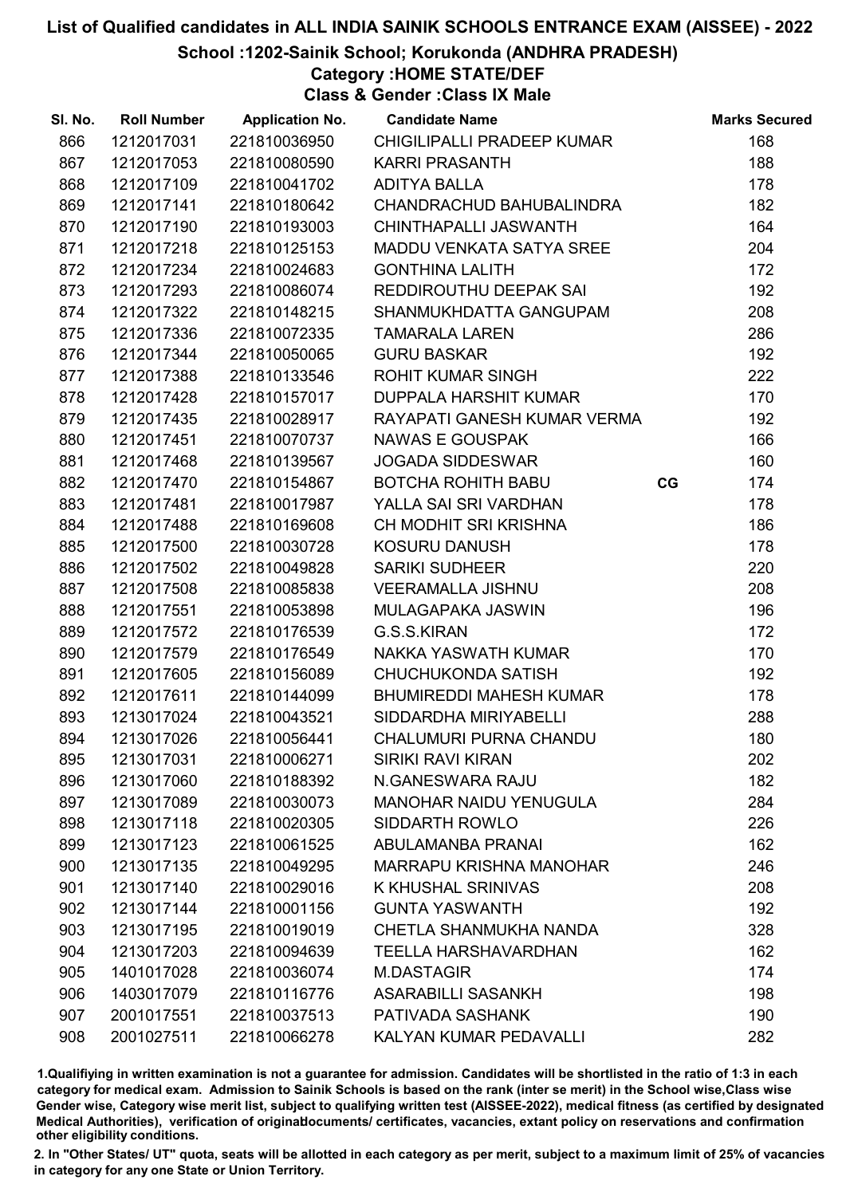# List of Qualified candidates in ALL INDIA SAINIK SCHOOLS ENTRANCE EXAM (AISSEE) - 2022

## School :1202-Sainik School; Korukonda (ANDHRA PRADESH)

### Category :HOME STATE/DEF

### Class & Gender :Class IX Male

| Sl. No. | Roll Number | Application No. | Candidate Name | | Marks Secured |
|---|---|---|---|---|---|
| 866 | 1212017031 | 221810036950 | CHIGILIPALLI PRADEEP KUMAR | | 168 |
| 867 | 1212017053 | 221810080590 | KARRI PRASANTH | | 188 |
| 868 | 1212017109 | 221810041702 | ADITYA BALLA | | 178 |
| 869 | 1212017141 | 221810180642 | CHANDRACHUD BAHUBALINDRA | | 182 |
| 870 | 1212017190 | 221810193003 | CHINTHAPALLI JASWANTH | | 164 |
| 871 | 1212017218 | 221810125153 | MADDU VENKATA SATYA SREE | | 204 |
| 872 | 1212017234 | 221810024683 | GONTHINA LALITH | | 172 |
| 873 | 1212017293 | 221810086074 | REDDIROUTHU DEEPAK SAI | | 192 |
| 874 | 1212017322 | 221810148215 | SHANMUKHDATTA GANGUPAM | | 208 |
| 875 | 1212017336 | 221810072335 | TAMARALA LAREN | | 286 |
| 876 | 1212017344 | 221810050065 | GURU BASKAR | | 192 |
| 877 | 1212017388 | 221810133546 | ROHIT KUMAR SINGH | | 222 |
| 878 | 1212017428 | 221810157017 | DUPPALA HARSHIT KUMAR | | 170 |
| 879 | 1212017435 | 221810028917 | RAYAPATI GANESH KUMAR VERMA | | 192 |
| 880 | 1212017451 | 221810070737 | NAWAS E GOUSPAK | | 166 |
| 881 | 1212017468 | 221810139567 | JOGADA SIDDESWAR | | 160 |
| 882 | 1212017470 | 221810154867 | BOTCHA ROHITH BABU | CG | 174 |
| 883 | 1212017481 | 221810017987 | YALLA SAI SRI VARDHAN | | 178 |
| 884 | 1212017488 | 221810169608 | CH MODHIT SRI KRISHNA | | 186 |
| 885 | 1212017500 | 221810030728 | KOSURU DANUSH | | 178 |
| 886 | 1212017502 | 221810049828 | SARIKI SUDHEER | | 220 |
| 887 | 1212017508 | 221810085838 | VEERAMALLA JISHNU | | 208 |
| 888 | 1212017551 | 221810053898 | MULAGAPAKA JASWIN | | 196 |
| 889 | 1212017572 | 221810176539 | G.S.S.KIRAN | | 172 |
| 890 | 1212017579 | 221810176549 | NAKKA YASWATH KUMAR | | 170 |
| 891 | 1212017605 | 221810156089 | CHUCHUKONDA SATISH | | 192 |
| 892 | 1212017611 | 221810144099 | BHUMIREDDI MAHESH KUMAR | | 178 |
| 893 | 1213017024 | 221810043521 | SIDDARDHA MIRIYABELLI | | 288 |
| 894 | 1213017026 | 221810056441 | CHALUMURI PURNA CHANDU | | 180 |
| 895 | 1213017031 | 221810006271 | SIRIKI RAVI KIRAN | | 202 |
| 896 | 1213017060 | 221810188392 | N.GANESWARA RAJU | | 182 |
| 897 | 1213017089 | 221810030073 | MANOHAR NAIDU YENUGULA | | 284 |
| 898 | 1213017118 | 221810020305 | SIDDARTH ROWLO | | 226 |
| 899 | 1213017123 | 221810061525 | ABULAMANBA PRANAI | | 162 |
| 900 | 1213017135 | 221810049295 | MARRAPU KRISHNA MANOHAR | | 246 |
| 901 | 1213017140 | 221810029016 | K KHUSHAL SRINIVAS | | 208 |
| 902 | 1213017144 | 221810001156 | GUNTA YASWANTH | | 192 |
| 903 | 1213017195 | 221810019019 | CHETLA SHANMUKHA NANDA | | 328 |
| 904 | 1213017203 | 221810094639 | TEELLA HARSHAVARDHAN | | 162 |
| 905 | 1401017028 | 221810036074 | M.DASTAGIR | | 174 |
| 906 | 1403017079 | 221810116776 | ASARABILLI SASANKH | | 198 |
| 907 | 2001017551 | 221810037513 | PATIVADA SASHANK | | 190 |
| 908 | 2001027511 | 221810066278 | KALYAN KUMAR PEDAVALLI | | 282 |

1.Qualifying in written examination is not a guarantee for admission. Candidates will be shortlisted in the ratio of 1:3 in each category for medical exam. Admission to Sainik Schools is based on the rank (inter se merit) in the School wise,Class wise Gender wise, Category wise merit list, subject to qualifying written test (AISSEE-2022), medical fitness (as certified by designated Medical Authorities), verification of originaldocuments/ certificates, vacancies, extant policy on reservations and confirmation other eligibility conditions.

2. In "Other States/ UT" quota, seats will be allotted in each category as per merit, subject to a maximum limit of 25% of vacancies in category for any one State or Union Territory.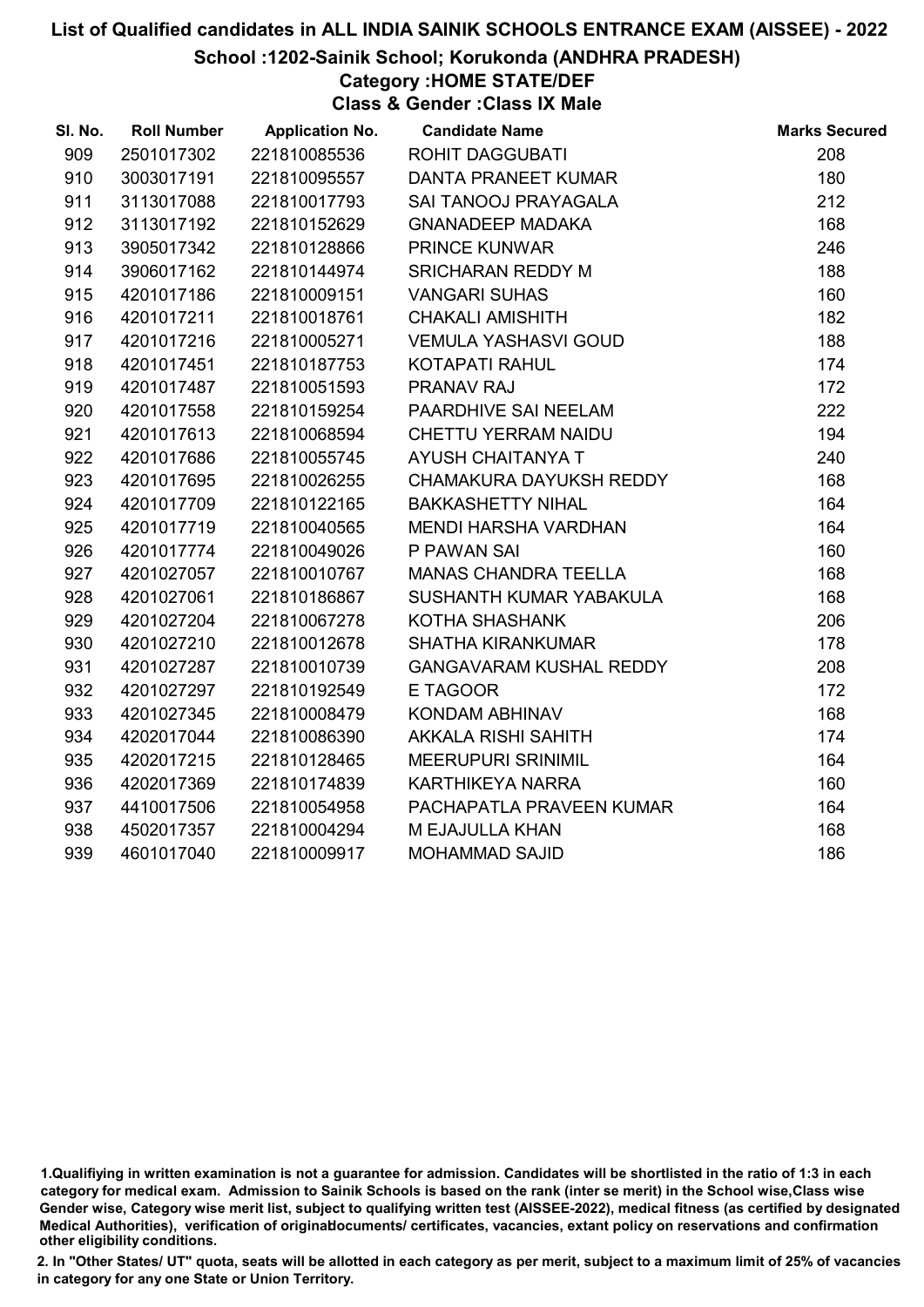# List of Qualified candidates in ALL INDIA SAINIK SCHOOLS ENTRANCE EXAM (AISSEE) - 2022

## School :1202-Sainik School; Korukonda (ANDHRA PRADESH)

### Category :HOME STATE/DEF

### Class & Gender :Class IX Male

| Sl. No. | Roll Number | Application No. | Candidate Name | Marks Secured |
|---|---|---|---|---|
| 909 | 2501017302 | 221810085536 | ROHIT DAGGUBATI | 208 |
| 910 | 3003017191 | 221810095557 | DANTA PRANEET KUMAR | 180 |
| 911 | 3113017088 | 221810017793 | SAI TANOOJ PRAYAGALA | 212 |
| 912 | 3113017192 | 221810152629 | GNANADEEP MADAKA | 168 |
| 913 | 3905017342 | 221810128866 | PRINCE KUNWAR | 246 |
| 914 | 3906017162 | 221810144974 | SRICHARAN REDDY M | 188 |
| 915 | 4201017186 | 221810009151 | VANGARI SUHAS | 160 |
| 916 | 4201017211 | 221810018761 | CHAKALI AMISHITH | 182 |
| 917 | 4201017216 | 221810005271 | VEMULA YASHASVI GOUD | 188 |
| 918 | 4201017451 | 221810187753 | KOTAPATI RAHUL | 174 |
| 919 | 4201017487 | 221810051593 | PRANAV RAJ | 172 |
| 920 | 4201017558 | 221810159254 | PAARDHIVE SAI NEELAM | 222 |
| 921 | 4201017613 | 221810068594 | CHETTU YERRAM NAIDU | 194 |
| 922 | 4201017686 | 221810055745 | AYUSH CHAITANYA T | 240 |
| 923 | 4201017695 | 221810026255 | CHAMAKURA DAYUKSH REDDY | 168 |
| 924 | 4201017709 | 221810122165 | BAKKASHETTY NIHAL | 164 |
| 925 | 4201017719 | 221810040565 | MENDI HARSHA VARDHAN | 164 |
| 926 | 4201017774 | 221810049026 | P PAWAN SAI | 160 |
| 927 | 4201027057 | 221810010767 | MANAS CHANDRA TEELLA | 168 |
| 928 | 4201027061 | 221810186867 | SUSHANTH KUMAR YABAKULA | 168 |
| 929 | 4201027204 | 221810067278 | KOTHA SHASHANK | 206 |
| 930 | 4201027210 | 221810012678 | SHATHA KIRANKUMAR | 178 |
| 931 | 4201027287 | 221810010739 | GANGAVARAM KUSHAL REDDY | 208 |
| 932 | 4201027297 | 221810192549 | E TAGOOR | 172 |
| 933 | 4201027345 | 221810008479 | KONDAM ABHINAV | 168 |
| 934 | 4202017044 | 221810086390 | AKKALA RISHI SAHITH | 174 |
| 935 | 4202017215 | 221810128465 | MEERUPURI SRINIMIL | 164 |
| 936 | 4202017369 | 221810174839 | KARTHIKEYA NARRA | 160 |
| 937 | 4410017506 | 221810054958 | PACHAPATLA PRAVEEN KUMAR | 164 |
| 938 | 4502017357 | 221810004294 | M EJAJULLA KHAN | 168 |
| 939 | 4601017040 | 221810009917 | MOHAMMAD SAJID | 186 |

1.Qualifiying in written examination is not a guarantee for admission. Candidates will be shortlisted in the ratio of 1:3 in each category for medical exam. Admission to Sainik Schools is based on the rank (inter se merit) in the School wise,Class wise Gender wise, Category wise merit list, subject to qualifying written test (AISSEE-2022), medical fitness (as certified by designated Medical Authorities), verification of originaldocuments/ certificates, vacancies, extant policy on reservations and confirmation other eligibility conditions.

2. In "Other States/ UT" quota, seats will be allotted in each category as per merit, subject to a maximum limit of 25% of vacancies in category for any one State or Union Territory.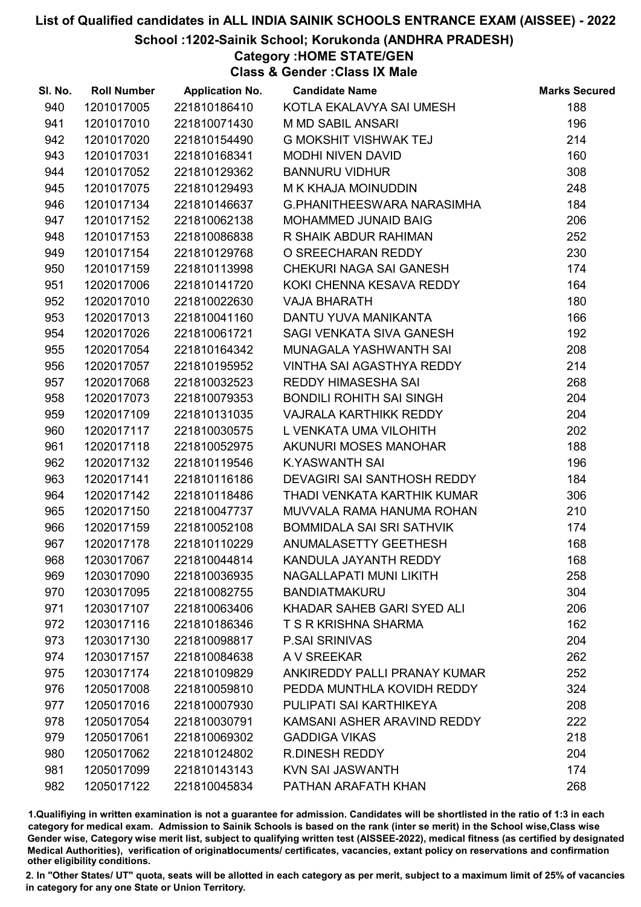# List of Qualified candidates in ALL INDIA SAINIK SCHOOLS ENTRANCE EXAM (AISSEE) - 2022

## School :1202-Sainik School; Korukonda (ANDHRA PRADESH)

### Category :HOME STATE/GEN

### Class & Gender :Class IX Male

| Sl. No. | Roll Number | Application No. | Candidate Name | Marks Secured |
|---|---|---|---|---|
| 940 | 1201017005 | 221810186410 | KOTLA EKALAVYA SAI UMESH | 188 |
| 941 | 1201017010 | 221810071430 | M MD SABIL ANSARI | 196 |
| 942 | 1201017020 | 221810154490 | G MOKSHIT VISHWAK TEJ | 214 |
| 943 | 1201017031 | 221810168341 | MODHI NIVEN DAVID | 160 |
| 944 | 1201017052 | 221810129362 | BANNURU VIDHUR | 308 |
| 945 | 1201017075 | 221810129493 | M K KHAJA MOINUDDIN | 248 |
| 946 | 1201017134 | 221810146637 | G.PHANITHEESWARA NARASIMHA | 184 |
| 947 | 1201017152 | 221810062138 | MOHAMMED JUNAID BAIG | 206 |
| 948 | 1201017153 | 221810086838 | R SHAIK ABDUR RAHIMAN | 252 |
| 949 | 1201017154 | 221810129768 | O SREECHARAN REDDY | 230 |
| 950 | 1201017159 | 221810113998 | CHEKURI NAGA SAI GANESH | 174 |
| 951 | 1202017006 | 221810141720 | KOKI CHENNA KESAVA REDDY | 164 |
| 952 | 1202017010 | 221810022630 | VAJA BHARATH | 180 |
| 953 | 1202017013 | 221810041160 | DANTU YUVA MANIKANTA | 166 |
| 954 | 1202017026 | 221810061721 | SAGI VENKATA SIVA GANESH | 192 |
| 955 | 1202017054 | 221810164342 | MUNAGALA YASHWANTH SAI | 208 |
| 956 | 1202017057 | 221810195952 | VINTHA SAI AGASTHYA REDDY | 214 |
| 957 | 1202017068 | 221810032523 | REDDY HIMASESHA SAI | 268 |
| 958 | 1202017073 | 221810079353 | BONDILI ROHITH SAI SINGH | 204 |
| 959 | 1202017109 | 221810131035 | VAJRALA KARTHIKK REDDY | 204 |
| 960 | 1202017117 | 221810030575 | L VENKATA UMA VILOHITH | 202 |
| 961 | 1202017118 | 221810052975 | AKUNURI MOSES MANOHAR | 188 |
| 962 | 1202017132 | 221810119546 | K.YASWANTH SAI | 196 |
| 963 | 1202017141 | 221810116186 | DEVAGIRI SAI SANTHOSH REDDY | 184 |
| 964 | 1202017142 | 221810118486 | THADI VENKATA KARTHIK KUMAR | 306 |
| 965 | 1202017150 | 221810047737 | MUVVALA RAMA HANUMA ROHAN | 210 |
| 966 | 1202017159 | 221810052108 | BOMMIDALA SAI SRI SATHVIK | 174 |
| 967 | 1202017178 | 221810110229 | ANUMALASETTY GEETHESH | 168 |
| 968 | 1203017067 | 221810044814 | KANDULA JAYANTH REDDY | 168 |
| 969 | 1203017090 | 221810036935 | NAGALLAPATI MUNI LIKITH | 258 |
| 970 | 1203017095 | 221810082755 | BANDIATMAKURU | 304 |
| 971 | 1203017107 | 221810063406 | KHADAR SAHEB GARI SYED ALI | 206 |
| 972 | 1203017116 | 221810186346 | T S R KRISHNA SHARMA | 162 |
| 973 | 1203017130 | 221810098817 | P.SAI SRINIVAS | 204 |
| 974 | 1203017157 | 221810084638 | A V SREEKAR | 262 |
| 975 | 1203017174 | 221810109829 | ANKIREDDY PALLI PRANAY KUMAR | 252 |
| 976 | 1205017008 | 221810059810 | PEDDA MUNTHLA KOVIDH REDDY | 324 |
| 977 | 1205017016 | 221810007930 | PULIPATI SAI KARTHIKEYA | 208 |
| 978 | 1205017054 | 221810030791 | KAMSANI ASHER ARAVIND REDDY | 222 |
| 979 | 1205017061 | 221810069302 | GADDIGA VIKAS | 218 |
| 980 | 1205017062 | 221810124802 | R.DINESH REDDY | 204 |
| 981 | 1205017099 | 221810143143 | KVN SAI JASWANTH | 174 |
| 982 | 1205017122 | 221810045834 | PATHAN ARAFATH KHAN | 268 |

1.Qualifying in written examination is not a guarantee for admission. Candidates will be shortlisted in the ratio of 1:3 in each category for medical exam. Admission to Sainik Schools is based on the rank (inter se merit) in the School wise,Class wise Gender wise, Category wise merit list, subject to qualifying written test (AISSEE-2022), medical fitness (as certified by designated Medical Authorities), verification of originaldocuments/ certificates, vacancies, extant policy on reservations and confirmation other eligibility conditions.

2. In "Other States/ UT" quota, seats will be allotted in each category as per merit, subject to a maximum limit of 25% of vacancies in category for any one State or Union Territory.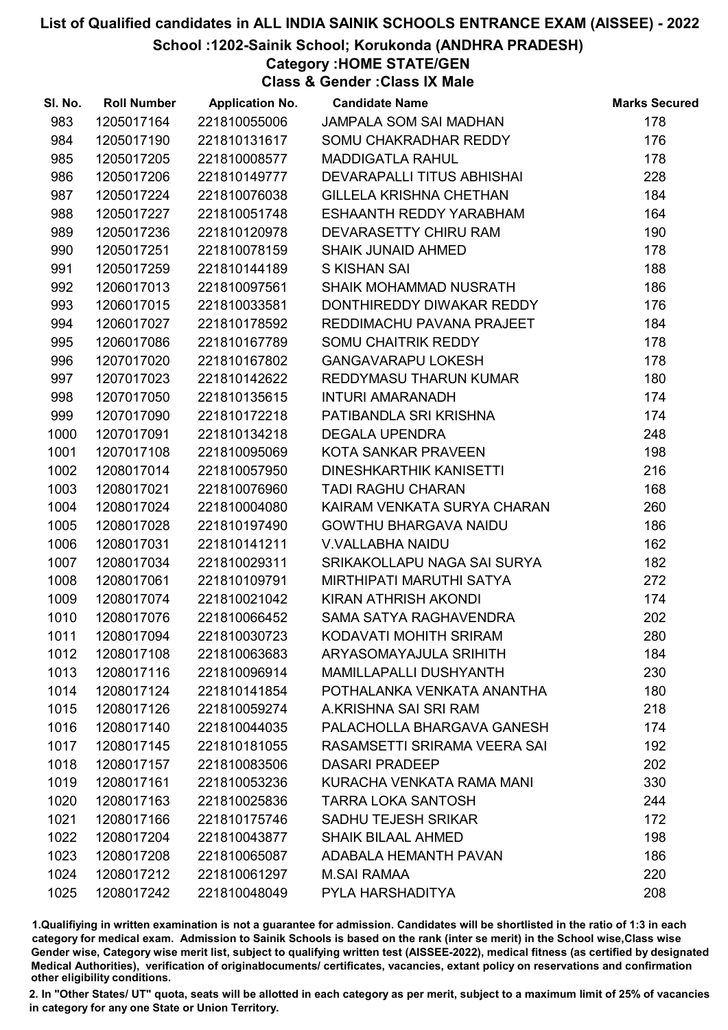# List of Qualified candidates in ALL INDIA SAINIK SCHOOLS ENTRANCE EXAM (AISSEE) - 2022

## School :1202-Sainik School; Korukonda (ANDHRA PRADESH)

### Category :HOME STATE/GEN

### Class & Gender :Class IX Male

| Sl. No. | Roll Number | Application No. | Candidate Name | Marks Secured |
|---|---|---|---|---|
| 983 | 1205017164 | 221810055006 | JAMPALA SOM SAI MADHAN | 178 |
| 984 | 1205017190 | 221810131617 | SOMU CHAKRADHAR REDDY | 176 |
| 985 | 1205017205 | 221810008577 | MADDIGATLA RAHUL | 178 |
| 986 | 1205017206 | 221810149777 | DEVARAPALLI TITUS ABHISHAI | 228 |
| 987 | 1205017224 | 221810076038 | GILLELA KRISHNA CHETHAN | 184 |
| 988 | 1205017227 | 221810051748 | ESHAANTH REDDY YARABHAM | 164 |
| 989 | 1205017236 | 221810120978 | DEVARASETTY CHIRU RAM | 190 |
| 990 | 1205017251 | 221810078159 | SHAIK JUNAID AHMED | 178 |
| 991 | 1205017259 | 221810144189 | S KISHAN SAI | 188 |
| 992 | 1206017013 | 221810097561 | SHAIK MOHAMMAD NUSRATH | 186 |
| 993 | 1206017015 | 221810033581 | DONTHIREDDY DIWAKAR REDDY | 176 |
| 994 | 1206017027 | 221810178592 | REDDIMACHU PAVANA PRAJEET | 184 |
| 995 | 1206017086 | 221810167789 | SOMU CHAITRIK REDDY | 178 |
| 996 | 1207017020 | 221810167802 | GANGAVARAPU LOKESH | 178 |
| 997 | 1207017023 | 221810142622 | REDDYMASU THARUN KUMAR | 180 |
| 998 | 1207017050 | 221810135615 | INTURI AMARANADH | 174 |
| 999 | 1207017090 | 221810172218 | PATIBANDLA SRI KRISHNA | 174 |
| 1000 | 1207017091 | 221810134218 | DEGALA UPENDRA | 248 |
| 1001 | 1207017108 | 221810095069 | KOTA SANKAR PRAVEEN | 198 |
| 1002 | 1208017014 | 221810057950 | DINESHKARTHIK KANISETTI | 216 |
| 1003 | 1208017021 | 221810076960 | TADI RAGHU CHARAN | 168 |
| 1004 | 1208017024 | 221810004080 | KAIRAM VENKATA SURYA CHARAN | 260 |
| 1005 | 1208017028 | 221810197490 | GOWTHU BHARGAVA NAIDU | 186 |
| 1006 | 1208017031 | 221810141211 | V.VALLABHA NAIDU | 162 |
| 1007 | 1208017034 | 221810029311 | SRIKAKOLLAPU NAGA SAI SURYA | 182 |
| 1008 | 1208017061 | 221810109791 | MIRTHIPATI MARUTHI SATYA | 272 |
| 1009 | 1208017074 | 221810021042 | KIRAN ATHRISH AKONDI | 174 |
| 1010 | 1208017076 | 221810066452 | SAMA SATYA RAGHAVENDRA | 202 |
| 1011 | 1208017094 | 221810030723 | KODAVATI MOHIT SRIRAM | 280 |
| 1012 | 1208017108 | 221810063683 | ARYASOMAYAJULA SRIHITH | 184 |
| 1013 | 1208017116 | 221810096914 | MAMILLAPALLI DUSHYANTH | 230 |
| 1014 | 1208017124 | 221810141854 | POTHALANKA VENKATA ANANTHA | 180 |
| 1015 | 1208017126 | 221810059274 | A.KRISHNA SAI SRI RAM | 218 |
| 1016 | 1208017140 | 221810044035 | PALACHOLLA BHARGAVA GANESH | 174 |
| 1017 | 1208017145 | 221810181055 | RASAMSETTI SRIRAMA VEERA SAI | 192 |
| 1018 | 1208017157 | 221810083506 | DASARI PRADEEP | 202 |
| 1019 | 1208017161 | 221810053236 | KURACHA VENKATA RAMA MANI | 330 |
| 1020 | 1208017163 | 221810025836 | TARRA LOKA SANTOSH | 244 |
| 1021 | 1208017166 | 221810175746 | SADHU TEJESH SRIKAR | 172 |
| 1022 | 1208017204 | 221810043877 | SHAIK BILAAL AHMED | 198 |
| 1023 | 1208017208 | 221810065087 | ADABALA HEMANTH PAVAN | 186 |
| 1024 | 1208017212 | 221810061297 | M.SAI RAMAA | 220 |
| 1025 | 1208017242 | 221810048049 | PYLA HARSHADITYA | 208 |

1.Qualifiying in written examination is not a guarantee for admission. Candidates will be shortlisted in the ratio of 1:3 in each category for medical exam. Admission to Sainik Schools is based on the rank (inter se merit) in the School wise,Class wise Gender wise, Category wise merit list, subject to qualifying written test (AISSEE-2022), medical fitness (as certified by designated Medical Authorities), verification of originaldocuments/ certificates, vacancies, extant policy on reservations and confirmation other eligibility conditions.

2. In "Other States/ UT" quota, seats will be allotted in each category as per merit, subject to a maximum limit of 25% of vacancies in category for any one State or Union Territory.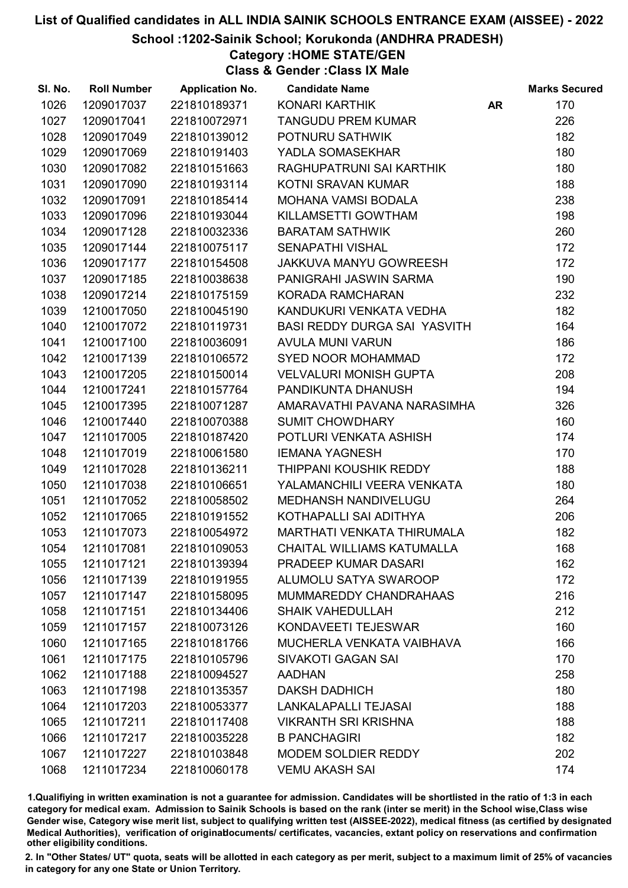# List of Qualified candidates in ALL INDIA SAINIK SCHOOLS ENTRANCE EXAM (AISSEE) - 2022

## School :1202-Sainik School; Korukonda (ANDHRA PRADESH)

### Category :HOME STATE/GEN

### Class & Gender :Class IX Male

| Sl. No. | Roll Number | Application No. | Candidate Name | | Marks Secured |
|---|---|---|---|---|---|
| 1026 | 1209017037 | 221810189371 | KONARI KARTHIK | AR | 170 |
| 1027 | 1209017041 | 221810072971 | TANGUDU PREM KUMAR | | 226 |
| 1028 | 1209017049 | 221810139012 | POTNURU SATHWIK | | 182 |
| 1029 | 1209017069 | 221810191403 | YADLA SOMASEKHAR | | 180 |
| 1030 | 1209017082 | 221810151663 | RAGHUPATRUNI SAI KARTHIK | | 180 |
| 1031 | 1209017090 | 221810193114 | KOTNI SRAVAN KUMAR | | 188 |
| 1032 | 1209017091 | 221810185414 | MOHANA VAMSI BODALA | | 238 |
| 1033 | 1209017096 | 221810193044 | KILLAMSETTI GOWTHAM | | 198 |
| 1034 | 1209017128 | 221810032336 | BARATAM SATHWIK | | 260 |
| 1035 | 1209017144 | 221810075117 | SENAPATHI VISHAL | | 172 |
| 1036 | 1209017177 | 221810154508 | JAKKUVA MANYU GOWREESH | | 172 |
| 1037 | 1209017185 | 221810038638 | PANIGRAHI JASWIN SARMA | | 190 |
| 1038 | 1209017214 | 221810175159 | KORADA RAMCHARAN | | 232 |
| 1039 | 1210017050 | 221810045190 | KANDUKURI VENKATA VEDHA | | 182 |
| 1040 | 1210017072 | 221810119731 | BASI REDDY DURGA SAI YASVITH | | 164 |
| 1041 | 1210017100 | 221810036091 | AVULA MUNI VARUN | | 186 |
| 1042 | 1210017139 | 221810106572 | SYED NOOR MOHAMMAD | | 172 |
| 1043 | 1210017205 | 221810150014 | VELVALURI MONISH GUPTA | | 208 |
| 1044 | 1210017241 | 221810157764 | PANDIKUNTA DHANUSH | | 194 |
| 1045 | 1210017395 | 221810071287 | AMARAVATHI PAVANA NARASIMHA | | 326 |
| 1046 | 1210017440 | 221810070388 | SUMIT CHOWDHARY | | 160 |
| 1047 | 1211017005 | 221810187420 | POTLURI VENKATA ASHISH | | 174 |
| 1048 | 1211017019 | 221810061580 | IEMANA YAGNESH | | 170 |
| 1049 | 1211017028 | 221810136211 | THIPPANI KOUSHIK REDDY | | 188 |
| 1050 | 1211017038 | 221810106651 | YALAMANCHILI VEERA VENKATA | | 180 |
| 1051 | 1211017052 | 221810058502 | MEDHANSH NANDIVELUGU | | 264 |
| 1052 | 1211017065 | 221810191552 | KOTHAPALLI SAI ADITHYA | | 206 |
| 1053 | 1211017073 | 221810054972 | MARTHATI VENKATA THIRUMALA | | 182 |
| 1054 | 1211017081 | 221810109053 | CHAITAL WILLIAMS KATUMALLA | | 168 |
| 1055 | 1211017121 | 221810139394 | PRADEEP KUMAR DASARI | | 162 |
| 1056 | 1211017139 | 221810191955 | ALUMOLU SATYA SWAROOP | | 172 |
| 1057 | 1211017147 | 221810158095 | MUMMAREDDY CHANDRAHAAS | | 216 |
| 1058 | 1211017151 | 221810134406 | SHAIK VAHEDULLAH | | 212 |
| 1059 | 1211017157 | 221810073126 | KONDAVEETI TEJESWAR | | 160 |
| 1060 | 1211017165 | 221810181766 | MUCHERLA VENKATA VAIBHAVA | | 166 |
| 1061 | 1211017175 | 221810105796 | SIVAKOTI GAGAN SAI | | 170 |
| 1062 | 1211017188 | 221810094527 | AADHAN | | 258 |
| 1063 | 1211017198 | 221810135357 | DAKSH DADHICH | | 180 |
| 1064 | 1211017203 | 221810053377 | LANKALAPALLI TEJASAI | | 188 |
| 1065 | 1211017211 | 221810117408 | VIKRANTH SRI KRISHNA | | 188 |
| 1066 | 1211017217 | 221810035228 | B PANCHAGIRI | | 182 |
| 1067 | 1211017227 | 221810103848 | MODEM SOLDIER REDDY | | 202 |
| 1068 | 1211017234 | 221810060178 | VEMU AKASH SAI | | 174 |

1.Qualifying in written examination is not a guarantee for admission. Candidates will be shortlisted in the ratio of 1:3 in each category for medical exam. Admission to Sainik Schools is based on the rank (inter se merit) in the School wise,Class wise Gender wise, Category wise merit list, subject to qualifying written test (AISSEE-2022), medical fitness (as certified by designated Medical Authorities), verification of originaldocuments/ certificates, vacancies, extant policy on reservations and confirmation other eligibility conditions.

2. In "Other States/ UT" quota, seats will be allotted in each category as per merit, subject to a maximum limit of 25% of vacancies in category for any one State or Union Territory.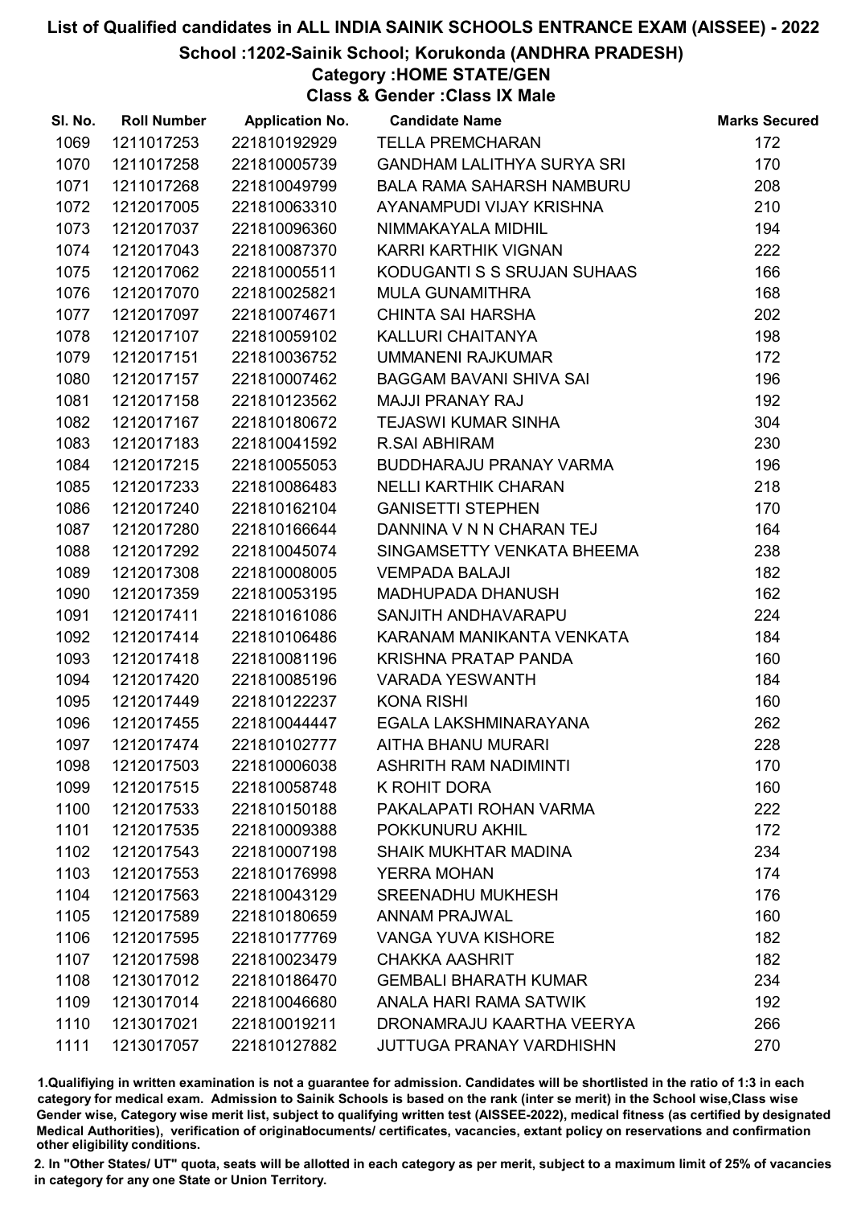# List of Qualified candidates in ALL INDIA SAINIK SCHOOLS ENTRANCE EXAM (AISSEE) - 2022

## School :1202-Sainik School; Korukonda (ANDHRA PRADESH)

### Category :HOME STATE/GEN

### Class & Gender :Class IX Male

| Sl. No. | Roll Number | Application No. | Candidate Name | Marks Secured |
|---|---|---|---|---|
| 1069 | 1211017253 | 221810192929 | TELLA PREMCHARAN | 172 |
| 1070 | 1211017258 | 221810005739 | GANDHAM LALITHYA SURYA SRI | 170 |
| 1071 | 1211017268 | 221810049799 | BALA RAMA SAHARSH NAMBURU | 208 |
| 1072 | 1212017005 | 221810063310 | AYANAMPUDI VIJAY KRISHNA | 210 |
| 1073 | 1212017037 | 221810096360 | NIMMAKAYALA MIDHIL | 194 |
| 1074 | 1212017043 | 221810087370 | KARRI KARTHIK VIGNAN | 222 |
| 1075 | 1212017062 | 221810005511 | KODUGANTI S S SRUJAN SUHAAS | 166 |
| 1076 | 1212017070 | 221810025821 | MULA GUNAMITHRA | 168 |
| 1077 | 1212017097 | 221810074671 | CHINTA SAI HARSHA | 202 |
| 1078 | 1212017107 | 221810059102 | KALLURI CHAITANYA | 198 |
| 1079 | 1212017151 | 221810036752 | UMMANENI RAJKUMAR | 172 |
| 1080 | 1212017157 | 221810007462 | BAGGAM BAVANI SHIVA SAI | 196 |
| 1081 | 1212017158 | 221810123562 | MAJJI PRANAY RAJ | 192 |
| 1082 | 1212017167 | 221810180672 | TEJASWI KUMAR SINHA | 304 |
| 1083 | 1212017183 | 221810041592 | R.SAI ABHIRAM | 230 |
| 1084 | 1212017215 | 221810055053 | BUDDHARAJU PRANAY VARMA | 196 |
| 1085 | 1212017233 | 221810086483 | NELLI KARTHIK CHARAN | 218 |
| 1086 | 1212017240 | 221810162104 | GANISETTI STEPHEN | 170 |
| 1087 | 1212017280 | 221810166644 | DANNINA V N N CHARAN TEJ | 164 |
| 1088 | 1212017292 | 221810045074 | SINGAMSETTY VENKATA BHEEMA | 238 |
| 1089 | 1212017308 | 221810008005 | VEMPADA BALAJI | 182 |
| 1090 | 1212017359 | 221810053195 | MADHUPADA DHANUSH | 162 |
| 1091 | 1212017411 | 221810161086 | SANJITH ANDHAVARAPU | 224 |
| 1092 | 1212017414 | 221810106486 | KARANAM MANIKANTA VENKATA | 184 |
| 1093 | 1212017418 | 221810081196 | KRISHNA PRATAP PANDA | 160 |
| 1094 | 1212017420 | 221810085196 | VARADA YESWANTH | 184 |
| 1095 | 1212017449 | 221810122237 | KONA RISHI | 160 |
| 1096 | 1212017455 | 221810044447 | EGALA LAKSHMINARAYANA | 262 |
| 1097 | 1212017474 | 221810102777 | AITHA BHANU MURARI | 228 |
| 1098 | 1212017503 | 221810006038 | ASHRITH RAM NADIMINTI | 170 |
| 1099 | 1212017515 | 221810058748 | K ROHIT DORA | 160 |
| 1100 | 1212017533 | 221810150188 | PAKALAPATI ROHAN VARMA | 222 |
| 1101 | 1212017535 | 221810009388 | POKKUNURU AKHIL | 172 |
| 1102 | 1212017543 | 221810007198 | SHAIK MUKHTAR MADINA | 234 |
| 1103 | 1212017553 | 221810176998 | YERRA MOHAN | 174 |
| 1104 | 1212017563 | 221810043129 | SREENADHU MUKHESH | 176 |
| 1105 | 1212017589 | 221810180659 | ANNAM PRAJWAL | 160 |
| 1106 | 1212017595 | 221810177769 | VANGA YUVA KISHORE | 182 |
| 1107 | 1212017598 | 221810023479 | CHAKKA AASHRIT | 182 |
| 1108 | 1213017012 | 221810186470 | GEMBALI BHARATH KUMAR | 234 |
| 1109 | 1213017014 | 221810046680 | ANALA HARI RAMA SATWIK | 192 |
| 1110 | 1213017021 | 221810019211 | DRONAMRAJU KAARTHA VEERYA | 266 |
| 1111 | 1213017057 | 221810127882 | JUTTUGA PRANAY VARDHISHN | 270 |

1.Qualifying in written examination is not a guarantee for admission. Candidates will be shortlisted in the ratio of 1:3 in each category for medical exam. Admission to Sainik Schools is based on the rank (inter se merit) in the School wise,Class wise Gender wise, Category wise merit list, subject to qualifying written test (AISSEE-2022), medical fitness (as certified by designated Medical Authorities), verification of originaldocuments/ certificates, vacancies, extant policy on reservations and confirmation other eligibility conditions.

2. In "Other States/ UT" quota, seats will be allotted in each category as per merit, subject to a maximum limit of 25% of vacancies in category for any one State or Union Territory.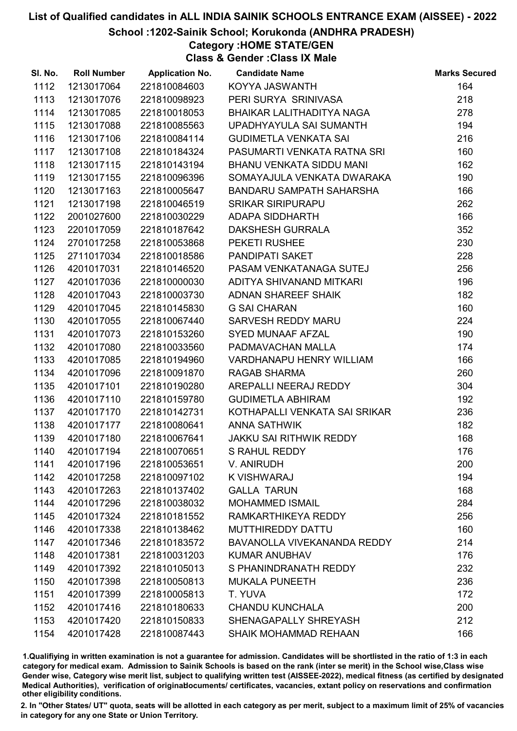# List of Qualified candidates in ALL INDIA SAINIK SCHOOLS ENTRANCE EXAM (AISSEE) - 2022

## School :1202-Sainik School; Korukonda (ANDHRA PRADESH)

### Category :HOME STATE/GEN

### Class & Gender :Class IX Male

| Sl. No. | Roll Number | Application No. | Candidate Name | Marks Secured |
|---|---|---|---|---|
| 1112 | 1213017064 | 221810084603 | KOYYA JASWANTH | 164 |
| 1113 | 1213017076 | 221810098923 | PERI SURYA SRINIVASA | 218 |
| 1114 | 1213017085 | 221810018053 | BHAIKAR LALITHADITYA NAGA | 278 |
| 1115 | 1213017088 | 221810085563 | UPADHYAYULA SAI SUMANTH | 194 |
| 1116 | 1213017106 | 221810084114 | GUDIMETLA VENKATA SAI | 216 |
| 1117 | 1213017108 | 221810184324 | PASUMARTI VENKATA RATNA SRI | 160 |
| 1118 | 1213017115 | 221810143194 | BHANU VENKATA SIDDU MANI | 162 |
| 1119 | 1213017155 | 221810096396 | SOMAYAJULA VENKATA DWARAKA | 190 |
| 1120 | 1213017163 | 221810005647 | BANDARU SAMPATH SAHARSHA | 166 |
| 1121 | 1213017198 | 221810046519 | SRIKAR SIRIPURAPU | 262 |
| 1122 | 2001027600 | 221810030229 | ADAPA SIDDHARTH | 166 |
| 1123 | 2201017059 | 221810187642 | DAKSHESH GURRALA | 352 |
| 1124 | 2701017258 | 221810053868 | PEKETI RUSHEE | 230 |
| 1125 | 2711017034 | 221810018586 | PANDIPATI SAKET | 228 |
| 1126 | 4201017031 | 221810146520 | PASAM VENKATANAGA SUTEJ | 256 |
| 1127 | 4201017036 | 221810000030 | ADITYA SHIVANAND MITKARI | 196 |
| 1128 | 4201017043 | 221810003730 | ADNAN SHAREEF SHAIK | 182 |
| 1129 | 4201017045 | 221810145830 | G SAI CHARAN | 160 |
| 1130 | 4201017055 | 221810067440 | SARVESH REDDY MARU | 224 |
| 1131 | 4201017073 | 221810153260 | SYED MUNAAF AFZAL | 190 |
| 1132 | 4201017080 | 221810033560 | PADMAVACHAN MALLA | 174 |
| 1133 | 4201017085 | 221810194960 | VARDHANAPU HENRY WILLIAM | 166 |
| 1134 | 4201017096 | 221810091870 | RAGAB SHARMA | 260 |
| 1135 | 4201017101 | 221810190280 | AREPALLI NEERAJ REDDY | 304 |
| 1136 | 4201017110 | 221810159780 | GUDIMETLA ABHIRAM | 192 |
| 1137 | 4201017170 | 221810142731 | KOTHAPALLI VENKATA SAI SRIKAR | 236 |
| 1138 | 4201017177 | 221810080641 | ANNA SATHWIK | 182 |
| 1139 | 4201017180 | 221810067641 | JAKKU SAI RITHWIK REDDY | 168 |
| 1140 | 4201017194 | 221810070651 | S RAHUL REDDY | 176 |
| 1141 | 4201017196 | 221810053651 | V. ANIRUDH | 200 |
| 1142 | 4201017258 | 221810097102 | K VISHWARAJ | 194 |
| 1143 | 4201017263 | 221810137402 | GALLA TARUN | 168 |
| 1144 | 4201017296 | 221810038032 | MOHAMMED ISMAIL | 284 |
| 1145 | 4201017324 | 221810181552 | RAMKARTHIKEYA REDDY | 256 |
| 1146 | 4201017338 | 221810138462 | MUTTHIREDDY DATTU | 160 |
| 1147 | 4201017346 | 221810183572 | BAVANOLLA VIVEKANANDA REDDY | 214 |
| 1148 | 4201017381 | 221810031203 | KUMAR ANUBHAV | 176 |
| 1149 | 4201017392 | 221810105013 | S PHANINDRANATH REDDY | 232 |
| 1150 | 4201017398 | 221810050813 | MUKALA PUNEETH | 236 |
| 1151 | 4201017399 | 221810005813 | T. YUVA | 172 |
| 1152 | 4201017416 | 221810180633 | CHANDU KUNCHALA | 200 |
| 1153 | 4201017420 | 221810150833 | SHENAGAPALLY SHREYASH | 212 |
| 1154 | 4201017428 | 221810087443 | SHAIK MOHAMMAD REHAAN | 166 |

1.Qualifying in written examination is not a guarantee for admission. Candidates will be shortlisted in the ratio of 1:3 in each category for medical exam. Admission to Sainik Schools is based on the rank (inter se merit) in the School wise,Class wise Gender wise, Category wise merit list, subject to qualifying written test (AISSEE-2022), medical fitness (as certified by designated Medical Authorities), verification of originaldocuments/ certificates, vacancies, extant policy on reservations and confirmation other eligibility conditions.

2. In "Other States/ UT" quota, seats will be allotted in each category as per merit, subject to a maximum limit of 25% of vacancies in category for any one State or Union Territory.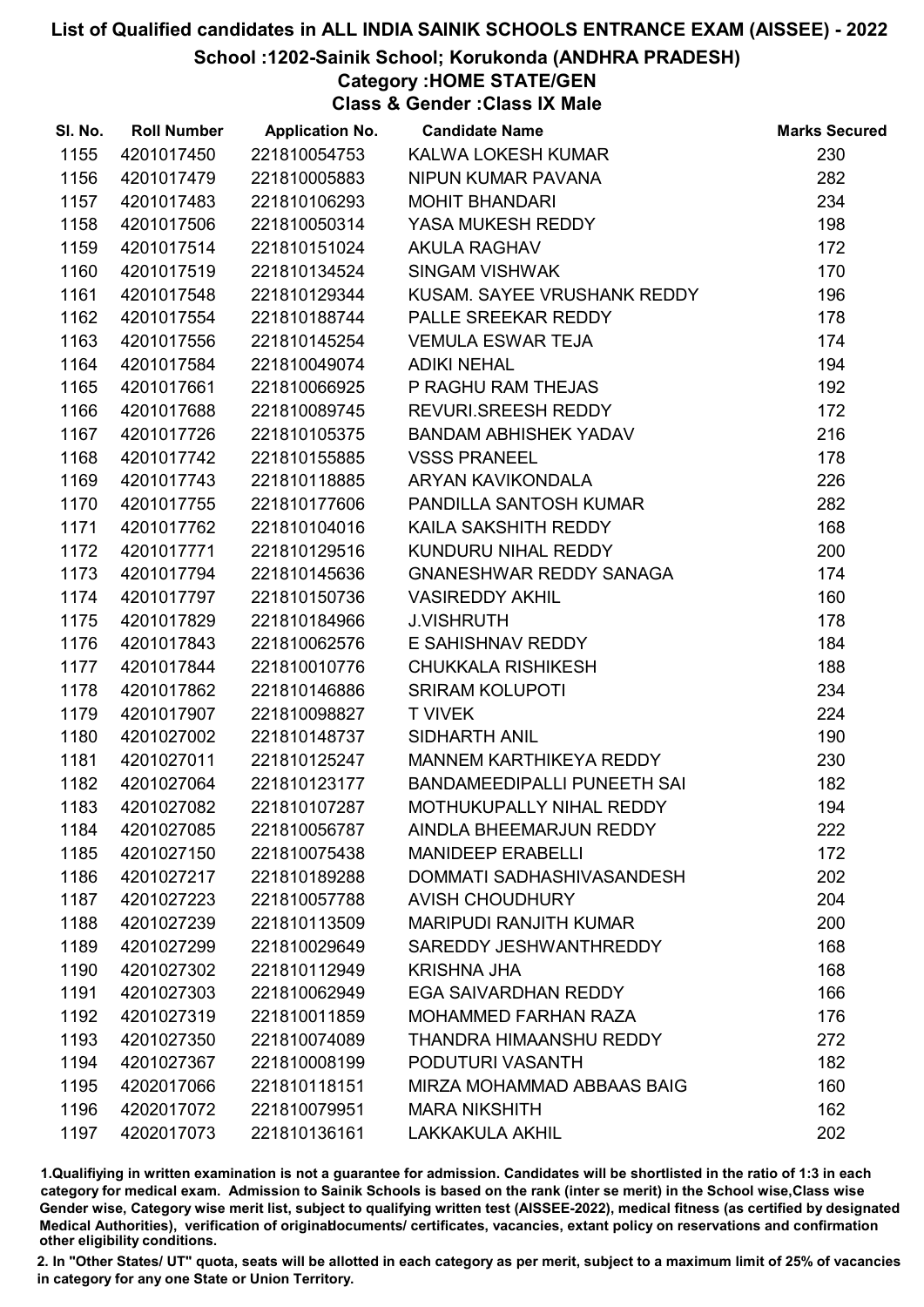# List of Qualified candidates in ALL INDIA SAINIK SCHOOLS ENTRANCE EXAM (AISSEE) - 2022

## School :1202-Sainik School; Korukonda (ANDHRA PRADESH)

### Category :HOME STATE/GEN

### Class & Gender :Class IX Male

| Sl. No. | Roll Number | Application No. | Candidate Name | Marks Secured |
|---|---|---|---|---|
| 1155 | 4201017450 | 221810054753 | KALWA LOKESH KUMAR | 230 |
| 1156 | 4201017479 | 221810005883 | NIPUN KUMAR PAVANA | 282 |
| 1157 | 4201017483 | 221810106293 | MOHIT BHANDARI | 234 |
| 1158 | 4201017506 | 221810050314 | YASA MUKESH REDDY | 198 |
| 1159 | 4201017514 | 221810151024 | AKULA RAGHAV | 172 |
| 1160 | 4201017519 | 221810134524 | SINGAM VISHWAK | 170 |
| 1161 | 4201017548 | 221810129344 | KUSAM. SAYEE VRUSHANK REDDY | 196 |
| 1162 | 4201017554 | 221810188744 | PALLE SREEKAR REDDY | 178 |
| 1163 | 4201017556 | 221810145254 | VEMULA ESWAR TEJA | 174 |
| 1164 | 4201017584 | 221810049074 | ADIKI NEHAL | 194 |
| 1165 | 4201017661 | 221810066925 | P RAGHU RAM THEJAS | 192 |
| 1166 | 4201017688 | 221810089745 | REVURI.SREESH REDDY | 172 |
| 1167 | 4201017726 | 221810105375 | BANDAM ABHISHEK YADAV | 216 |
| 1168 | 4201017742 | 221810155885 | VSSS PRANEEL | 178 |
| 1169 | 4201017743 | 221810118885 | ARYAN KAVIKONDALA | 226 |
| 1170 | 4201017755 | 221810177606 | PANDILLA SANTOSH KUMAR | 282 |
| 1171 | 4201017762 | 221810104016 | KAILA SAKSHITH REDDY | 168 |
| 1172 | 4201017771 | 221810129516 | KUNDURU NIHAL REDDY | 200 |
| 1173 | 4201017794 | 221810145636 | GNANESHWAR REDDY SANAGA | 174 |
| 1174 | 4201017797 | 221810150736 | VASIREDDY AKHIL | 160 |
| 1175 | 4201017829 | 221810184966 | J.VISHRUTH | 178 |
| 1176 | 4201017843 | 221810062576 | E SAHISHNAV REDDY | 184 |
| 1177 | 4201017844 | 221810010776 | CHUKKALA RISHIKESH | 188 |
| 1178 | 4201017862 | 221810146886 | SRIRAM KOLUPOTI | 234 |
| 1179 | 4201017907 | 221810098827 | T VIVEK | 224 |
| 1180 | 4201027002 | 221810148737 | SIDHARTH ANIL | 190 |
| 1181 | 4201027011 | 221810125247 | MANNEM KARTHIKEYA REDDY | 230 |
| 1182 | 4201027064 | 221810123177 | BANDAMEEDIPALLI PUNEETH SAI | 182 |
| 1183 | 4201027082 | 221810107287 | MOTHUKUPALLY NIHAL REDDY | 194 |
| 1184 | 4201027085 | 221810056787 | AINDLA BHEEMARJUN REDDY | 222 |
| 1185 | 4201027150 | 221810075438 | MANIDEEP ERABELLI | 172 |
| 1186 | 4201027217 | 221810189288 | DOMMATI SADHASHIVASANDESH | 202 |
| 1187 | 4201027223 | 221810057788 | AVISH CHOUDHURY | 204 |
| 1188 | 4201027239 | 221810113509 | MARIPUDI RANJITH KUMAR | 200 |
| 1189 | 4201027299 | 221810029649 | SAREDDY JESHWANTHREDDY | 168 |
| 1190 | 4201027302 | 221810112949 | KRISHNA JHA | 168 |
| 1191 | 4201027303 | 221810062949 | EGA SAIVARDHAN REDDY | 166 |
| 1192 | 4201027319 | 221810011859 | MOHAMMED FARHAN RAZA | 176 |
| 1193 | 4201027350 | 221810074089 | THANDRA HIMAANSHU REDDY | 272 |
| 1194 | 4201027367 | 221810008199 | PODUTURI VASANTH | 182 |
| 1195 | 4202017066 | 221810118151 | MIRZA MOHAMMAD ABBAAS BAIG | 160 |
| 1196 | 4202017072 | 221810079951 | MARA NIKSHITH | 162 |
| 1197 | 4202017073 | 221810136161 | LAKKAKULA AKHIL | 202 |

1.Qualifying in written examination is not a guarantee for admission. Candidates will be shortlisted in the ratio of 1:3 in each category for medical exam. Admission to Sainik Schools is based on the rank (inter se merit) in the School wise,Class wise Gender wise, Category wise merit list, subject to qualifying written test (AISSEE-2022), medical fitness (as certified by designated Medical Authorities), verification of originaldocuments/ certificates, vacancies, extant policy on reservations and confirmation other eligibility conditions.

2. In "Other States/ UT" quota, seats will be allotted in each category as per merit, subject to a maximum limit of 25% of vacancies in category for any one State or Union Territory.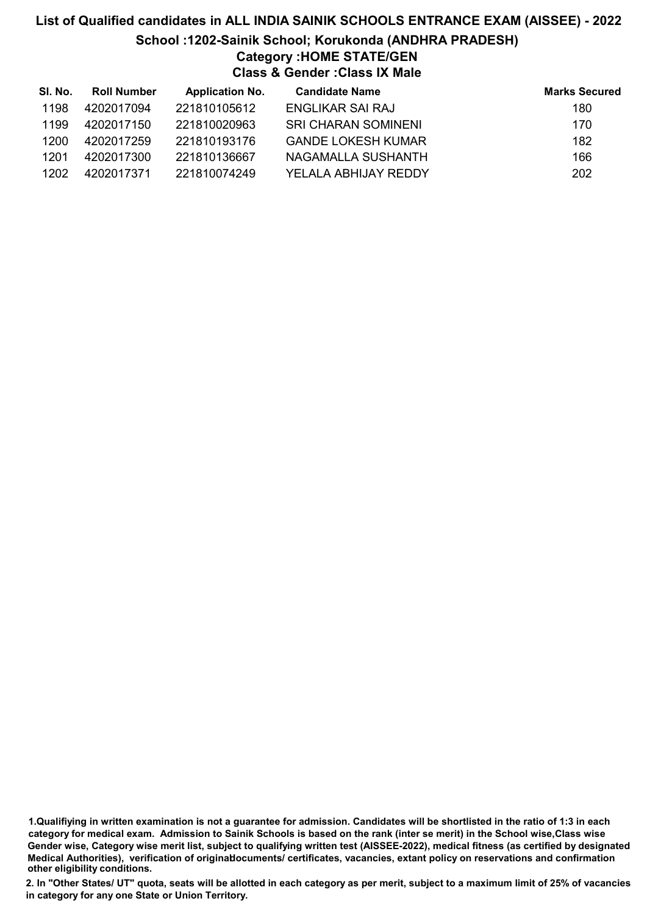# List of Qualified candidates in ALL INDIA SAINIK SCHOOLS ENTRANCE EXAM (AISSEE) - 2022

## School :1202-Sainik School; Korukonda (ANDHRA PRADESH)

### Category :HOME STATE/GEN

### Class & Gender :Class IX Male

| Sl. No. | Roll Number | Application No. | Candidate Name | Marks Secured |
|---|---|---|---|---|
| 1198 | 4202017094 | 221810105612 | ENGLIKAR SAI RAJ | 180 |
| 1199 | 4202017150 | 221810020963 | SRI CHARAN SOMINENI | 170 |
| 1200 | 4202017259 | 221810193176 | GANDE LOKESH KUMAR | 182 |
| 1201 | 4202017300 | 221810136667 | NAGAMALLA SUSHANTH | 166 |
| 1202 | 4202017371 | 221810074249 | YELALA ABHIJAY REDDY | 202 |

1.Qualifiying in written examination is not a guarantee for admission. Candidates will be shortlisted in the ratio of 1:3 in each category for medical exam. Admission to Sainik Schools is based on the rank (inter se merit) in the School wise,Class wise Gender wise, Category wise merit list, subject to qualifying written test (AISSEE-2022), medical fitness (as certified by designated Medical Authorities), verification of originaldocuments/ certificates, vacancies, extant policy on reservations and confirmation other eligibility conditions.

2. In "Other States/ UT" quota, seats will be allotted in each category as per merit, subject to a maximum limit of 25% of vacancies in category for any one State or Union Territory.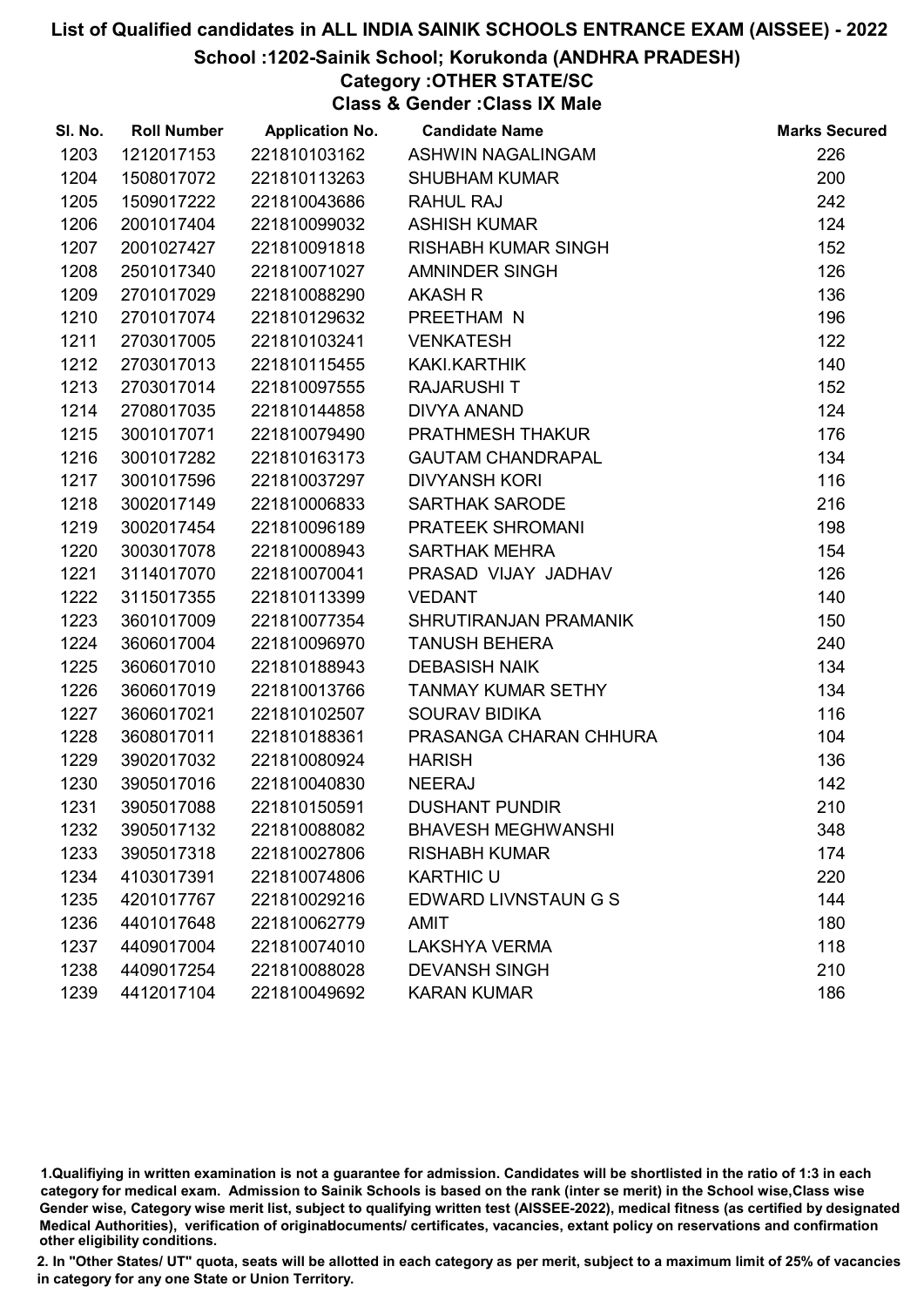# List of Qualified candidates in ALL INDIA SAINIK SCHOOLS ENTRANCE EXAM (AISSEE) - 2022

## School :1202-Sainik School; Korukonda (ANDHRA PRADESH)

### Category :OTHER STATE/SC

### Class & Gender :Class IX Male

| Sl. No. | Roll Number | Application No. | Candidate Name | Marks Secured |
|---|---|---|---|---|
| 1203 | 1212017153 | 221810103162 | ASHWIN NAGALINGAM | 226 |
| 1204 | 1508017072 | 221810113263 | SHUBHAM KUMAR | 200 |
| 1205 | 1509017222 | 221810043686 | RAHUL RAJ | 242 |
| 1206 | 2001017404 | 221810099032 | ASHISH KUMAR | 124 |
| 1207 | 2001027427 | 221810091818 | RISHABH KUMAR SINGH | 152 |
| 1208 | 2501017340 | 221810071027 | AMNINDER SINGH | 126 |
| 1209 | 2701017029 | 221810088290 | AKASH R | 136 |
| 1210 | 2701017074 | 221810129632 | PREETHAM N | 196 |
| 1211 | 2703017005 | 221810103241 | VENKATESH | 122 |
| 1212 | 2703017013 | 221810115455 | KAKI.KARTHIK | 140 |
| 1213 | 2703017014 | 221810097555 | RAJARUSHI T | 152 |
| 1214 | 2708017035 | 221810144858 | DIVYA ANAND | 124 |
| 1215 | 3001017071 | 221810079490 | PRATHMESH THAKUR | 176 |
| 1216 | 3001017282 | 221810163173 | GAUTAM CHANDRAPAL | 134 |
| 1217 | 3001017596 | 221810037297 | DIVYANSH KORI | 116 |
| 1218 | 3002017149 | 221810006833 | SARTHAK SARODE | 216 |
| 1219 | 3002017454 | 221810096189 | PRATEEK SHROMANI | 198 |
| 1220 | 3003017078 | 221810008943 | SARTHAK MEHRA | 154 |
| 1221 | 3114017070 | 221810070041 | PRASAD VIJAY JADHAV | 126 |
| 1222 | 3115017355 | 221810113399 | VEDANT | 140 |
| 1223 | 3601017009 | 221810077354 | SHRUTIRANJAN PRAMANIK | 150 |
| 1224 | 3606017004 | 221810096970 | TANUSH BEHERA | 240 |
| 1225 | 3606017010 | 221810188943 | DEBASISH NAIK | 134 |
| 1226 | 3606017019 | 221810013766 | TANMAY KUMAR SETHY | 134 |
| 1227 | 3606017021 | 221810102507 | SOURAV BIDIKA | 116 |
| 1228 | 3608017011 | 221810188361 | PRASANGA CHARAN CHHURA | 104 |
| 1229 | 3902017032 | 221810080924 | HARISH | 136 |
| 1230 | 3905017016 | 221810040830 | NEERAJ | 142 |
| 1231 | 3905017088 | 221810150591 | DUSHANT PUNDIR | 210 |
| 1232 | 3905017132 | 221810088082 | BHAVESH MEGHWANSHI | 348 |
| 1233 | 3905017318 | 221810027806 | RISHABH KUMAR | 174 |
| 1234 | 4103017391 | 221810074806 | KARTHIC U | 220 |
| 1235 | 4201017767 | 221810029216 | EDWARD LIVNSTAUN G S | 144 |
| 1236 | 4401017648 | 221810062779 | AMIT | 180 |
| 1237 | 4409017004 | 221810074010 | LAKSHYA VERMA | 118 |
| 1238 | 4409017254 | 221810088028 | DEVANSH SINGH | 210 |
| 1239 | 4412017104 | 221810049692 | KARAN KUMAR | 186 |

1.Qualifiying in written examination is not a guarantee for admission. Candidates will be shortlisted in the ratio of 1:3 in each category for medical exam. Admission to Sainik Schools is based on the rank (inter se merit) in the School wise,Class wise Gender wise, Category wise merit list, subject to qualifying written test (AISSEE-2022), medical fitness (as certified by designated Medical Authorities), verification of originaldocuments/ certificates, vacancies, extant policy on reservations and confirmation other eligibility conditions.

2. In "Other States/ UT" quota, seats will be allotted in each category as per merit, subject to a maximum limit of 25% of vacancies in category for any one State or Union Territory.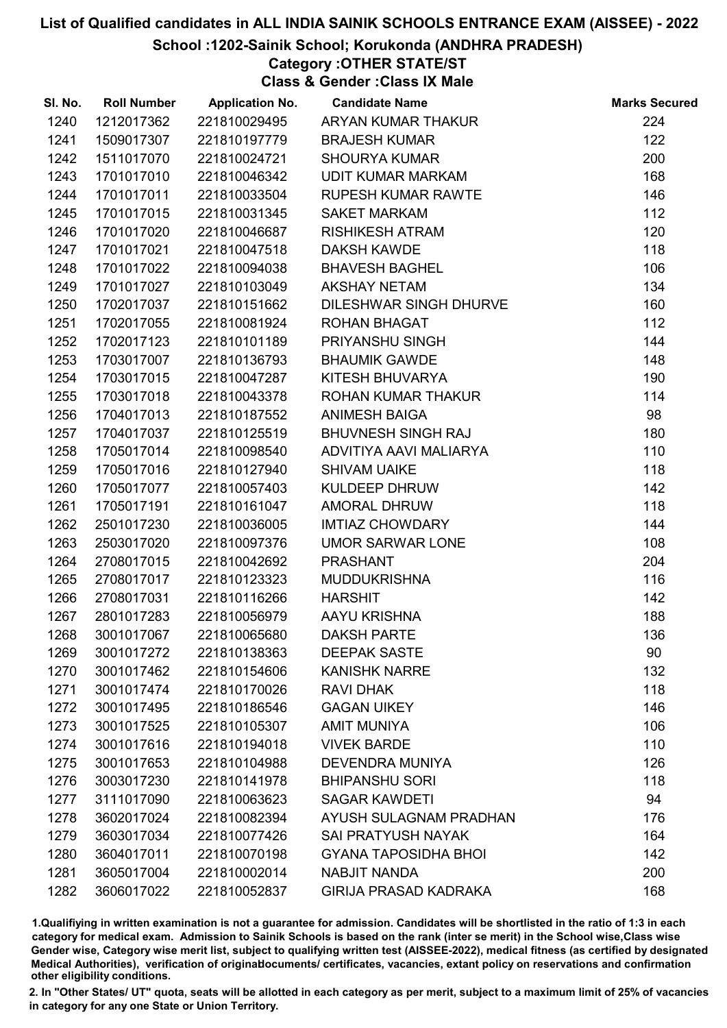# List of Qualified candidates in ALL INDIA SAINIK SCHOOLS ENTRANCE EXAM (AISSEE) - 2022

## School :1202-Sainik School; Korukonda (ANDHRA PRADESH)

### Category :OTHER STATE/ST

### Class & Gender :Class IX Male

| Sl. No. | Roll Number | Application No. | Candidate Name | Marks Secured |
|---|---|---|---|---|
| 1240 | 1212017362 | 221810029495 | ARYAN KUMAR THAKUR | 224 |
| 1241 | 1509017307 | 221810197779 | BRAJESH KUMAR | 122 |
| 1242 | 1511017070 | 221810024721 | SHOURYA KUMAR | 200 |
| 1243 | 1701017010 | 221810046342 | UDIT KUMAR MARKAM | 168 |
| 1244 | 1701017011 | 221810033504 | RUPESH KUMAR RAWTE | 146 |
| 1245 | 1701017015 | 221810031345 | SAKET MARKAM | 112 |
| 1246 | 1701017020 | 221810046687 | RISHIKESH ATRAM | 120 |
| 1247 | 1701017021 | 221810047518 | DAKSH KAWDE | 118 |
| 1248 | 1701017022 | 221810094038 | BHAVESH BAGHEL | 106 |
| 1249 | 1701017027 | 221810103049 | AKSHAY NETAM | 134 |
| 1250 | 1702017037 | 221810151662 | DILESHWAR SINGH DHURVE | 160 |
| 1251 | 1702017055 | 221810081924 | ROHAN BHAGAT | 112 |
| 1252 | 1702017123 | 221810101189 | PRIYANSHU SINGH | 144 |
| 1253 | 1703017007 | 221810136793 | BHAUMIK GAWDE | 148 |
| 1254 | 1703017015 | 221810047287 | KITESH BHUVARYA | 190 |
| 1255 | 1703017018 | 221810043378 | ROHAN KUMAR THAKUR | 114 |
| 1256 | 1704017013 | 221810187552 | ANIMESH BAIGA | 98 |
| 1257 | 1704017037 | 221810125519 | BHUVNESH SINGH RAJ | 180 |
| 1258 | 1705017014 | 221810098540 | ADVITIYA AAVI MALIARYA | 110 |
| 1259 | 1705017016 | 221810127940 | SHIVAM UAIKE | 118 |
| 1260 | 1705017077 | 221810057403 | KULDEEP DHRUW | 142 |
| 1261 | 1705017191 | 221810161047 | AMORAL DHRUW | 118 |
| 1262 | 2501017230 | 221810036005 | IMTIAZ CHOWDARY | 144 |
| 1263 | 2503017020 | 221810097376 | UMOR SARWAR LONE | 108 |
| 1264 | 2708017015 | 221810042692 | PRASHANT | 204 |
| 1265 | 2708017017 | 221810123323 | MUDDUKRISHNA | 116 |
| 1266 | 2708017031 | 221810116266 | HARSHIT | 142 |
| 1267 | 2801017283 | 221810056979 | AAYU KRISHNA | 188 |
| 1268 | 3001017067 | 221810065680 | DAKSH PARTE | 136 |
| 1269 | 3001017272 | 221810138363 | DEEPAK SASTE | 90 |
| 1270 | 3001017462 | 221810154606 | KANISHK NARRE | 132 |
| 1271 | 3001017474 | 221810170026 | RAVI DHAK | 118 |
| 1272 | 3001017495 | 221810186546 | GAGAN UIKEY | 146 |
| 1273 | 3001017525 | 221810105307 | AMIT MUNIYA | 106 |
| 1274 | 3001017616 | 221810194018 | VIVEK BARDE | 110 |
| 1275 | 3001017653 | 221810104988 | DEVENDRA MUNIYA | 126 |
| 1276 | 3003017230 | 221810141978 | BHIPANSHU SORI | 118 |
| 1277 | 3111017090 | 221810063623 | SAGAR KAWDETI | 94 |
| 1278 | 3602017024 | 221810082394 | AYUSH SULAGNAM PRADHAN | 176 |
| 1279 | 3603017034 | 221810077426 | SAI PRATYUSH NAYAK | 164 |
| 1280 | 3604017011 | 221810070198 | GYANA TAPOSIDHA BHOI | 142 |
| 1281 | 3605017004 | 221810002014 | NABJIT NANDA | 200 |
| 1282 | 3606017022 | 221810052837 | GIRIJA PRASAD KADRAKA | 168 |

1.Qualifying in written examination is not a guarantee for admission. Candidates will be shortlisted in the ratio of 1:3 in each category for medical exam. Admission to Sainik Schools is based on the rank (inter se merit) in the School wise,Class wise Gender wise, Category wise merit list, subject to qualifying written test (AISSEE-2022), medical fitness (as certified by designated Medical Authorities), verification of originaldocuments/ certificates, vacancies, extant policy on reservations and confirmation other eligibility conditions.

2. In "Other States/ UT" quota, seats will be allotted in each category as per merit, subject to a maximum limit of 25% of vacancies in category for any one State or Union Territory.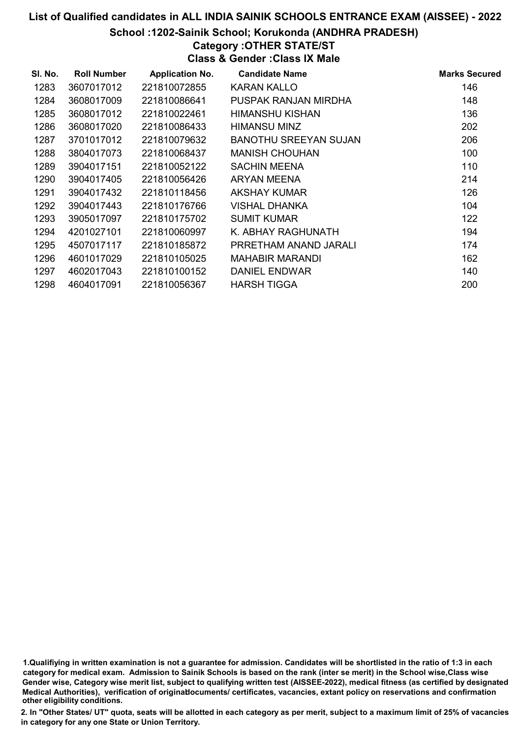# List of Qualified candidates in ALL INDIA SAINIK SCHOOLS ENTRANCE EXAM (AISSEE) - 2022

## School :1202-Sainik School; Korukonda (ANDHRA PRADESH)

### Category :OTHER STATE/ST

### Class & Gender :Class IX Male

| Sl. No. | Roll Number | Application No. | Candidate Name | Marks Secured |
|---|---|---|---|---|
| 1283 | 3607017012 | 221810072855 | KARAN KALLO | 146 |
| 1284 | 3608017009 | 221810086641 | PUSPAK RANJAN MIRDHA | 148 |
| 1285 | 3608017012 | 221810022461 | HIMANSHU KISHAN | 136 |
| 1286 | 3608017020 | 221810086433 | HIMANSU MINZ | 202 |
| 1287 | 3701017012 | 221810079632 | BANOTHU SREEYAN SUJAN | 206 |
| 1288 | 3804017073 | 221810068437 | MANISH CHOUHAN | 100 |
| 1289 | 3904017151 | 221810052122 | SACHIN MEENA | 110 |
| 1290 | 3904017405 | 221810056426 | ARYAN MEENA | 214 |
| 1291 | 3904017432 | 221810118456 | AKSHAY KUMAR | 126 |
| 1292 | 3904017443 | 221810176766 | VISHAL DHANKA | 104 |
| 1293 | 3905017097 | 221810175702 | SUMIT KUMAR | 122 |
| 1294 | 4201027101 | 221810060997 | K. ABHAY RAGHUNATH | 194 |
| 1295 | 4507017117 | 221810185872 | PRRETHAM ANAND JARALI | 174 |
| 1296 | 4601017029 | 221810105025 | MAHABIR MARANDI | 162 |
| 1297 | 4602017043 | 221810100152 | DANIEL ENDWAR | 140 |
| 1298 | 4604017091 | 221810056367 | HARSH TIGGA | 200 |

1.Qualifiying in written examination is not a guarantee for admission. Candidates will be shortlisted in the ratio of 1:3 in each category for medical exam. Admission to Sainik Schools is based on the rank (inter se merit) in the School wise,Class wise Gender wise, Category wise merit list, subject to qualifying written test (AISSEE-2022), medical fitness (as certified by designated Medical Authorities), verification of originaldocuments/ certificates, vacancies, extant policy on reservations and confirmation other eligibility conditions.

2. In "Other States/ UT" quota, seats will be allotted in each category as per merit, subject to a maximum limit of 25% of vacancies in category for any one State or Union Territory.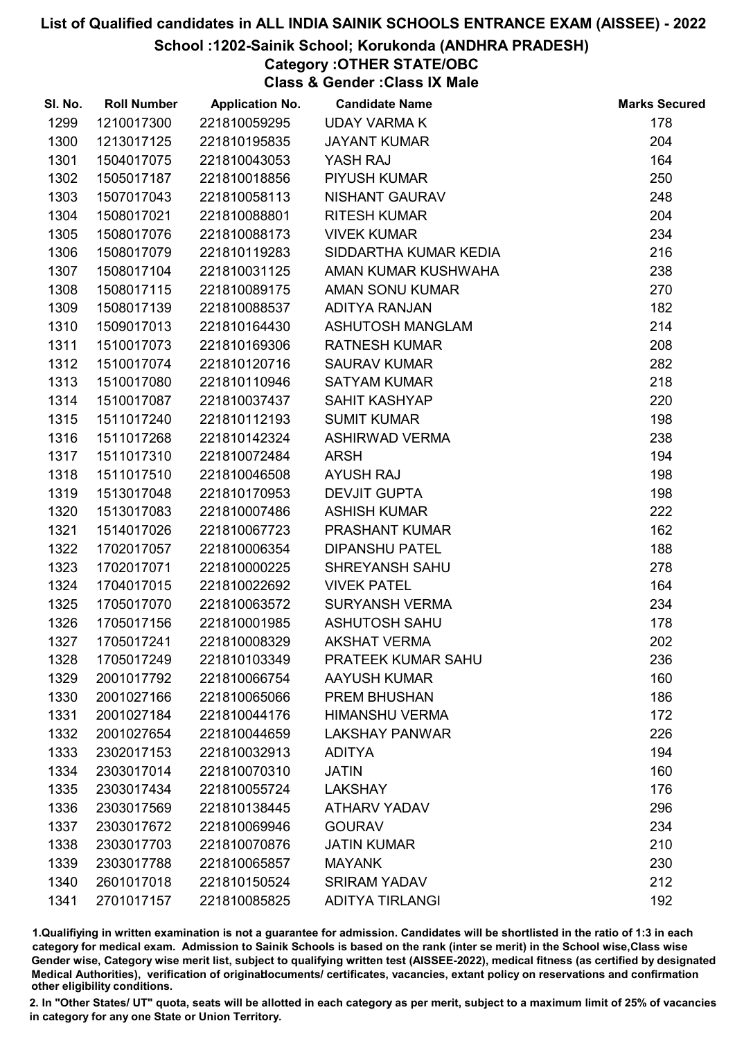# List of Qualified candidates in ALL INDIA SAINIK SCHOOLS ENTRANCE EXAM (AISSEE) - 2022

## School :1202-Sainik School; Korukonda (ANDHRA PRADESH)

### Category :OTHER STATE/OBC

### Class & Gender :Class IX Male

| Sl. No. | Roll Number | Application No. | Candidate Name | Marks Secured |
|---|---|---|---|---|
| 1299 | 1210017300 | 221810059295 | UDAY VARMA K | 178 |
| 1300 | 1213017125 | 221810195835 | JAYANT KUMAR | 204 |
| 1301 | 1504017075 | 221810043053 | YASH RAJ | 164 |
| 1302 | 1505017187 | 221810018856 | PIYUSH KUMAR | 250 |
| 1303 | 1507017043 | 221810058113 | NISHANT GAURAV | 248 |
| 1304 | 1508017021 | 221810088801 | RITESH KUMAR | 204 |
| 1305 | 1508017076 | 221810088173 | VIVEK KUMAR | 234 |
| 1306 | 1508017079 | 221810119283 | SIDDARTHA KUMAR KEDIA | 216 |
| 1307 | 1508017104 | 221810031125 | AMAN KUMAR KUSHWAHA | 238 |
| 1308 | 1508017115 | 221810089175 | AMAN SONU KUMAR | 270 |
| 1309 | 1508017139 | 221810088537 | ADITYA RANJAN | 182 |
| 1310 | 1509017013 | 221810164430 | ASHUTOSH MANGLAM | 214 |
| 1311 | 1510017073 | 221810169306 | RATNESH KUMAR | 208 |
| 1312 | 1510017074 | 221810120716 | SAURAV KUMAR | 282 |
| 1313 | 1510017080 | 221810110946 | SATYAM KUMAR | 218 |
| 1314 | 1510017087 | 221810037437 | SAHIT KASHYAP | 220 |
| 1315 | 1511017240 | 221810112193 | SUMIT KUMAR | 198 |
| 1316 | 1511017268 | 221810142324 | ASHIRWAD VERMA | 238 |
| 1317 | 1511017310 | 221810072484 | ARSH | 194 |
| 1318 | 1511017510 | 221810046508 | AYUSH RAJ | 198 |
| 1319 | 1513017048 | 221810170953 | DEVJIT GUPTA | 198 |
| 1320 | 1513017083 | 221810007486 | ASHISH KUMAR | 222 |
| 1321 | 1514017026 | 221810067723 | PRASHANT KUMAR | 162 |
| 1322 | 1702017057 | 221810006354 | DIPANSHU PATEL | 188 |
| 1323 | 1702017071 | 221810000225 | SHREYANSH SAHU | 278 |
| 1324 | 1704017015 | 221810022692 | VIVEK PATEL | 164 |
| 1325 | 1705017070 | 221810063572 | SURYANSH VERMA | 234 |
| 1326 | 1705017156 | 221810001985 | ASHUTOSH SAHU | 178 |
| 1327 | 1705017241 | 221810008329 | AKSHAT VERMA | 202 |
| 1328 | 1705017249 | 221810103349 | PRATEEK KUMAR SAHU | 236 |
| 1329 | 2001017792 | 221810066754 | AAYUSH KUMAR | 160 |
| 1330 | 2001027166 | 221810065066 | PREM BHUSHAN | 186 |
| 1331 | 2001027184 | 221810044176 | HIMANSHU VERMA | 172 |
| 1332 | 2001027654 | 221810044659 | LAKSHAY PANWAR | 226 |
| 1333 | 2302017153 | 221810032913 | ADITYA | 194 |
| 1334 | 2303017014 | 221810070310 | JATIN | 160 |
| 1335 | 2303017434 | 221810055724 | LAKSHAY | 176 |
| 1336 | 2303017569 | 221810138445 | ATHARV YADAV | 296 |
| 1337 | 2303017672 | 221810069946 | GOURAV | 234 |
| 1338 | 2303017703 | 221810070876 | JATIN KUMAR | 210 |
| 1339 | 2303017788 | 221810065857 | MAYANK | 230 |
| 1340 | 2601017018 | 221810150524 | SRIRAM YADAV | 212 |
| 1341 | 2701017157 | 221810085825 | ADITYA TIRLANGI | 192 |

1.Qualifiying in written examination is not a guarantee for admission. Candidates will be shortlisted in the ratio of 1:3 in each category for medical exam. Admission to Sainik Schools is based on the rank (inter se merit) in the School wise,Class wise Gender wise, Category wise merit list, subject to qualifying written test (AISSEE-2022), medical fitness (as certified by designated Medical Authorities), verification of originaldocuments/ certificates, vacancies, extant policy on reservations and confirmation other eligibility conditions.

2. In "Other States/ UT" quota, seats will be allotted in each category as per merit, subject to a maximum limit of 25% of vacancies in category for any one State or Union Territory.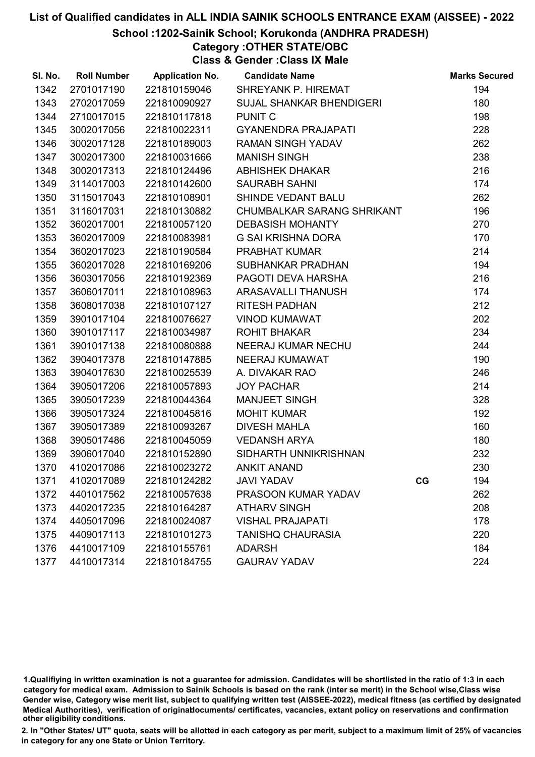# List of Qualified candidates in ALL INDIA SAINIK SCHOOLS ENTRANCE EXAM (AISSEE) - 2022

## School :1202-Sainik School; Korukonda (ANDHRA PRADESH)

### Category :OTHER STATE/OBC

### Class & Gender :Class IX Male

| Sl. No. | Roll Number | Application No. | Candidate Name | | Marks Secured |
|---|---|---|---|---|---|
| 1342 | 2701017190 | 221810159046 | SHREYANK P. HIREMAT | | 194 |
| 1343 | 2702017059 | 221810090927 | SUJAL SHANKAR BHENDIGERI | | 180 |
| 1344 | 2710017015 | 221810117818 | PUNIT C | | 198 |
| 1345 | 3002017056 | 221810022311 | GYANENDRA PRAJAPATI | | 228 |
| 1346 | 3002017128 | 221810189003 | RAMAN SINGH YADAV | | 262 |
| 1347 | 3002017300 | 221810031666 | MANISH SINGH | | 238 |
| 1348 | 3002017313 | 221810124496 | ABHISHEK DHAKAR | | 216 |
| 1349 | 3114017003 | 221810142600 | SAURABH SAHNI | | 174 |
| 1350 | 3115017043 | 221810108901 | SHINDE VEDANT BALU | | 262 |
| 1351 | 3116017031 | 221810130882 | CHUMBALKAR SARANG SHRIKANT | | 196 |
| 1352 | 3602017001 | 221810057120 | DEBASISH MOHANTY | | 270 |
| 1353 | 3602017009 | 221810083981 | G SAI KRISHNA DORA | | 170 |
| 1354 | 3602017023 | 221810190584 | PRABHAT KUMAR | | 214 |
| 1355 | 3602017028 | 221810169206 | SUBHANKAR PRADHAN | | 194 |
| 1356 | 3603017056 | 221810192369 | PAGOTI DEVA HARSHA | | 216 |
| 1357 | 3606017011 | 221810108963 | ARASAVALLI THANUSH | | 174 |
| 1358 | 3608017038 | 221810107127 | RITESH PADHAN | | 212 |
| 1359 | 3901017104 | 221810076627 | VINOD KUMAWAT | | 202 |
| 1360 | 3901017117 | 221810034987 | ROHIT BHAKAR | | 234 |
| 1361 | 3901017138 | 221810080888 | NEERAJ KUMAR NECHU | | 244 |
| 1362 | 3904017378 | 221810147885 | NEERAJ KUMAWAT | | 190 |
| 1363 | 3904017630 | 221810025539 | A. DIVAKAR RAO | | 246 |
| 1364 | 3905017206 | 221810057893 | JOY PACHAR | | 214 |
| 1365 | 3905017239 | 221810044364 | MANJEET SINGH | | 328 |
| 1366 | 3905017324 | 221810045816 | MOHIT KUMAR | | 192 |
| 1367 | 3905017389 | 221810093267 | DIVESH MAHLA | | 160 |
| 1368 | 3905017486 | 221810045059 | VEDANSH ARYA | | 180 |
| 1369 | 3906017040 | 221810152890 | SIDHARTH UNNIKRISHNAN | | 232 |
| 1370 | 4102017086 | 221810023272 | ANKIT ANAND | | 230 |
| 1371 | 4102017089 | 221810124282 | JAVI YADAV | CG | 194 |
| 1372 | 4401017562 | 221810057638 | PRASOON KUMAR YADAV | | 262 |
| 1373 | 4402017235 | 221810164287 | ATHARV SINGH | | 208 |
| 1374 | 4405017096 | 221810024087 | VISHAL PRAJAPATI | | 178 |
| 1375 | 4409017113 | 221810101273 | TANISHQ CHAURASIA | | 220 |
| 1376 | 4410017109 | 221810155761 | ADARSH | | 184 |
| 1377 | 4410017314 | 221810184755 | GAURAV YADAV | | 224 |

1.Qualifiying in written examination is not a guarantee for admission. Candidates will be shortlisted in the ratio of 1:3 in each category for medical exam. Admission to Sainik Schools is based on the rank (inter se merit) in the School wise,Class wise Gender wise, Category wise merit list, subject to qualifying written test (AISSEE-2022), medical fitness (as certified by designated Medical Authorities), verification of originaldocuments/ certificates, vacancies, extant policy on reservations and confirmation other eligibility conditions.

2. In "Other States/ UT" quota, seats will be allotted in each category as per merit, subject to a maximum limit of 25% of vacancies in category for any one State or Union Territory.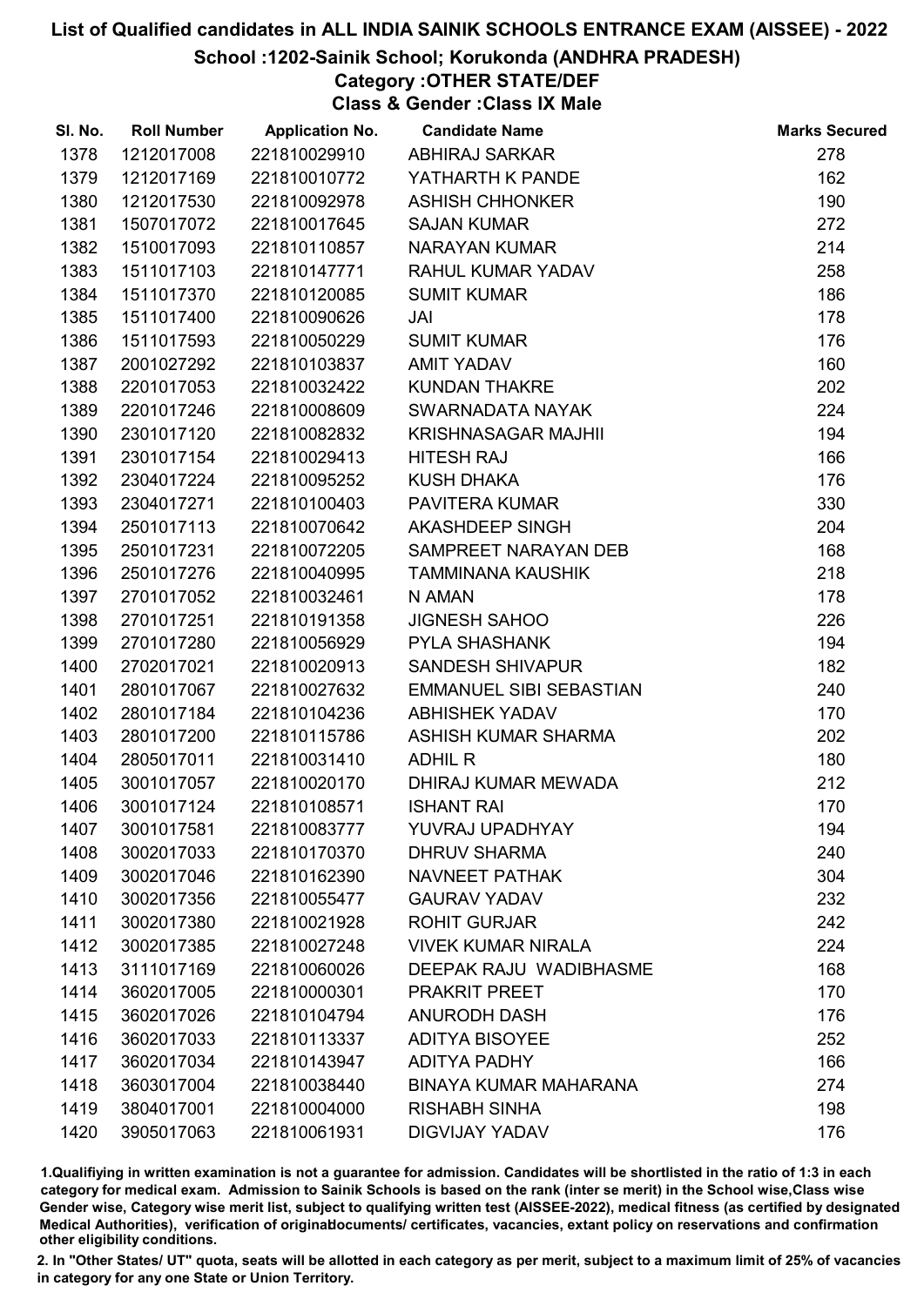# List of Qualified candidates in ALL INDIA SAINIK SCHOOLS ENTRANCE EXAM (AISSEE) - 2022

## School :1202-Sainik School; Korukonda (ANDHRA PRADESH)

### Category :OTHER STATE/DEF

### Class & Gender :Class IX Male

| Sl. No. | Roll Number | Application No. | Candidate Name | Marks Secured |
|---|---|---|---|---|
| 1378 | 1212017008 | 221810029910 | ABHIRAJ SARKAR | 278 |
| 1379 | 1212017169 | 221810010772 | YATHARTH K PANDE | 162 |
| 1380 | 1212017530 | 221810092978 | ASHISH CHHONKER | 190 |
| 1381 | 1507017072 | 221810017645 | SAJAN KUMAR | 272 |
| 1382 | 1510017093 | 221810110857 | NARAYAN KUMAR | 214 |
| 1383 | 1511017103 | 221810147771 | RAHUL KUMAR YADAV | 258 |
| 1384 | 1511017370 | 221810120085 | SUMIT KUMAR | 186 |
| 1385 | 1511017400 | 221810090626 | JAI | 178 |
| 1386 | 1511017593 | 221810050229 | SUMIT KUMAR | 176 |
| 1387 | 2001027292 | 221810103837 | AMIT YADAV | 160 |
| 1388 | 2201017053 | 221810032422 | KUNDAN THAKRE | 202 |
| 1389 | 2201017246 | 221810008609 | SWARNADATA NAYAK | 224 |
| 1390 | 2301017120 | 221810082832 | KRISHNASAGAR MAJHII | 194 |
| 1391 | 2301017154 | 221810029413 | HITESH RAJ | 166 |
| 1392 | 2304017224 | 221810095252 | KUSH DHAKA | 176 |
| 1393 | 2304017271 | 221810100403 | PAVITERA KUMAR | 330 |
| 1394 | 2501017113 | 221810070642 | AKASHDEEP SINGH | 204 |
| 1395 | 2501017231 | 221810072205 | SAMPREET NARAYAN DEB | 168 |
| 1396 | 2501017276 | 221810040995 | TAMMINANA KAUSHIK | 218 |
| 1397 | 2701017052 | 221810032461 | N AMAN | 178 |
| 1398 | 2701017251 | 221810191358 | JIGNESH SAHOO | 226 |
| 1399 | 2701017280 | 221810056929 | PYLA SHASHANK | 194 |
| 1400 | 2702017021 | 221810020913 | SANDESH SHIVAPUR | 182 |
| 1401 | 2801017067 | 221810027632 | EMMANUEL SIBI SEBASTIAN | 240 |
| 1402 | 2801017184 | 221810104236 | ABHISHEK YADAV | 170 |
| 1403 | 2801017200 | 221810115786 | ASHISH KUMAR SHARMA | 202 |
| 1404 | 2805017011 | 221810031410 | ADHIL R | 180 |
| 1405 | 3001017057 | 221810020170 | DHIRAJ KUMAR MEWADA | 212 |
| 1406 | 3001017124 | 221810108571 | ISHANT RAI | 170 |
| 1407 | 3001017581 | 221810083777 | YUVRAJ UPADHYAY | 194 |
| 1408 | 3002017033 | 221810170370 | DHRUV SHARMA | 240 |
| 1409 | 3002017046 | 221810162390 | NAVNEET PATHAK | 304 |
| 1410 | 3002017356 | 221810055477 | GAURAV YADAV | 232 |
| 1411 | 3002017380 | 221810021928 | ROHIT GURJAR | 242 |
| 1412 | 3002017385 | 221810027248 | VIVEK KUMAR NIRALA | 224 |
| 1413 | 3111017169 | 221810060026 | DEEPAK RAJU WADIBHASME | 168 |
| 1414 | 3602017005 | 221810000301 | PRAKRIT PREET | 170 |
| 1415 | 3602017026 | 221810104794 | ANURODH DASH | 176 |
| 1416 | 3602017033 | 221810113337 | ADITYA BISOYEE | 252 |
| 1417 | 3602017034 | 221810143947 | ADITYA PADHY | 166 |
| 1418 | 3603017004 | 221810038440 | BINAYA KUMAR MAHARANA | 274 |
| 1419 | 3804017001 | 221810004000 | RISHABH SINHA | 198 |
| 1420 | 3905017063 | 221810061931 | DIGVIJAY YADAV | 176 |

1.Qualifying in written examination is not a guarantee for admission. Candidates will be shortlisted in the ratio of 1:3 in each category for medical exam. Admission to Sainik Schools is based on the rank (inter se merit) in the School wise,Class wise Gender wise, Category wise merit list, subject to qualifying written test (AISSEE-2022), medical fitness (as certified by designated Medical Authorities), verification of originaldocuments/ certificates, vacancies, extant policy on reservations and confirmation other eligibility conditions.

2. In "Other States/ UT" quota, seats will be allotted in each category as per merit, subject to a maximum limit of 25% of vacancies in category for any one State or Union Territory.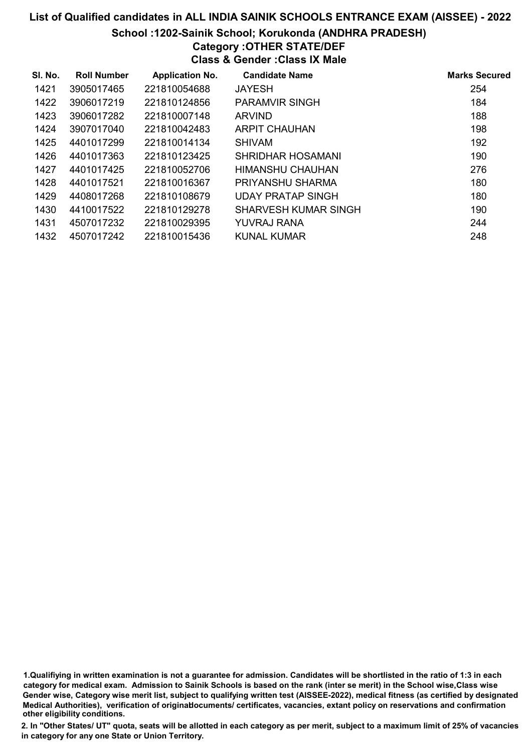# List of Qualified candidates in ALL INDIA SAINIK SCHOOLS ENTRANCE EXAM (AISSEE) - 2022

## School :1202-Sainik School; Korukonda (ANDHRA PRADESH)

### Category :OTHER STATE/DEF

### Class & Gender :Class IX Male

| Sl. No. | Roll Number | Application No. | Candidate Name | Marks Secured |
|---|---|---|---|---|
| 1421 | 3905017465 | 221810054688 | JAYESH | 254 |
| 1422 | 3906017219 | 221810124856 | PARAMVIR SINGH | 184 |
| 1423 | 3906017282 | 221810007148 | ARVIND | 188 |
| 1424 | 3907017040 | 221810042483 | ARPIT CHAUHAN | 198 |
| 1425 | 4401017299 | 221810014134 | SHIVAM | 192 |
| 1426 | 4401017363 | 221810123425 | SHRIDHAR HOSAMANI | 190 |
| 1427 | 4401017425 | 221810052706 | HIMANSHU CHAUHAN | 276 |
| 1428 | 4401017521 | 221810016367 | PRIYANSHU SHARMA | 180 |
| 1429 | 4408017268 | 221810108679 | UDAY PRATAP SINGH | 180 |
| 1430 | 4410017522 | 221810129278 | SHARVESH KUMAR SINGH | 190 |
| 1431 | 4507017232 | 221810029395 | YUVRAJ RANA | 244 |
| 1432 | 4507017242 | 221810015436 | KUNAL KUMAR | 248 |

1.Qualifiying in written examination is not a guarantee for admission. Candidates will be shortlisted in the ratio of 1:3 in each category for medical exam. Admission to Sainik Schools is based on the rank (inter se merit) in the School wise,Class wise Gender wise, Category wise merit list, subject to qualifying written test (AISSEE-2022), medical fitness (as certified by designated Medical Authorities), verification of originaldocuments/ certificates, vacancies, extant policy on reservations and confirmation other eligibility conditions.

2. In "Other States/ UT" quota, seats will be allotted in each category as per merit, subject to a maximum limit of 25% of vacancies in category for any one State or Union Territory.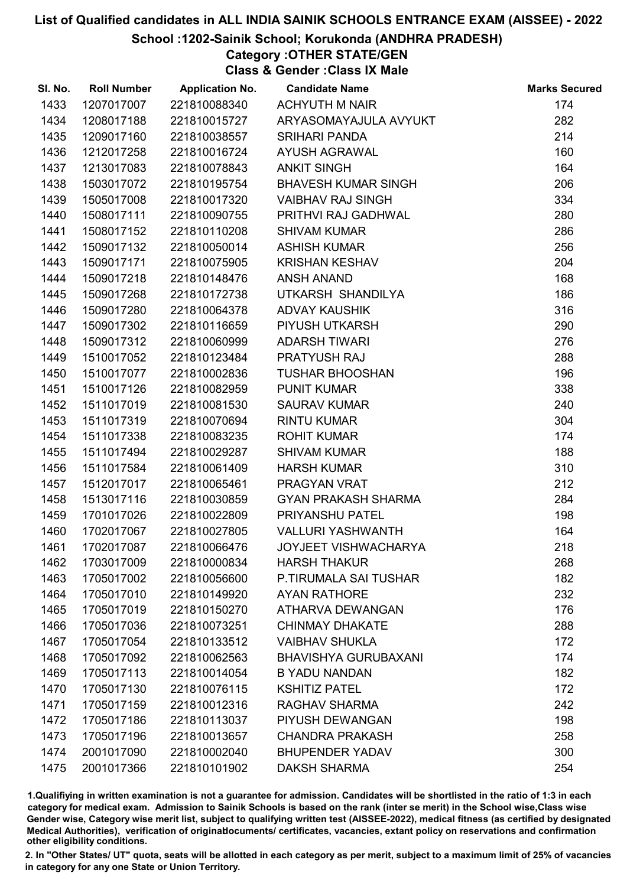# List of Qualified candidates in ALL INDIA SAINIK SCHOOLS ENTRANCE EXAM (AISSEE) - 2022

## School :1202-Sainik School; Korukonda (ANDHRA PRADESH)

### Category :OTHER STATE/GEN

### Class & Gender :Class IX Male

| Sl. No. | Roll Number | Application No. | Candidate Name | Marks Secured |
|---|---|---|---|---|
| 1433 | 1207017007 | 221810088340 | ACHYUTH M NAIR | 174 |
| 1434 | 1208017188 | 221810015727 | ARYASOMAYAJULA AVYUKT | 282 |
| 1435 | 1209017160 | 221810038557 | SRIHARI PANDA | 214 |
| 1436 | 1212017258 | 221810016724 | AYUSH AGRAWAL | 160 |
| 1437 | 1213017083 | 221810078843 | ANKIT SINGH | 164 |
| 1438 | 1503017072 | 221810195754 | BHAVESH KUMAR SINGH | 206 |
| 1439 | 1505017008 | 221810017320 | VAIBHAV RAJ SINGH | 334 |
| 1440 | 1508017111 | 221810090755 | PRITHVI RAJ GADHWAL | 280 |
| 1441 | 1508017152 | 221810110208 | SHIVAM KUMAR | 286 |
| 1442 | 1509017132 | 221810050014 | ASHISH KUMAR | 256 |
| 1443 | 1509017171 | 221810075905 | KRISHAN KESHAV | 204 |
| 1444 | 1509017218 | 221810148476 | ANSH ANAND | 168 |
| 1445 | 1509017268 | 221810172738 | UTKARSH SHANDILYA | 186 |
| 1446 | 1509017280 | 221810064378 | ADVAY KAUSHIK | 316 |
| 1447 | 1509017302 | 221810116659 | PIYUSH UTKARSH | 290 |
| 1448 | 1509017312 | 221810060999 | ADARSH TIWARI | 276 |
| 1449 | 1510017052 | 221810123484 | PRATYUSH RAJ | 288 |
| 1450 | 1510017077 | 221810002836 | TUSHAR BHOOSHAN | 196 |
| 1451 | 1510017126 | 221810082959 | PUNIT KUMAR | 338 |
| 1452 | 1511017019 | 221810081530 | SAURAV KUMAR | 240 |
| 1453 | 1511017319 | 221810070694 | RINTU KUMAR | 304 |
| 1454 | 1511017338 | 221810083235 | ROHIT KUMAR | 174 |
| 1455 | 1511017494 | 221810029287 | SHIVAM KUMAR | 188 |
| 1456 | 1511017584 | 221810061409 | HARSH KUMAR | 310 |
| 1457 | 1512017017 | 221810065461 | PRAGYAN VRAT | 212 |
| 1458 | 1513017116 | 221810030859 | GYAN PRAKASH SHARMA | 284 |
| 1459 | 1701017026 | 221810022809 | PRIYANSHU PATEL | 198 |
| 1460 | 1702017067 | 221810027805 | VALLURI YASHWANTH | 164 |
| 1461 | 1702017087 | 221810066476 | JOYJEET VISHWACHARYA | 218 |
| 1462 | 1703017009 | 221810000834 | HARSH THAKUR | 268 |
| 1463 | 1705017002 | 221810056600 | P.TIRUMALA SAI TUSHAR | 182 |
| 1464 | 1705017010 | 221810149920 | AYAN RATHORE | 232 |
| 1465 | 1705017019 | 221810150270 | ATHARVA DEWANGAN | 176 |
| 1466 | 1705017036 | 221810073251 | CHINMAY DHAKATE | 288 |
| 1467 | 1705017054 | 221810133512 | VAIBHAV SHUKLA | 172 |
| 1468 | 1705017092 | 221810062563 | BHAVISHYA GURUBAXANI | 174 |
| 1469 | 1705017113 | 221810014054 | B YADU NANDAN | 182 |
| 1470 | 1705017130 | 221810076115 | KSHITIZ PATEL | 172 |
| 1471 | 1705017159 | 221810012316 | RAGHAV SHARMA | 242 |
| 1472 | 1705017186 | 221810113037 | PIYUSH DEWANGAN | 198 |
| 1473 | 1705017196 | 221810013657 | CHANDRA PRAKASH | 258 |
| 1474 | 2001017090 | 221810002040 | BHUPENDER YADAV | 300 |
| 1475 | 2001017366 | 221810101902 | DAKSH SHARMA | 254 |

1.Qualifiying in written examination is not a guarantee for admission. Candidates will be shortlisted in the ratio of 1:3 in each category for medical exam. Admission to Sainik Schools is based on the rank (inter se merit) in the School wise,Class wise Gender wise, Category wise merit list, subject to qualifying written test (AISSEE-2022), medical fitness (as certified by designated Medical Authorities), verification of originaldocuments/ certificates, vacancies, extant policy on reservations and confirmation other eligibility conditions.

2. In "Other States/ UT" quota, seats will be allotted in each category as per merit, subject to a maximum limit of 25% of vacancies in category for any one State or Union Territory.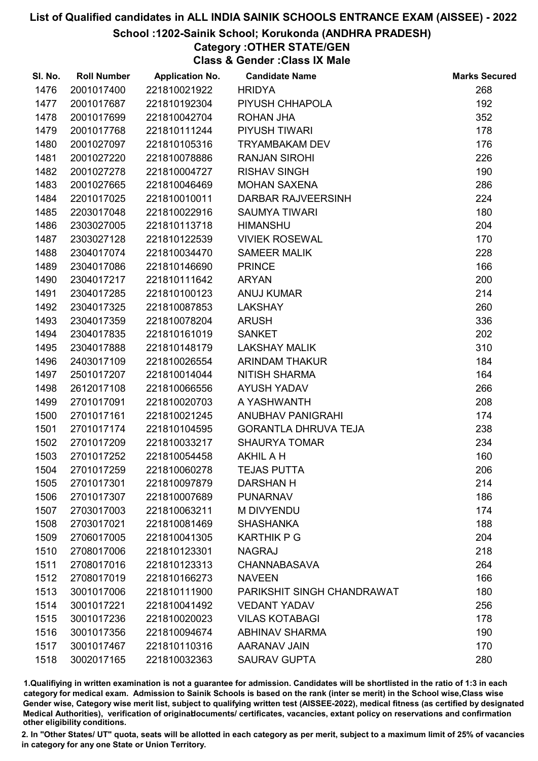# List of Qualified candidates in ALL INDIA SAINIK SCHOOLS ENTRANCE EXAM (AISSEE) - 2022

## School :1202-Sainik School; Korukonda (ANDHRA PRADESH)

### Category :OTHER STATE/GEN

### Class & Gender :Class IX Male

| Sl. No. | Roll Number | Application No. | Candidate Name | Marks Secured |
|---|---|---|---|---|
| 1476 | 2001017400 | 221810021922 | HRIDYA | 268 |
| 1477 | 2001017687 | 221810192304 | PIYUSH CHHAPOLA | 192 |
| 1478 | 2001017699 | 221810042704 | ROHAN JHA | 352 |
| 1479 | 2001017768 | 221810111244 | PIYUSH TIWARI | 178 |
| 1480 | 2001027097 | 221810105316 | TRYAMBAKAM DEV | 176 |
| 1481 | 2001027220 | 221810078886 | RANJAN SIROHI | 226 |
| 1482 | 2001027278 | 221810004727 | RISHAV SINGH | 190 |
| 1483 | 2001027665 | 221810046469 | MOHAN SAXENA | 286 |
| 1484 | 2201017025 | 221810010011 | DARBAR RAJVEERSINH | 224 |
| 1485 | 2203017048 | 221810022916 | SAUMYA TIWARI | 180 |
| 1486 | 2303027005 | 221810113718 | HIMANSHU | 204 |
| 1487 | 2303027128 | 221810122539 | VIVIEK ROSEWAL | 170 |
| 1488 | 2304017074 | 221810034470 | SAMEER MALIK | 228 |
| 1489 | 2304017086 | 221810146690 | PRINCE | 166 |
| 1490 | 2304017217 | 221810111642 | ARYAN | 200 |
| 1491 | 2304017285 | 221810100123 | ANUJ KUMAR | 214 |
| 1492 | 2304017325 | 221810087853 | LAKSHAY | 260 |
| 1493 | 2304017359 | 221810078204 | ARUSH | 336 |
| 1494 | 2304017835 | 221810161019 | SANKET | 202 |
| 1495 | 2304017888 | 221810148179 | LAKSHAY MALIK | 310 |
| 1496 | 2403017109 | 221810026554 | ARINDAM THAKUR | 184 |
| 1497 | 2501017207 | 221810014044 | NITISH SHARMA | 164 |
| 1498 | 2612017108 | 221810066556 | AYUSH YADAV | 266 |
| 1499 | 2701017091 | 221810020703 | A YASHWANTH | 208 |
| 1500 | 2701017161 | 221810021245 | ANUBHAV PANIGRAHI | 174 |
| 1501 | 2701017174 | 221810104595 | GORANTLA DHRUVA TEJA | 238 |
| 1502 | 2701017209 | 221810033217 | SHAURYA TOMAR | 234 |
| 1503 | 2701017252 | 221810054458 | AKHIL A H | 160 |
| 1504 | 2701017259 | 221810060278 | TEJAS PUTTA | 206 |
| 1505 | 2701017301 | 221810097879 | DARSHAN H | 214 |
| 1506 | 2701017307 | 221810007689 | PUNARNAV | 186 |
| 1507 | 2703017003 | 221810063211 | M DIVYENDU | 174 |
| 1508 | 2703017021 | 221810081469 | SHASHANKA | 188 |
| 1509 | 2706017005 | 221810041305 | KARTHIK P G | 204 |
| 1510 | 2708017006 | 221810123301 | NAGRAJ | 218 |
| 1511 | 2708017016 | 221810123313 | CHANNABASAVA | 264 |
| 1512 | 2708017019 | 221810166273 | NAVEEN | 166 |
| 1513 | 3001017006 | 221810111900 | PARIKSHIT SINGH CHANDRAWAT | 180 |
| 1514 | 3001017221 | 221810041492 | VEDANT YADAV | 256 |
| 1515 | 3001017236 | 221810020023 | VILAS KOTABAGI | 178 |
| 1516 | 3001017356 | 221810094674 | ABHINAV SHARMA | 190 |
| 1517 | 3001017467 | 221810110316 | AARANAV JAIN | 170 |
| 1518 | 3002017165 | 221810032363 | SAURAV GUPTA | 280 |

1.Qualifiying in written examination is not a guarantee for admission. Candidates will be shortlisted in the ratio of 1:3 in each category for medical exam. Admission to Sainik Schools is based on the rank (inter se merit) in the School wise,Class wise Gender wise, Category wise merit list, subject to qualifying written test (AISSEE-2022), medical fitness (as certified by designated Medical Authorities), verification of originaldocuments/ certificates, vacancies, extant policy on reservations and confirmation other eligibility conditions.

2. In "Other States/ UT" quota, seats will be allotted in each category as per merit, subject to a maximum limit of 25% of vacancies in category for any one State or Union Territory.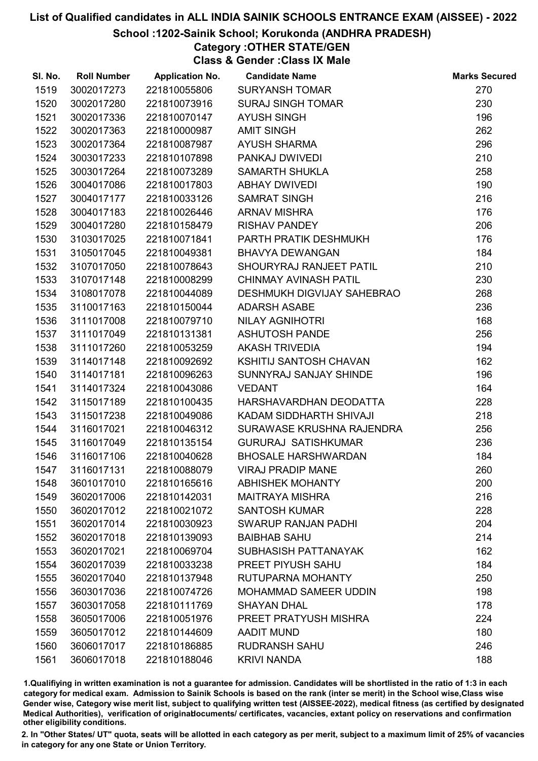# List of Qualified candidates in ALL INDIA SAINIK SCHOOLS ENTRANCE EXAM (AISSEE) - 2022

## School :1202-Sainik School; Korukonda (ANDHRA PRADESH)

### Category :OTHER STATE/GEN

### Class & Gender :Class IX Male

| Sl. No. | Roll Number | Application No. | Candidate Name | Marks Secured |
|---|---|---|---|---|
| 1519 | 3002017273 | 221810055806 | SURYANSH TOMAR | 270 |
| 1520 | 3002017280 | 221810073916 | SURAJ SINGH TOMAR | 230 |
| 1521 | 3002017336 | 221810070147 | AYUSH SINGH | 196 |
| 1522 | 3002017363 | 221810000987 | AMIT SINGH | 262 |
| 1523 | 3002017364 | 221810087987 | AYUSH SHARMA | 296 |
| 1524 | 3003017233 | 221810107898 | PANKAJ DWIVEDI | 210 |
| 1525 | 3003017264 | 221810073289 | SAMARTH SHUKLA | 258 |
| 1526 | 3004017086 | 221810017803 | ABHAY DWIVEDI | 190 |
| 1527 | 3004017177 | 221810033126 | SAMRAT SINGH | 216 |
| 1528 | 3004017183 | 221810026446 | ARNAV MISHRA | 176 |
| 1529 | 3004017280 | 221810158479 | RISHAV PANDEY | 206 |
| 1530 | 3103017025 | 221810071841 | PARTH PRATIK DESHMUKH | 176 |
| 1531 | 3105017045 | 221810049381 | BHAVYA DEWANGAN | 184 |
| 1532 | 3107017050 | 221810078643 | SHOURYRAJ RANJEET PATIL | 210 |
| 1533 | 3107017148 | 221810008299 | CHINMAY AVINASH PATIL | 230 |
| 1534 | 3108017078 | 221810044089 | DESHMUKH DIGVIJAY SAHEBRAO | 268 |
| 1535 | 3110017163 | 221810150044 | ADARSH ASABE | 236 |
| 1536 | 3111017008 | 221810079710 | NILAY AGNIHOTRI | 168 |
| 1537 | 3111017049 | 221810131381 | ASHUTOSH PANDE | 256 |
| 1538 | 3111017260 | 221810053259 | AKASH TRIVEDIA | 194 |
| 1539 | 3114017148 | 221810092692 | KSHITIJ SANTOSH CHAVAN | 162 |
| 1540 | 3114017181 | 221810096263 | SUNNYRAJ SANJAY SHINDE | 196 |
| 1541 | 3114017324 | 221810043086 | VEDANT | 164 |
| 1542 | 3115017189 | 221810100435 | HARSHAVARDHAN DEODATTA | 228 |
| 1543 | 3115017238 | 221810049086 | KADAM SIDDHARTH SHIVAJI | 218 |
| 1544 | 3116017021 | 221810046312 | SURAWASE KRUSHNA RAJENDRA | 256 |
| 1545 | 3116017049 | 221810135154 | GURURAJ SATISHKUMAR | 236 |
| 1546 | 3116017106 | 221810040628 | BHOSALE HARSHWARDAN | 184 |
| 1547 | 3116017131 | 221810088079 | VIRAJ PRADIP MANE | 260 |
| 1548 | 3601017010 | 221810165616 | ABHISHEK MOHANTY | 200 |
| 1549 | 3602017006 | 221810142031 | MAITRAYA MISHRA | 216 |
| 1550 | 3602017012 | 221810021072 | SANTOSH KUMAR | 228 |
| 1551 | 3602017014 | 221810030923 | SWARUP RANJAN PADHI | 204 |
| 1552 | 3602017018 | 221810139093 | BAIBHAB SAHU | 214 |
| 1553 | 3602017021 | 221810069704 | SUBHASISH PATTANAYAK | 162 |
| 1554 | 3602017039 | 221810033238 | PREET PIYUSH SAHU | 184 |
| 1555 | 3602017040 | 221810137948 | RUTUPARNA MOHANTY | 250 |
| 1556 | 3603017036 | 221810074726 | MOHAMMAD SAMEER UDDIN | 198 |
| 1557 | 3603017058 | 221810111769 | SHAYAN DHAL | 178 |
| 1558 | 3605017006 | 221810051976 | PREET PRATYUSH MISHRA | 224 |
| 1559 | 3605017012 | 221810144609 | AADIT MUND | 180 |
| 1560 | 3606017017 | 221810186885 | RUDRANSH SAHU | 246 |
| 1561 | 3606017018 | 221810188046 | KRIVI NANDA | 188 |

1.Qualifying in written examination is not a guarantee for admission. Candidates will be shortlisted in the ratio of 1:3 in each category for medical exam. Admission to Sainik Schools is based on the rank (inter se merit) in the School wise,Class wise Gender wise, Category wise merit list, subject to qualifying written test (AISSEE-2022), medical fitness (as certified by designated Medical Authorities), verification of originaldocuments/ certificates, vacancies, extant policy on reservations and confirmation other eligibility conditions.

2. In "Other States/ UT" quota, seats will be allotted in each category as per merit, subject to a maximum limit of 25% of vacancies in category for any one State or Union Territory.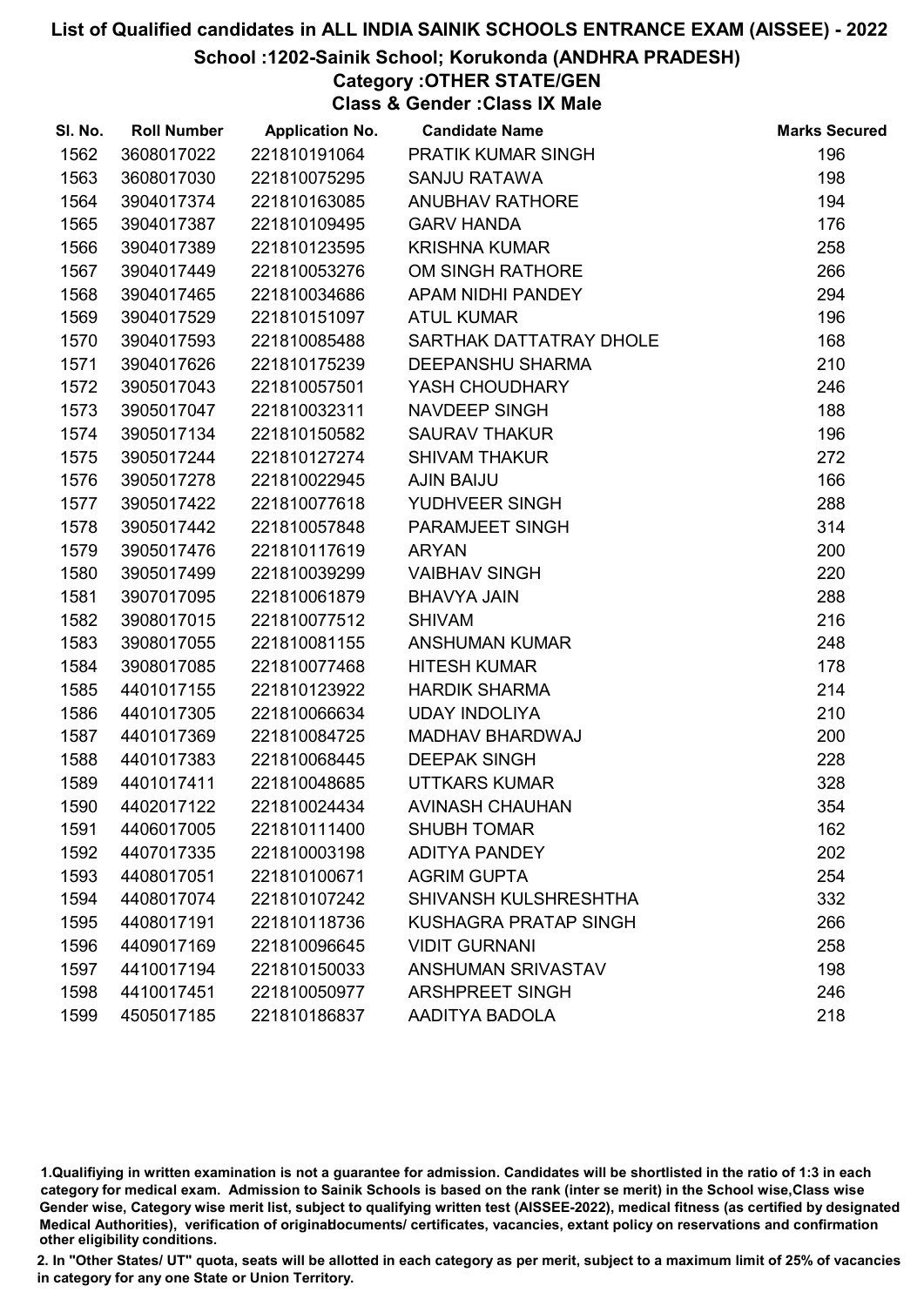# List of Qualified candidates in ALL INDIA SAINIK SCHOOLS ENTRANCE EXAM (AISSEE) - 2022

## School :1202-Sainik School; Korukonda (ANDHRA PRADESH)

### Category :OTHER STATE/GEN

### Class & Gender :Class IX Male

| Sl. No. | Roll Number | Application No. | Candidate Name | Marks Secured |
|---|---|---|---|---|
| 1562 | 3608017022 | 221810191064 | PRATIK KUMAR SINGH | 196 |
| 1563 | 3608017030 | 221810075295 | SANJU RATAWA | 198 |
| 1564 | 3904017374 | 221810163085 | ANUBHAV RATHORE | 194 |
| 1565 | 3904017387 | 221810109495 | GARV HANDA | 176 |
| 1566 | 3904017389 | 221810123595 | KRISHNA KUMAR | 258 |
| 1567 | 3904017449 | 221810053276 | OM SINGH RATHORE | 266 |
| 1568 | 3904017465 | 221810034686 | APAM NIDHI PANDEY | 294 |
| 1569 | 3904017529 | 221810151097 | ATUL KUMAR | 196 |
| 1570 | 3904017593 | 221810085488 | SARTHAK DATTATRAY DHOLE | 168 |
| 1571 | 3904017626 | 221810175239 | DEEPANSHU SHARMA | 210 |
| 1572 | 3905017043 | 221810057501 | YASH CHOUDHARY | 246 |
| 1573 | 3905017047 | 221810032311 | NAVDEEP SINGH | 188 |
| 1574 | 3905017134 | 221810150582 | SAURAV THAKUR | 196 |
| 1575 | 3905017244 | 221810127274 | SHIVAM THAKUR | 272 |
| 1576 | 3905017278 | 221810022945 | AJIN BAIJU | 166 |
| 1577 | 3905017422 | 221810077618 | YUDHVEER SINGH | 288 |
| 1578 | 3905017442 | 221810057848 | PARAMJEET SINGH | 314 |
| 1579 | 3905017476 | 221810117619 | ARYAN | 200 |
| 1580 | 3905017499 | 221810039299 | VAIBHAV SINGH | 220 |
| 1581 | 3907017095 | 221810061879 | BHAVYA JAIN | 288 |
| 1582 | 3908017015 | 221810077512 | SHIVAM | 216 |
| 1583 | 3908017055 | 221810081155 | ANSHUMAN KUMAR | 248 |
| 1584 | 3908017085 | 221810077468 | HITESH KUMAR | 178 |
| 1585 | 4401017155 | 221810123922 | HARDIK SHARMA | 214 |
| 1586 | 4401017305 | 221810066634 | UDAY INDOLIYA | 210 |
| 1587 | 4401017369 | 221810084725 | MADHAV BHARDWAJ | 200 |
| 1588 | 4401017383 | 221810068445 | DEEPAK SINGH | 228 |
| 1589 | 4401017411 | 221810048685 | UTTKARS KUMAR | 328 |
| 1590 | 4402017122 | 221810024434 | AVINASH CHAUHAN | 354 |
| 1591 | 4406017005 | 221810111400 | SHUBH TOMAR | 162 |
| 1592 | 4407017335 | 221810003198 | ADITYA PANDEY | 202 |
| 1593 | 4408017051 | 221810100671 | AGRIM GUPTA | 254 |
| 1594 | 4408017074 | 221810107242 | SHIVANSH KULSHRESHTHA | 332 |
| 1595 | 4408017191 | 221810118736 | KUSHAGRA PRATAP SINGH | 266 |
| 1596 | 4409017169 | 221810096645 | VIDIT GURNANI | 258 |
| 1597 | 4410017194 | 221810150033 | ANSHUMAN SRIVASTAV | 198 |
| 1598 | 4410017451 | 221810050977 | ARSHPREET SINGH | 246 |
| 1599 | 4505017185 | 221810186837 | AADITYA BADOLA | 218 |

1.Qualifiying in written examination is not a guarantee for admission. Candidates will be shortlisted in the ratio of 1:3 in each category for medical exam. Admission to Sainik Schools is based on the rank (inter se merit) in the School wise,Class wise Gender wise, Category wise merit list, subject to qualifying written test (AISSEE-2022), medical fitness (as certified by designated Medical Authorities), verification of originaldocuments/ certificates, vacancies, extant policy on reservations and confirmation other eligibility conditions.

2. In "Other States/ UT" quota, seats will be allotted in each category as per merit, subject to a maximum limit of 25% of vacancies in category for any one State or Union Territory.